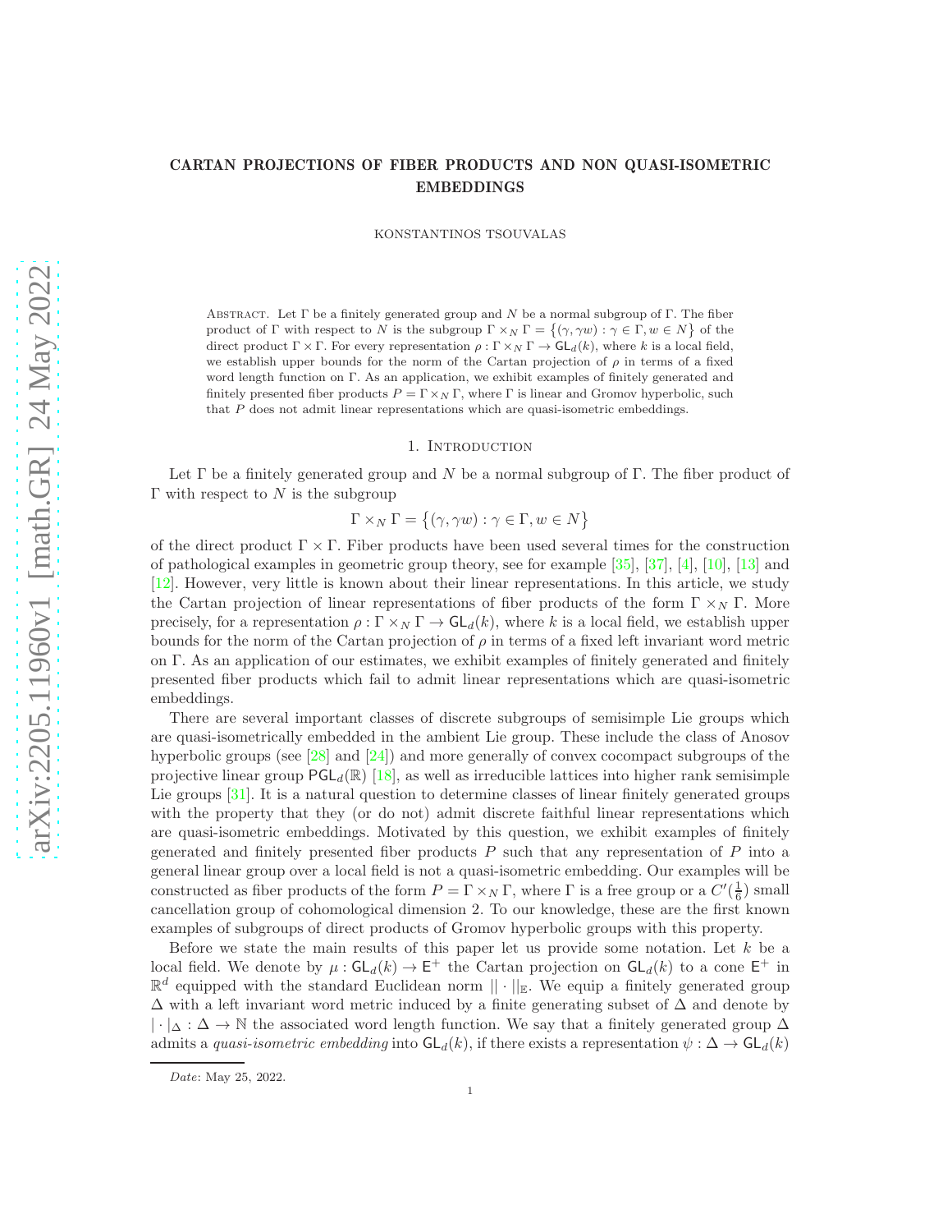# CARTAN PROJECTIONS OF FIBER PRODUCTS AND NON QUASI-ISOMETRIC EMBEDDINGS

KONSTANTINOS TSOUVALAS

Abstract. Let $\Gamma$ be a finitely generated group and $N$ be a normal subgroup of $\Gamma$. The fiber product of $\Gamma$ with respect to $N$ is the subgroup $\Gamma \times_N \Gamma = \{(\gamma, \gamma w) : \gamma \in \Gamma, w \in N\}$ of the direct product $\Gamma \times \Gamma$. For every representation $\rho : \Gamma \times_N \Gamma \to \mathsf{GL}_d(k)$, where $k$ is a local field, we establish upper bounds for the norm of the Cartan projection of $\rho$ in terms of a fixed word length function on $\Gamma$. As an application, we exhibit examples of finitely generated and finitely presented fiber products $P = \Gamma \times_N \Gamma$, where $\Gamma$ is linear and Gromov hyperbolic, such that $P$ does not admit linear representations which are quasi-isometric embeddings.

## 1. Introduction

Let $\Gamma$ be a finitely generated group and $N$ be a normal subgroup of $\Gamma$. The fiber product of $\Gamma$ with respect to $N$ is the subgroup

$$\Gamma \times_N \Gamma = \{(\gamma, \gamma w) : \gamma \in \Gamma, w \in N\}$$

of the direct product $\Gamma \times \Gamma$. Fiber products have been used several times for the construction of pathological examples in geometric group theory, see for example [35], [37], [4], [10], [13] and [12]. However, very little is known about their linear representations. In this article, we study the Cartan projection of linear representations of fiber products of the form $\Gamma \times_N \Gamma$. More precisely, for a representation $\rho : \Gamma \times_N \Gamma \to \mathsf{GL}_d(k)$, where $k$ is a local field, we establish upper bounds for the norm of the Cartan projection of $\rho$ in terms of a fixed left invariant word metric on $\Gamma$. As an application of our estimates, we exhibit examples of finitely generated and finitely presented fiber products which fail to admit linear representations which are quasi-isometric embeddings.

There are several important classes of discrete subgroups of semisimple Lie groups which are quasi-isometrically embedded in the ambient Lie group. These include the class of Anosov hyperbolic groups (see [28] and [24]) and more generally of convex cocompact subgroups of the projective linear group $\mathsf{PGL}_d(\mathbb{R})$ [18], as well as irreducible lattices into higher rank semisimple Lie groups [31]. It is a natural question to determine classes of linear finitely generated groups with the property that they (or do not) admit discrete faithful linear representations which are quasi-isometric embeddings. Motivated by this question, we exhibit examples of finitely generated and finitely presented fiber products $P$ such that any representation of $P$ into a general linear group over a local field is not a quasi-isometric embedding. Our examples will be constructed as fiber products of the form $P = \Gamma \times_N \Gamma$, where $\Gamma$ is a free group or a $C'(\frac{1}{6})$ small cancellation group of cohomological dimension 2. To our knowledge, these are the first known examples of subgroups of direct products of Gromov hyperbolic groups with this property.

Before we state the main results of this paper let us provide some notation. Let $k$ be a local field. We denote by $\mu : \mathsf{GL}_d(k) \to \mathsf{E}^+$ the Cartan projection on $\mathsf{GL}_d(k)$ to a cone $\mathsf{E}^+$ in $\mathbb{R}^d$ equipped with the standard Euclidean norm $||\cdot||_{\mathbb{E}}$. We equip a finitely generated group $\Delta$ with a left invariant word metric induced by a finite generating subset of $\Delta$ and denote by $|\cdot|_\Delta : \Delta \to \mathbb{N}$ the associated word length function. We say that a finitely generated group $\Delta$ admits a *quasi-isometric embedding* into $\mathsf{GL}_d(k)$, if there exists a representation $\psi : \Delta \to \mathsf{GL}_d(k)$

Date: May 25, 2022.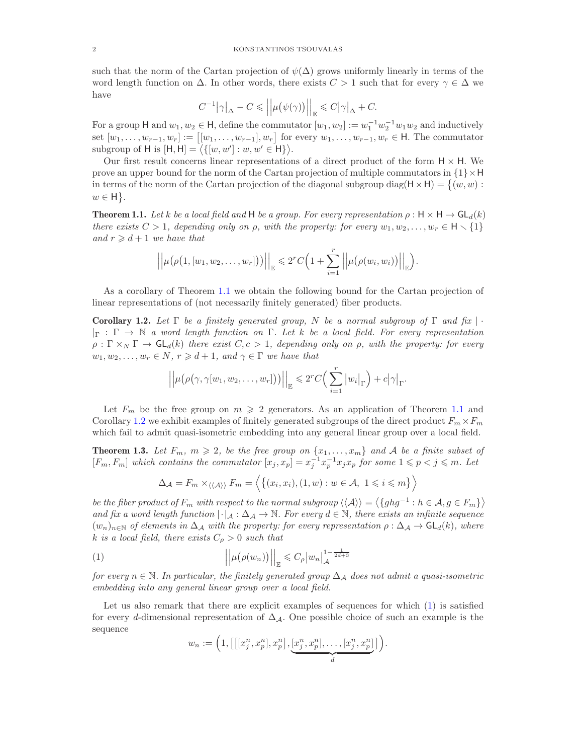such that the norm of the Cartan projection of $\psi(\Delta)$ grows uniformly linearly in terms of the word length function on $\Delta$. In other words, there exists $C > 1$ such that for every $\gamma \in \Delta$ we have

$$C^{-1}\big|\gamma\big|_{\Delta} - C \leqslant \Big|\Big|\mu\big(\psi(\gamma)\big)\Big|\Big|_{\mathbb{E}} \leqslant C\big|\gamma\big|_{\Delta} + C.$$

For a group $\mathsf{H}$ and $w_1, w_2 \in \mathsf{H}$, define the commutator $[w_1, w_2] := w_1^{-1}w_2^{-1}w_1w_2$ and inductively set $[w_1, \ldots, w_{r-1}, w_r] := \big[[w_1, \ldots, w_{r-1}], w_r\big]$ for every $w_1, \ldots, w_{r-1}, w_r \in \mathsf{H}$. The commutator subgroup of $\mathsf{H}$ is $[\mathsf{H}, \mathsf{H}] = \big\langle \{[w, w'] : w, w' \in \mathsf{H}\}\big\rangle$.

Our first result concerns linear representations of a direct product of the form $\mathsf{H} \times \mathsf{H}$. We prove an upper bound for the norm of the Cartan projection of multiple commutators in $\{1\} \times \mathsf{H}$ in terms of the norm of the Cartan projection of the diagonal subgroup $\mathrm{diag}(\mathsf{H} \times \mathsf{H}) = \big\{(w, w) : w \in \mathsf{H}\big\}$.

**Theorem 1.1.** *Let $k$ be a local field and $\mathsf{H}$ be a group. For every representation $\rho : \mathsf{H} \times \mathsf{H} \to \mathsf{GL}_d(k)$ there exists $C > 1$, depending only on $\rho$, with the property: for every $w_1, w_2, \ldots, w_r \in \mathsf{H} \smallsetminus \{1\}$ and $r \geqslant d + 1$ we have that*

$$\Big|\Big|\mu\big(\rho\big(1, [w_1, w_2, \ldots, w_r]\big)\big)\Big|\Big|_{\mathbb{E}} \leqslant 2^r C\Big(1 + \sum_{i=1}^{r} \Big|\Big|\mu\big(\rho(w_i, w_i)\big)\Big|\Big|_{\mathbb{E}}\Big).$$

As a corollary of Theorem 1.1 we obtain the following bound for the Cartan projection of linear representations of (not necessarily finitely generated) fiber products.

**Corollary 1.2.** *Let $\Gamma$ be a finitely generated group, $N$ be a normal subgroup of $\Gamma$ and fix $|\cdot|_{\Gamma} : \Gamma \to \mathbb{N}$ a word length function on $\Gamma$. Let $k$ be a local field. For every representation $\rho : \Gamma \times_N \Gamma \to \mathsf{GL}_d(k)$ there exist $C, c > 1$, depending only on $\rho$, with the property: for every $w_1, w_2, \ldots, w_r \in N$, $r \geqslant d + 1$, and $\gamma \in \Gamma$ we have that*

$$\Big|\Big|\mu\big(\rho\big(\gamma, \gamma[w_1, w_2, \ldots, w_r]\big)\big)\Big|\Big|_{\mathbb{E}} \leqslant 2^r C\Big(\sum_{i=1}^{r} \big|w_i\big|_{\Gamma}\Big) + c\big|\gamma\big|_{\Gamma}.$$

Let $F_m$ be the free group on $m \geqslant 2$ generators. As an application of Theorem 1.1 and Corollary 1.2 we exhibit examples of finitely generated subgroups of the direct product $F_m \times F_m$ which fail to admit quasi-isometric embedding into any general linear group over a local field.

**Theorem 1.3.** *Let $F_m$, $m \geqslant 2$, be the free group on $\{x_1, \ldots, x_m\}$ and $\mathcal{A}$ be a finite subset of $[F_m, F_m]$ which contains the commutator $[x_j, x_p] = x_j^{-1}x_p^{-1}x_jx_p$ for some $1 \leqslant p < j \leqslant m$. Let*

$$\Delta_{\mathcal{A}} = F_m \times_{\langle\langle \mathcal{A} \rangle\rangle} F_m = \Big\langle \big\{(x_i, x_i), (1, w) : w \in \mathcal{A},\ 1 \leqslant i \leqslant m\big\} \Big\rangle$$

*be the fiber product of $F_m$ with respect to the normal subgroup $\langle\langle \mathcal{A} \rangle\rangle = \big\langle \{ghg^{-1} : h \in \mathcal{A}, g \in F_m\}\big\rangle$ and fix a word length function $|\cdot|_{\mathcal{A}} : \Delta_{\mathcal{A}} \to \mathbb{N}$. For every $d \in \mathbb{N}$, there exists an infinite sequence $(w_n)_{n \in \mathbb{N}}$ of elements in $\Delta_{\mathcal{A}}$ with the property: for every representation $\rho : \Delta_{\mathcal{A}} \to \mathsf{GL}_d(k)$, where $k$ is a local field, there exists $C_\rho > 0$ such that*

$$\Big|\Big|\mu\big(\rho(w_n)\big)\Big|\Big|_{\mathbb{E}} \leqslant C_\rho \big|w_n\big|_{\mathcal{A}}^{1 - \frac{1}{2d+3}} \tag{1}$$

*for every $n \in \mathbb{N}$. In particular, the finitely generated group $\Delta_{\mathcal{A}}$ does not admit a quasi-isometric embedding into any general linear group over a local field.*

Let us also remark that there are explicit examples of sequences for which (1) is satisfied for every $d$-dimensional representation of $\Delta_{\mathcal{A}}$. One possible choice of such an example is the sequence

$$w_n := \Big(1, \big[\big[[x_j^n, x_p^n], x_p^n\big], \underbrace{[x_j^n, x_p^n], \ldots, [x_j^n, x_p^n]}_{d}\big]\Big).$$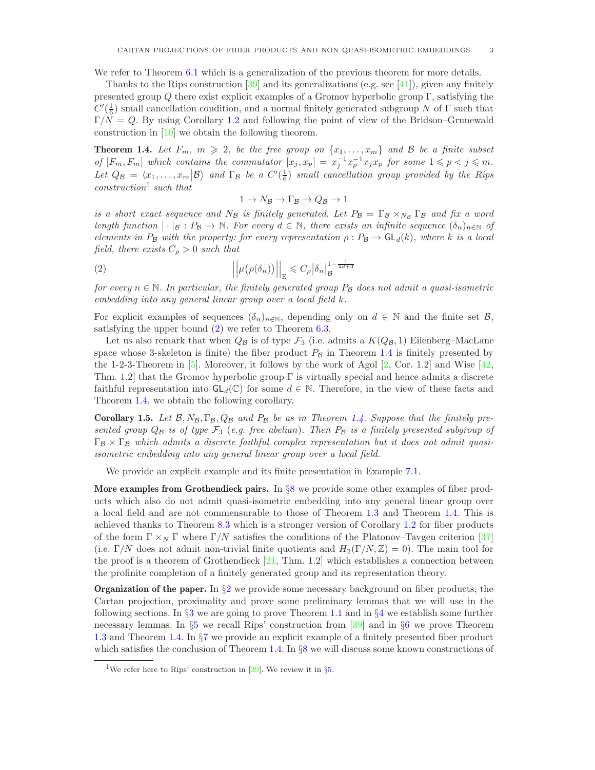We refer to Theorem 6.1 which is a generalization of the previous theorem for more details.

Thanks to the Rips construction [39] and its generalizations (e.g. see [41]), given any finitely presented group $Q$ there exist explicit examples of a Gromov hyperbolic group $\Gamma$, satisfying the $C'(\frac{1}{6})$ small cancellation condition, and a normal finitely generated subgroup $N$ of $\Gamma$ such that $\Gamma/N = Q$. By using Corollary 1.2 and following the point of view of the Bridson–Grunewald construction in [10] we obtain the following theorem.

**Theorem 1.4.** *Let $F_m$, $m \geqslant 2$, be the free group on $\{x_1, \ldots, x_m\}$ and $\mathcal{B}$ be a finite subset of $[F_m, F_m]$ which contains the commutator $[x_j, x_p] = x_j^{-1}x_p^{-1}x_jx_p$ for some $1 \leqslant p < j \leqslant m$. Let $Q_{\mathcal{B}} = \langle x_1, \ldots, x_m \big| \mathcal{B} \rangle$ and $\Gamma_{\mathcal{B}}$ be a $C'(\frac{1}{6})$ small cancellation group provided by the Rips construction*[1] *such that*

$$1 \to N_{\mathcal{B}} \to \Gamma_{\mathcal{B}} \to Q_{\mathcal{B}} \to 1$$

*is a short exact sequence and $N_{\mathcal{B}}$ is finitely generated. Let $P_{\mathcal{B}} = \Gamma_{\mathcal{B}} \times_{N_{\mathcal{B}}} \Gamma_{\mathcal{B}}$ and fix a word length function $|\cdot|_{\mathcal{B}} : P_{\mathcal{B}} \to \mathbb{N}$. For every $d \in \mathbb{N}$, there exists an infinite sequence $(\delta_n)_{n\in\mathbb{N}}$ of elements in $P_{\mathcal{B}}$ with the property: for every representation $\rho : P_{\mathcal{B}} \to \mathsf{GL}_d(k)$, where $k$ is a local field, there exists $C_\rho > 0$ such that*

$$\Big|\Big|\mu\big(\rho(\delta_n)\big)\Big|\Big|_{\mathbb{E}} \leqslant C_\rho \big|\delta_n\big|_{\mathcal{B}}^{1-\frac{1}{2d+3}} \tag{2}$$

*for every $n \in \mathbb{N}$. In particular, the finitely generated group $P_{\mathcal{B}}$ does not admit a quasi-isometric embedding into any general linear group over a local field $k$.*

For explicit examples of sequences $(\delta_n)_{n\in\mathbb{N}}$, depending only on $d \in \mathbb{N}$ and the finite set $\mathcal{B}$, satisfying the upper bound (2) we refer to Theorem 6.3.

Let us also remark that when $Q_{\mathcal{B}}$ is of type $\mathcal{F}_3$ (i.e. admits a $K(Q_{\mathcal{B}}, 1)$ Eilenberg–MacLane space whose 3-skeleton is finite) the fiber product $P_{\mathcal{B}}$ in Theorem 1.4 is finitely presented by the 1-2-3-Theorem in [5]. Moreover, it follows by the work of Agol [2, Cor. 1.2] and Wise [42, Thm. 1.2] that the Gromov hyperbolic group $\Gamma$ is virtually special and hence admits a discrete faithful representation into $\mathsf{GL}_d(\mathbb{C})$ for some $d \in \mathbb{N}$. Therefore, in the view of these facts and Theorem 1.4, we obtain the following corollary.

**Corollary 1.5.** *Let $\mathcal{B}, N_{\mathcal{B}}, \Gamma_{\mathcal{B}}, Q_{\mathcal{B}}$ and $P_{\mathcal{B}}$ be as in Theorem 1.4. Suppose that the finitely presented group $Q_{\mathcal{B}}$ is of type $\mathcal{F}_3$ (e.g. free abelian). Then $P_{\mathcal{B}}$ is a finitely presented subgroup of $\Gamma_{\mathcal{B}} \times \Gamma_{\mathcal{B}}$ which admits a discrete faithful complex representation but it does not admit quasi-isometric embedding into any general linear group over a local field.*

We provide an explicit example and its finite presentation in Example 7.1.

**More examples from Grothendieck pairs.** In §8 we provide some other examples of fiber products which also do not admit quasi-isometric embedding into any general linear group over a local field and are not commensurable to those of Theorem 1.3 and Theorem 1.4. This is achieved thanks to Theorem 8.3 which is a stronger version of Corollary 1.2 for fiber products of the form $\Gamma \times_N \Gamma$ where $\Gamma/N$ satisfies the conditions of the Platonov–Tavgen criterion [37] (i.e. $\Gamma/N$ does not admit non-trivial finite quotients and $H_2(\Gamma/N, \mathbb{Z}) = 0$). The main tool for the proof is a theorem of Grothendieck [21, Thm. 1.2] which establishes a connection between the profinite completion of a finitely generated group and its representation theory.

**Organization of the paper.** In §2 we provide some necessary background on fiber products, the Cartan projection, proximality and prove some preliminary lemmas that we will use in the following sections. In §3 we are going to prove Theorem 1.1 and in §4 we establish some further necessary lemmas. In §5 we recall Rips' construction from [39] and in §6 we prove Theorem 1.3 and Theorem 1.4. In §7 we provide an explicit example of a finitely presented fiber product which satisfies the conclusion of Theorem 1.4. In §8 we will discuss some known constructions of

[1] We refer here to Rips' construction in [39]. We review it in §5.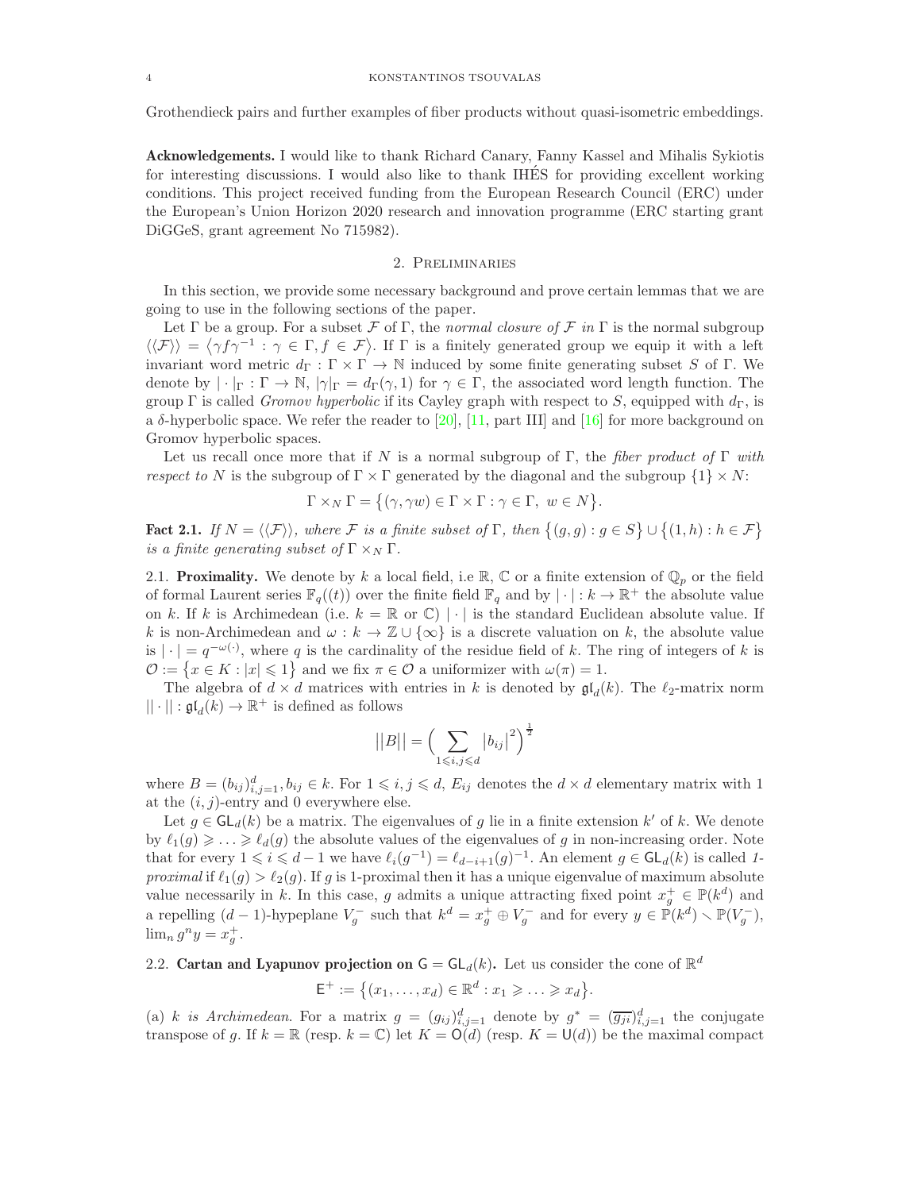Grothendieck pairs and further examples of fiber products without quasi-isometric embeddings.

**Acknowledgements.** I would like to thank Richard Canary, Fanny Kassel and Mihalis Sykiotis for interesting discussions. I would also like to thank IHÉS for providing excellent working conditions. This project received funding from the European Research Council (ERC) under the European's Union Horizon 2020 research and innovation programme (ERC starting grant DiGGeS, grant agreement No 715982).

## 2. Preliminaries

In this section, we provide some necessary background and prove certain lemmas that we are going to use in the following sections of the paper.

Let $\Gamma$ be a group. For a subset $\mathcal{F}$ of $\Gamma$, the *normal closure of* $\mathcal{F}$ *in* $\Gamma$ is the normal subgroup $\langle\langle \mathcal{F}\rangle\rangle = \langle \gamma f \gamma^{-1} : \gamma \in \Gamma, f \in \mathcal{F}\rangle$. If $\Gamma$ is a finitely generated group we equip it with a left invariant word metric $d_\Gamma : \Gamma \times \Gamma \to \mathbb{N}$ induced by some finite generating subset $S$ of $\Gamma$. We denote by $|\cdot|_\Gamma : \Gamma \to \mathbb{N}$, $|\gamma|_\Gamma = d_\Gamma(\gamma, 1)$ for $\gamma \in \Gamma$, the associated word length function. The group $\Gamma$ is called *Gromov hyperbolic* if its Cayley graph with respect to $S$, equipped with $d_\Gamma$, is a $\delta$-hyperbolic space. We refer the reader to [20], [11, part III] and [16] for more background on Gromov hyperbolic spaces.

Let us recall once more that if $N$ is a normal subgroup of $\Gamma$, the *fiber product of* $\Gamma$ *with respect to* $N$ is the subgroup of $\Gamma \times \Gamma$ generated by the diagonal and the subgroup $\{1\} \times N$:

$$\Gamma \times_N \Gamma = \big\{(\gamma, \gamma w) \in \Gamma \times \Gamma : \gamma \in \Gamma, \ w \in N\big\}.$$

**Fact 2.1.** *If $N = \langle\langle \mathcal{F}\rangle\rangle$, where $\mathcal{F}$ is a finite subset of $\Gamma$, then $\big\{(g,g) : g \in S\big\} \cup \big\{(1,h) : h \in \mathcal{F}\big\}$ is a finite generating subset of $\Gamma \times_N \Gamma$.*

### 2.1. Proximality.

We denote by $k$ a local field, i.e $\mathbb{R}$, $\mathbb{C}$ or a finite extension of $\mathbb{Q}_p$ or the field of formal Laurent series $\mathbb{F}_q((t))$ over the finite field $\mathbb{F}_q$ and by $|\cdot| : k \to \mathbb{R}^+$ the absolute value on $k$. If $k$ is Archimedean (i.e. $k = \mathbb{R}$ or $\mathbb{C}$) $|\cdot|$ is the standard Euclidean absolute value. If $k$ is non-Archimedean and $\omega : k \to \mathbb{Z} \cup \{\infty\}$ is a discrete valuation on $k$, the absolute value is $|\cdot| = q^{-\omega(\cdot)}$, where $q$ is the cardinality of the residue field of $k$. The ring of integers of $k$ is $\mathcal{O} := \big\{x \in K : |x| \leqslant 1\big\}$ and we fix $\pi \in \mathcal{O}$ a uniformizer with $\omega(\pi) = 1$.

The algebra of $d \times d$ matrices with entries in $k$ is denoted by $\mathfrak{gl}_d(k)$. The $\ell_2$-matrix norm $||\cdot|| : \mathfrak{gl}_d(k) \to \mathbb{R}^+$ is defined as follows

$$\big|\big|B\big|\big| = \Big(\sum_{1 \leqslant i,j \leqslant d} \big|b_{ij}\big|^2\Big)^{\frac{1}{2}}$$

where $B = (b_{ij})_{i,j=1}^d, b_{ij} \in k$. For $1 \leqslant i,j \leqslant d$, $E_{ij}$ denotes the $d \times d$ elementary matrix with 1 at the $(i,j)$-entry and 0 everywhere else.

Let $g \in \mathsf{GL}_d(k)$ be a matrix. The eigenvalues of $g$ lie in a finite extension $k'$ of $k$. We denote by $\ell_1(g) \geqslant \ldots \geqslant \ell_d(g)$ the absolute values of the eigenvalues of $g$ in non-increasing order. Note that for every $1 \leqslant i \leqslant d-1$ we have $\ell_i(g^{-1}) = \ell_{d-i+1}(g)^{-1}$. An element $g \in \mathsf{GL}_d(k)$ is called *1-proximal* if $\ell_1(g) > \ell_2(g)$. If $g$ is 1-proximal then it has a unique eigenvalue of maximum absolute value necessarily in $k$. In this case, $g$ admits a unique attracting fixed point $x_g^+ \in \mathbb{P}(k^d)$ and a repelling $(d-1)$-hypeplane $V_g^-$ such that $k^d = x_g^+ \oplus V_g^-$ and for every $y \in \mathbb{P}(k^d) \smallsetminus \mathbb{P}(V_g^-)$, $\lim_n g^n y = x_g^+$.

### 2.2. Cartan and Lyapunov projection on $\mathsf{G} = \mathsf{GL}_d(k)$.

Let us consider the cone of $\mathbb{R}^d$

$$\mathsf{E}^+ := \big\{(x_1, \ldots, x_d) \in \mathbb{R}^d : x_1 \geqslant \ldots \geqslant x_d\big\}.$$

(a) *$k$ is Archimedean.* For a matrix $g = (g_{ij})_{i,j=1}^d$ denote by $g^* = (\overline{g_{ji}})_{i,j=1}^d$ the conjugate transpose of $g$. If $k = \mathbb{R}$ (resp. $k = \mathbb{C}$) let $K = \mathsf{O}(d)$ (resp. $K = \mathsf{U}(d)$) be the maximal compact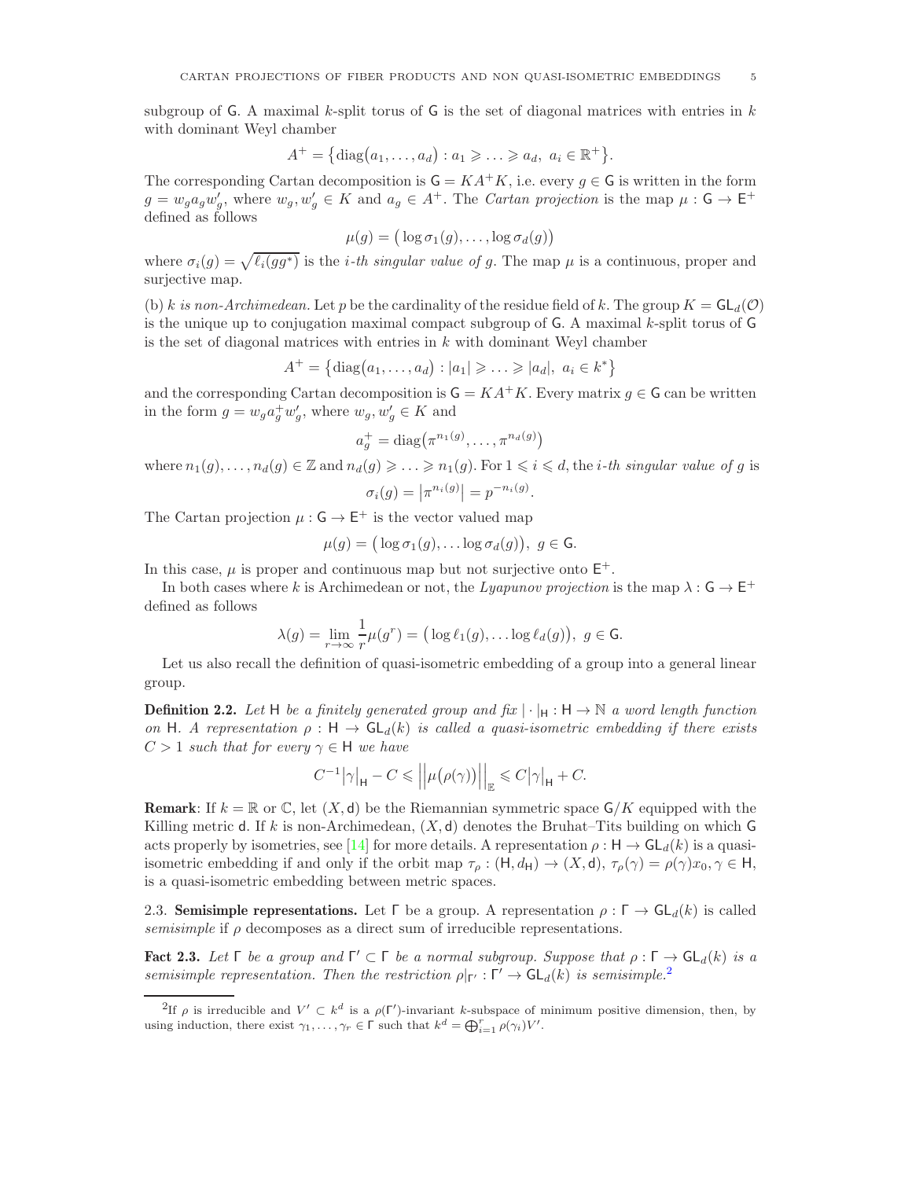subgroup of $\mathsf{G}$. A maximal $k$-split torus of $\mathsf{G}$ is the set of diagonal matrices with entries in $k$ with dominant Weyl chamber

$$A^+ = \big\{\mathrm{diag}\big(a_1, \ldots, a_d\big) : a_1 \geqslant \ldots \geqslant a_d,\ a_i \in \mathbb{R}^+\big\}.$$

The corresponding Cartan decomposition is $\mathsf{G} = KA^+K$, i.e. every $g \in \mathsf{G}$ is written in the form $g = w_g a_g w_g'$, where $w_g, w_g' \in K$ and $a_g \in A^+$. The *Cartan projection* is the map $\mu : \mathsf{G} \to \mathsf{E}^+$ defined as follows

$$\mu(g) = \big(\log \sigma_1(g), \ldots, \log \sigma_d(g)\big)$$

where $\sigma_i(g) = \sqrt{\ell_i(gg^*)}$ is the *i-th singular value of* $g$. The map $\mu$ is a continuous, proper and surjective map.

(b) $k$ *is non-Archimedean.* Let $p$ be the cardinality of the residue field of $k$. The group $K = \mathsf{GL}_d(\mathcal{O})$ is the unique up to conjugation maximal compact subgroup of $\mathsf{G}$. A maximal $k$-split torus of $\mathsf{G}$ is the set of diagonal matrices with entries in $k$ with dominant Weyl chamber

$$A^+ = \big\{\mathrm{diag}\big(a_1, \ldots, a_d\big) : |a_1| \geqslant \ldots \geqslant |a_d|,\ a_i \in k^*\big\}$$

and the corresponding Cartan decomposition is $\mathsf{G} = KA^+K$. Every matrix $g \in \mathsf{G}$ can be written in the form $g = w_g a_g^+ w_g'$, where $w_g, w_g' \in K$ and

$$a_g^+ = \mathrm{diag}\big(\pi^{n_1(g)}, \ldots, \pi^{n_d(g)}\big)$$

where $n_1(g), \ldots, n_d(g) \in \mathbb{Z}$ and $n_d(g) \geqslant \ldots \geqslant n_1(g)$. For $1 \leqslant i \leqslant d$, the *i-th singular value of* $g$ is

$$\sigma_i(g) = \big|\pi^{n_i(g)}\big| = p^{-n_i(g)}.$$

The Cartan projection $\mu : \mathsf{G} \to \mathsf{E}^+$ is the vector valued map

$$\mu(g) = \big(\log \sigma_1(g), \ldots \log \sigma_d(g)\big),\ g \in \mathsf{G}.$$

In this case, $\mu$ is proper and continuous map but not surjective onto $\mathsf{E}^+$.

In both cases where $k$ is Archimedean or not, the *Lyapunov projection* is the map $\lambda : \mathsf{G} \to \mathsf{E}^+$ defined as follows

$$\lambda(g) = \lim_{r \to \infty} \frac{1}{r}\mu(g^r) = \big(\log \ell_1(g), \ldots \log \ell_d(g)\big),\ g \in \mathsf{G}.$$

Let us also recall the definition of quasi-isometric embedding of a group into a general linear group.

**Definition 2.2.** *Let $\mathsf{H}$ be a finitely generated group and fix $|\cdot|_{\mathsf{H}} : \mathsf{H} \to \mathbb{N}$ a word length function on $\mathsf{H}$. A representation $\rho : \mathsf{H} \to \mathsf{GL}_d(k)$ is called a quasi-isometric embedding if there exists $C > 1$ such that for every $\gamma \in \mathsf{H}$ we have*

$$C^{-1}\big|\gamma\big|_{\mathsf{H}} - C \leqslant \Big|\Big|\mu\big(\rho(\gamma)\big)\Big|\Big|_{\mathbb{E}} \leqslant C\big|\gamma\big|_{\mathsf{H}} + C.$$

**Remark**: If $k = \mathbb{R}$ or $\mathbb{C}$, let $(X, \mathsf{d})$ be the Riemannian symmetric space $\mathsf{G}/K$ equipped with the Killing metric $\mathsf{d}$. If $k$ is non-Archimedean, $(X, \mathsf{d})$ denotes the Bruhat–Tits building on which $\mathsf{G}$ acts properly by isometries, see [14] for more details. A representation $\rho : \mathsf{H} \to \mathsf{GL}_d(k)$ is a quasi-isometric embedding if and only if the orbit map $\tau_\rho : (\mathsf{H}, d_{\mathsf{H}}) \to (X, \mathsf{d})$, $\tau_\rho(\gamma) = \rho(\gamma)x_0, \gamma \in \mathsf{H}$, is a quasi-isometric embedding between metric spaces.

### 2.3. Semisimple representations.

Let $\Gamma$ be a group. A representation $\rho : \Gamma \to \mathsf{GL}_d(k)$ is called *semisimple* if $\rho$ decomposes as a direct sum of irreducible representations.

**Fact 2.3.** *Let $\Gamma$ be a group and $\Gamma' \subset \Gamma$ be a normal subgroup. Suppose that $\rho : \Gamma \to \mathsf{GL}_d(k)$ is a semisimple representation. Then the restriction $\rho|_{\Gamma'} : \Gamma' \to \mathsf{GL}_d(k)$ is semisimple.*[2]

[2] If $\rho$ is irreducible and $V' \subset k^d$ is a $\rho(\Gamma')$-invariant $k$-subspace of minimum positive dimension, then, by using induction, there exist $\gamma_1, \ldots, \gamma_r \in \Gamma$ such that $k^d = \bigoplus_{i=1}^r \rho(\gamma_i)V'$.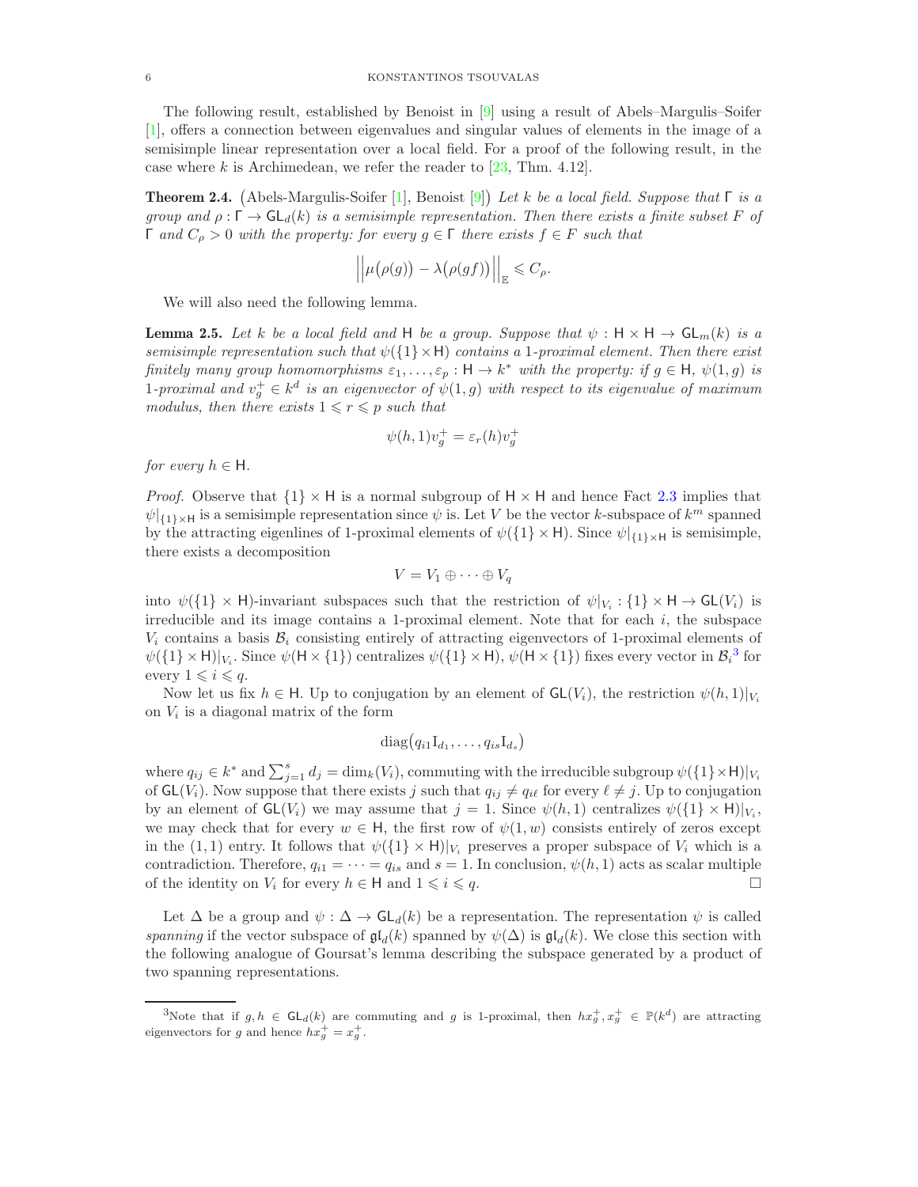The following result, established by Benoist in [9] using a result of Abels–Margulis–Soifer [1], offers a connection between eigenvalues and singular values of elements in the image of a semisimple linear representation over a local field. For a proof of the following result, in the case where $k$ is Archimedean, we refer the reader to [23, Thm. 4.12].

**Theorem 2.4.** (Abels-Margulis-Soifer [1], Benoist [9]) *Let $k$ be a local field. Suppose that $\mathsf{\Gamma}$ is a group and $\rho : \mathsf{\Gamma} \to \mathsf{GL}_d(k)$ is a semisimple representation. Then there exists a finite subset $F$ of $\mathsf{\Gamma}$ and $C_\rho > 0$ with the property: for every $g \in \mathsf{\Gamma}$ there exists $f \in F$ such that*

$$\Big|\Big|\mu\big(\rho(g)\big) - \lambda\big(\rho(gf)\big)\Big|\Big|_{\mathbb{E}} \leqslant C_\rho.$$

We will also need the following lemma.

**Lemma 2.5.** *Let $k$ be a local field and $\mathsf{H}$ be a group. Suppose that $\psi : \mathsf{H} \times \mathsf{H} \to \mathsf{GL}_m(k)$ is a semisimple representation such that $\psi(\{1\} \times \mathsf{H})$ contains a 1-proximal element. Then there exist finitely many group homomorphisms $\varepsilon_1, \ldots, \varepsilon_p : \mathsf{H} \to k^*$ with the property: if $g \in \mathsf{H}$, $\psi(1, g)$ is 1-proximal and $v_g^+ \in k^d$ is an eigenvector of $\psi(1, g)$ with respect to its eigenvalue of maximum modulus, then there exists $1 \leqslant r \leqslant p$ such that*

$$\psi(h, 1)v_g^+ = \varepsilon_r(h)v_g^+$$

*for every $h \in \mathsf{H}$.*

*Proof.* Observe that $\{1\} \times \mathsf{H}$ is a normal subgroup of $\mathsf{H} \times \mathsf{H}$ and hence Fact 2.3 implies that $\psi|_{\{1\}\times\mathsf{H}}$ is a semisimple representation since $\psi$ is. Let $V$ be the vector $k$-subspace of $k^m$ spanned by the attracting eigenlines of 1-proximal elements of $\psi(\{1\} \times \mathsf{H})$. Since $\psi|_{\{1\}\times\mathsf{H}}$ is semisimple, there exists a decomposition

$$V = V_1 \oplus \cdots \oplus V_q$$

into $\psi(\{1\} \times \mathsf{H})$-invariant subspaces such that the restriction of $\psi|_{V_i} : \{1\} \times \mathsf{H} \to \mathsf{GL}(V_i)$ is irreducible and its image contains a 1-proximal element. Note that for each $i$, the subspace $V_i$ contains a basis $\mathcal{B}_i$ consisting entirely of attracting eigenvectors of 1-proximal elements of $\psi(\{1\} \times \mathsf{H})|_{V_i}$. Since $\psi(\mathsf{H} \times \{1\})$ centralizes $\psi(\{1\} \times \mathsf{H})$, $\psi(\mathsf{H} \times \{1\})$ fixes every vector in $\mathcal{B}_i$[3] for every $1 \leqslant i \leqslant q$.

Now let us fix $h \in \mathsf{H}$. Up to conjugation by an element of $\mathsf{GL}(V_i)$, the restriction $\psi(h, 1)|_{V_i}$ on $V_i$ is a diagonal matrix of the form

$$\mathrm{diag}\big(q_{i1}\mathrm{I}_{d_1}, \ldots, q_{is}\mathrm{I}_{d_s}\big)$$

where $q_{ij} \in k^*$ and $\sum_{j=1}^s d_j = \dim_k(V_i)$, commuting with the irreducible subgroup $\psi(\{1\}\times\mathsf{H})|_{V_i}$ of $\mathsf{GL}(V_i)$. Now suppose that there exists $j$ such that $q_{ij} \neq q_{i\ell}$ for every $\ell \neq j$. Up to conjugation by an element of $\mathsf{GL}(V_i)$ we may assume that $j = 1$. Since $\psi(h, 1)$ centralizes $\psi(\{1\} \times \mathsf{H})|_{V_i}$, we may check that for every $w \in \mathsf{H}$, the first row of $\psi(1, w)$ consists entirely of zeros except in the $(1, 1)$ entry. It follows that $\psi(\{1\} \times \mathsf{H})|_{V_i}$ preserves a proper subspace of $V_i$ which is a contradiction. Therefore, $q_{i1} = \cdots = q_{is}$ and $s = 1$. In conclusion, $\psi(h, 1)$ acts as scalar multiple of the identity on $V_i$ for every $h \in \mathsf{H}$ and $1 \leqslant i \leqslant q$. $\square$

Let $\Delta$ be a group and $\psi : \Delta \to \mathsf{GL}_d(k)$ be a representation. The representation $\psi$ is called *spanning* if the vector subspace of $\mathfrak{gl}_d(k)$ spanned by $\psi(\Delta)$ is $\mathfrak{gl}_d(k)$. We close this section with the following analogue of Goursat's lemma describing the subspace generated by a product of two spanning representations.

[3] Note that if $g, h \in \mathsf{GL}_d(k)$ are commuting and $g$ is 1-proximal, then $hx_g^+, x_g^+ \in \mathbb{P}(k^d)$ are attracting eigenvectors for $g$ and hence $hx_g^+ = x_g^+$.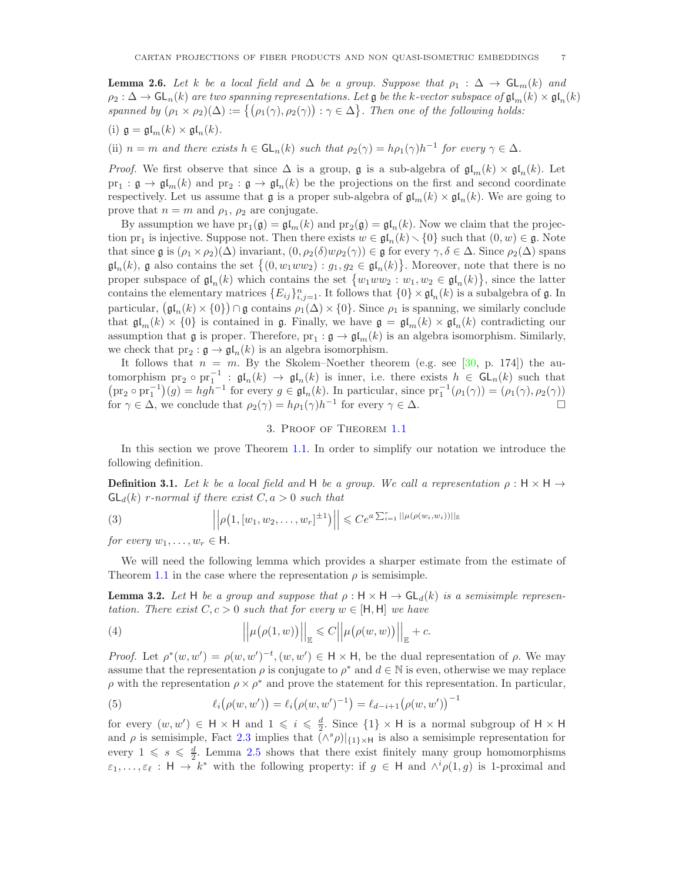**Lemma 2.6.** *Let $k$ be a local field and $\Delta$ be a group. Suppose that $\rho_1 : \Delta \to \mathsf{GL}_m(k)$ and $\rho_2 : \Delta \to \mathsf{GL}_n(k)$ are two spanning representations. Let $\mathfrak{g}$ be the $k$-vector subspace of $\mathfrak{gl}_m(k) \times \mathfrak{gl}_n(k)$ spanned by $(\rho_1 \times \rho_2)(\Delta) := \{(\rho_1(\gamma), \rho_2(\gamma)) : \gamma \in \Delta\}$. Then one of the following holds:*

(i) $\mathfrak{g} = \mathfrak{gl}_m(k) \times \mathfrak{gl}_n(k)$.

(ii) $n = m$ *and there exists $h \in \mathsf{GL}_n(k)$ such that $\rho_2(\gamma) = h\rho_1(\gamma)h^{-1}$ for every $\gamma \in \Delta$.*

*Proof.* We first observe that since $\Delta$ is a group, $\mathfrak{g}$ is a sub-algebra of $\mathfrak{gl}_m(k) \times \mathfrak{gl}_n(k)$. Let $\mathrm{pr}_1 : \mathfrak{g} \to \mathfrak{gl}_m(k)$ and $\mathrm{pr}_2 : \mathfrak{g} \to \mathfrak{gl}_n(k)$ be the projections on the first and second coordinate respectively. Let us assume that $\mathfrak{g}$ is a proper sub-algebra of $\mathfrak{gl}_m(k) \times \mathfrak{gl}_n(k)$. We are going to prove that $n = m$ and $\rho_1$, $\rho_2$ are conjugate.

By assumption we have $\mathrm{pr}_1(\mathfrak{g}) = \mathfrak{gl}_m(k)$ and $\mathrm{pr}_2(\mathfrak{g}) = \mathfrak{gl}_n(k)$. Now we claim that the projection $\mathrm{pr}_1$ is injective. Suppose not. Then there exists $w \in \mathfrak{gl}_n(k) \smallsetminus \{0\}$ such that $(0, w) \in \mathfrak{g}$. Note that since $\mathfrak{g}$ is $(\rho_1 \times \rho_2)(\Delta)$ invariant, $(0, \rho_2(\delta)w\rho_2(\gamma)) \in \mathfrak{g}$ for every $\gamma, \delta \in \Delta$. Since $\rho_2(\Delta)$ spans $\mathfrak{gl}_n(k)$, $\mathfrak{g}$ also contains the set $\{(0, w_1 w w_2) : g_1, g_2 \in \mathfrak{gl}_n(k)\}$. Moreover, note that there is no proper subspace of $\mathfrak{gl}_n(k)$ which contains the set $\{w_1 w w_2 : w_1, w_2 \in \mathfrak{gl}_n(k)\}$, since the latter contains the elementary matrices $\{E_{ij}\}_{i,j=1}^n$. It follows that $\{0\} \times \mathfrak{gl}_n(k)$ is a subalgebra of $\mathfrak{g}$. In particular, $(\mathfrak{gl}_n(k) \times \{0\}) \cap \mathfrak{g}$ contains $\rho_1(\Delta) \times \{0\}$. Since $\rho_1$ is spanning, we similarly conclude that $\mathfrak{gl}_m(k) \times \{0\}$ is contained in $\mathfrak{g}$. Finally, we have $\mathfrak{g} = \mathfrak{gl}_m(k) \times \mathfrak{gl}_n(k)$ contradicting our assumption that $\mathfrak{g}$ is proper. Therefore, $\mathrm{pr}_1 : \mathfrak{g} \to \mathfrak{gl}_m(k)$ is an algebra isomorphism. Similarly, we check that $\mathrm{pr}_2 : \mathfrak{g} \to \mathfrak{gl}_n(k)$ is an algebra isomorphism.

It follows that $n = m$. By the Skolem–Noether theorem (e.g. see [30, p. 174]) the automorphism $\mathrm{pr}_2 \circ \mathrm{pr}_1^{-1} : \mathfrak{gl}_n(k) \to \mathfrak{gl}_n(k)$ is inner, i.e. there exists $h \in \mathsf{GL}_n(k)$ such that $(\mathrm{pr}_2 \circ \mathrm{pr}_1^{-1})(g) = hgh^{-1}$ for every $g \in \mathfrak{gl}_n(k)$. In particular, since $\mathrm{pr}_1^{-1}(\rho_1(\gamma)) = (\rho_1(\gamma), \rho_2(\gamma))$ for $\gamma \in \Delta$, we conclude that $\rho_2(\gamma) = h\rho_1(\gamma)h^{-1}$ for every $\gamma \in \Delta$. □

## 3. Proof of Theorem 1.1

In this section we prove Theorem 1.1. In order to simplify our notation we introduce the following definition.

**Definition 3.1.** *Let $k$ be a local field and $\mathsf{H}$ be a group. We call a representation $\rho : \mathsf{H} \times \mathsf{H} \to \mathsf{GL}_d(k)$ $r$-normal if there exist $C, a > 0$ such that*

$$\left|\left|\rho\big(1, [w_1, w_2, \ldots, w_r]^{\pm 1}\big)\right|\right| \leqslant C e^{a \sum_{i=1}^r ||\mu(\rho(w_i, w_i))||_{\mathbb{E}}} \tag{3}$$

*for every $w_1, \ldots, w_r \in \mathsf{H}$.*

We will need the following lemma which provides a sharper estimate from the estimate of Theorem 1.1 in the case where the representation $\rho$ is semisimple.

**Lemma 3.2.** *Let $\mathsf{H}$ be a group and suppose that $\rho : \mathsf{H} \times \mathsf{H} \to \mathsf{GL}_d(k)$ is a semisimple representation. There exist $C, c > 0$ such that for every $w \in [\mathsf{H}, \mathsf{H}]$ we have*

$$\left|\left|\mu\big(\rho(1, w)\big)\right|\right|_{\mathbb{E}} \leqslant C\left|\left|\mu\big(\rho(w, w)\big)\right|\right|_{\mathbb{E}} + c. \tag{4}$$

*Proof.* Let $\rho^*(w, w') = \rho(w, w')^{-t}, (w, w') \in \mathsf{H} \times \mathsf{H}$, be the dual representation of $\rho$. We may assume that the representation $\rho$ is conjugate to $\rho^*$ and $d \in \mathbb{N}$ is even, otherwise we may replace $\rho$ with the representation $\rho \times \rho^*$ and prove the statement for this representation. In particular,

$$\ell_i\big(\rho(w, w')\big) = \ell_i\big(\rho(w, w')^{-1}\big) = \ell_{d-i+1}\big(\rho(w, w')\big)^{-1} \tag{5}$$

for every $(w, w') \in \mathsf{H} \times \mathsf{H}$ and $1 \leqslant i \leqslant \frac{d}{2}$. Since $\{1\} \times \mathsf{H}$ is a normal subgroup of $\mathsf{H} \times \mathsf{H}$ and $\rho$ is semisimple, Fact 2.3 implies that $(\wedge^s \rho)|_{\{1\} \times \mathsf{H}}$ is also a semisimple representation for every $1 \leqslant s \leqslant \frac{d}{2}$. Lemma 2.5 shows that there exist finitely many group homomorphisms $\varepsilon_1, \ldots, \varepsilon_\ell : \mathsf{H} \to k^*$ with the following property: if $g \in \mathsf{H}$ and $\wedge^i \rho(1, g)$ is 1-proximal and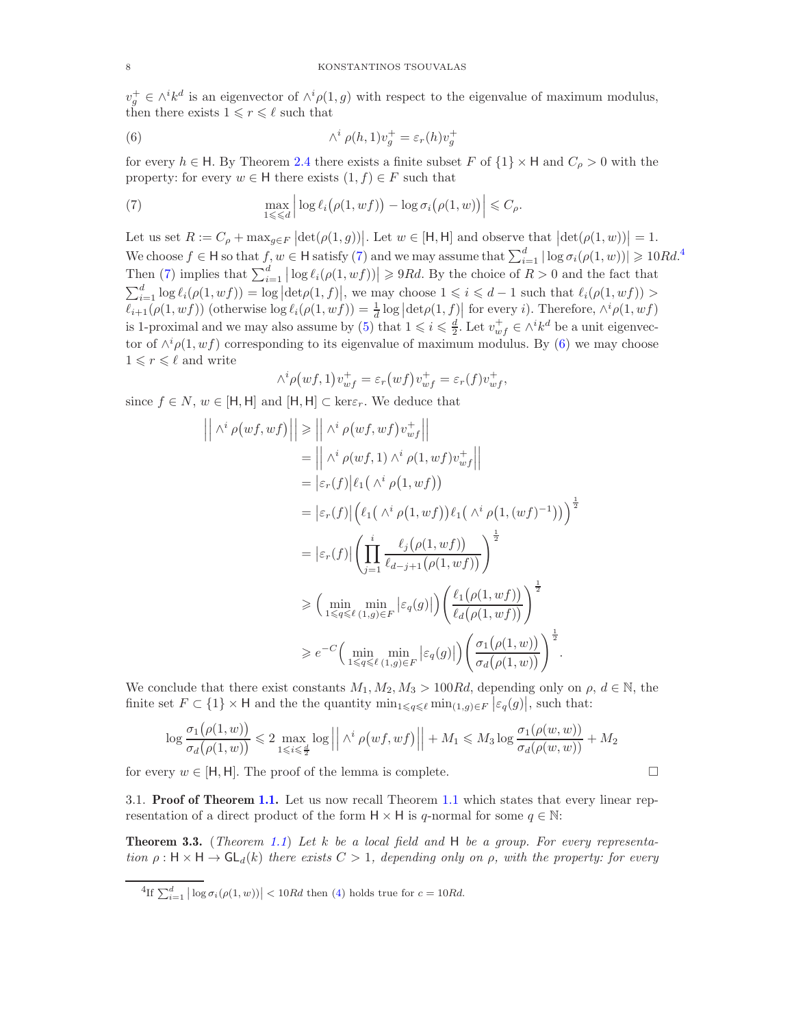$v_g^+ \in \wedge^i k^d$ is an eigenvector of $\wedge^i \rho(1,g)$ with respect to the eigenvalue of maximum modulus, then there exists $1 \leqslant r \leqslant \ell$ such that

$$\wedge^i \rho(h,1) v_g^+ = \varepsilon_r(h) v_g^+ \tag{6}$$

for every $h \in \mathsf{H}$. By Theorem 2.4 there exists a finite subset $F$ of $\{1\} \times \mathsf{H}$ and $C_\rho > 0$ with the property: for every $w \in \mathsf{H}$ there exists $(1,f) \in F$ such that

$$\max_{1 \leqslant \leqslant d} \Big| \log \ell_i\big(\rho(1,wf)\big) - \log \sigma_i\big(\rho(1,w)\big) \Big| \leqslant C_\rho. \tag{7}$$

Let us set $R := C_\rho + \max_{g \in F} \big|\det(\rho(1,g))\big|$. Let $w \in [\mathsf{H},\mathsf{H}]$ and observe that $\big|\det(\rho(1,w))\big| = 1$. We choose $f \in \mathsf{H}$ so that $f, w \in \mathsf{H}$ satisfy (7) and we may assume that $\sum_{i=1}^d |\log \sigma_i(\rho(1,w))| \geqslant 10Rd$.[4] Then (7) implies that $\sum_{i=1}^d \big|\log \ell_i(\rho(1,wf))\big| \geqslant 9Rd$. By the choice of $R > 0$ and the fact that $\sum_{i=1}^d \log \ell_i(\rho(1,wf)) = \log \big|\det \rho(1,f)\big|$, we may choose $1 \leqslant i \leqslant d-1$ such that $\ell_i(\rho(1,wf)) > \ell_{i+1}(\rho(1,wf))$ (otherwise $\log \ell_i(\rho(1,wf)) = \frac{1}{d}\log\big|\det\rho(1,f)\big|$ for every $i$). Therefore, $\wedge^i\rho(1,wf)$ is 1-proximal and we may also assume by (5) that $1 \leqslant i \leqslant \frac{d}{2}$. Let $v_{wf}^+ \in \wedge^i k^d$ be a unit eigenvector of $\wedge^i \rho(1,wf)$ corresponding to its eigenvalue of maximum modulus. By (6) we may choose $1 \leqslant r \leqslant \ell$ and write

$$\wedge^i \rho\big(wf,1\big) v_{wf}^+ = \varepsilon_r\big(wf\big) v_{wf}^+ = \varepsilon_r(f) v_{wf}^+,$$

since $f \in N$, $w \in [\mathsf{H},\mathsf{H}]$ and $[\mathsf{H},\mathsf{H}] \subset \ker \varepsilon_r$. We deduce that

$$\begin{aligned}
\Big|\Big| \wedge^i \rho\big(wf,wf\big)\Big|\Big| &\geqslant \Big|\Big| \wedge^i \rho\big(wf,wf\big) v_{wf}^+ \Big|\Big| \\
&= \Big|\Big| \wedge^i \rho(wf,1) \wedge^i \rho(1,wf) v_{wf}^+ \Big|\Big| \\
&= \big|\varepsilon_r(f)\big| \ell_1\big(\wedge^i \rho\big(1,wf\big)\big) \\
&= \big|\varepsilon_r(f)\big| \Big(\ell_1\big(\wedge^i \rho\big(1,wf\big)\big)\ell_1\big(\wedge^i \rho\big(1,(wf)^{-1}\big)\big)\Big)^{\frac{1}{2}} \\
&= \big|\varepsilon_r(f)\big| \left( \prod_{j=1}^{i} \frac{\ell_j\big(\rho(1,wf)\big)}{\ell_{d-j+1}\big(\rho(1,wf)\big)} \right)^{\frac{1}{2}} \\
&\geqslant \Big( \min_{1 \leqslant q \leqslant \ell} \min_{(1,g) \in F} \big|\varepsilon_q(g)\big| \Big) \left( \frac{\ell_1\big(\rho(1,wf)\big)}{\ell_d\big(\rho(1,wf)\big)} \right)^{\frac{1}{2}} \\
&\geqslant e^{-C} \Big( \min_{1 \leqslant q \leqslant \ell} \min_{(1,g) \in F} \big|\varepsilon_q(g)\big| \Big) \left( \frac{\sigma_1\big(\rho(1,w)\big)}{\sigma_d\big(\rho(1,w)\big)} \right)^{\frac{1}{2}}.
\end{aligned}$$

We conclude that there exist constants $M_1, M_2, M_3 > 100Rd$, depending only on $\rho$, $d \in \mathbb{N}$, the finite set $F \subset \{1\} \times \mathsf{H}$ and the the quantity $\min_{1 \leqslant q \leqslant \ell} \min_{(1,g) \in F} \big|\varepsilon_q(g)\big|$, such that:

$$\log \frac{\sigma_1\big(\rho(1,w)\big)}{\sigma_d\big(\rho(1,w)\big)} \leqslant 2 \max_{1 \leqslant i \leqslant \frac{d}{2}} \log \Big|\Big| \wedge^i \rho\big(wf,wf\big)\Big|\Big| + M_1 \leqslant M_3 \log \frac{\sigma_1\big(\rho(w,w)\big)}{\sigma_d\big(\rho(w,w)\big)} + M_2$$

for every $w \in [\mathsf{H},\mathsf{H}]$. The proof of the lemma is complete. $\square$

### 3.1. Proof of Theorem 1.1.

Let us now recall Theorem 1.1 which states that every linear representation of a direct product of the form $\mathsf{H} \times \mathsf{H}$ is $q$-normal for some $q \in \mathbb{N}$:

**Theorem 3.3.** (*Theorem 1.1*) *Let $k$ be a local field and $\mathsf{H}$ be a group. For every representation $\rho : \mathsf{H} \times \mathsf{H} \to \mathsf{GL}_d(k)$ there exists $C > 1$, depending only on $\rho$, with the property: for every*

[4] If $\sum_{i=1}^d \big|\log \sigma_i(\rho(1,w))\big| < 10Rd$ then (4) holds true for $c = 10Rd$.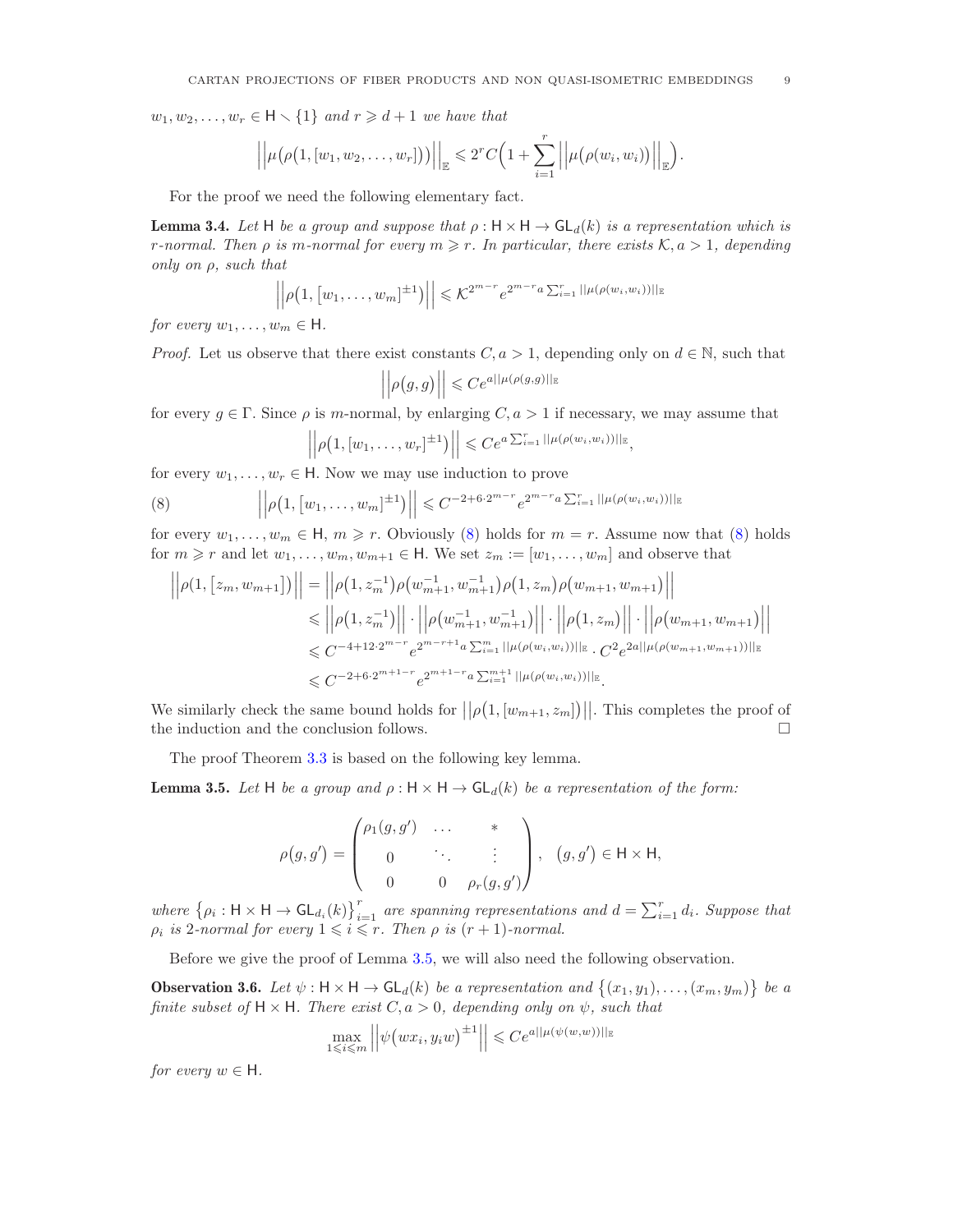$w_1, w_2, \ldots, w_r \in \mathsf{H} \smallsetminus \{1\}$ *and* $r \geqslant d+1$ *we have that*

$$\Big|\Big|\mu\big(\rho\big(1,[w_1,w_2,\ldots,w_r]\big)\big)\Big|\Big|_{\mathbb{E}} \leqslant 2^r C\Big(1+\sum_{i=1}^r \Big|\Big|\mu\big(\rho(w_i,w_i)\big)\Big|\Big|_{\mathbb{E}}\Big).$$

For the proof we need the following elementary fact.

**Lemma 3.4.** *Let* $\mathsf{H}$ *be a group and suppose that* $\rho : \mathsf{H}\times\mathsf{H} \to \mathsf{GL}_d(k)$ *is a representation which is* $r$*-normal. Then* $\rho$ *is* $m$*-normal for every* $m \geqslant r$*. In particular, there exists* $\mathcal{K}, a > 1$*, depending only on* $\rho$*, such that*

$$\Big|\Big|\rho\big(1,\big[w_1,\ldots,w_m\big]^{\pm 1}\big)\Big|\Big| \leqslant \mathcal{K}^{2^{m-r}} e^{2^{m-r}a\sum_{i=1}^r ||\mu(\rho(w_i,w_i))||_{\mathbb{E}}}$$

*for every* $w_1,\ldots,w_m \in \mathsf{H}$.

*Proof.* Let us observe that there exist constants $C, a > 1$, depending only on $d \in \mathbb{N}$, such that

$$\Big|\Big|\rho\big(g,g\big)\Big|\Big| \leqslant Ce^{a||\mu(\rho(g,g))||_{\mathbb{E}}}$$

for every $g \in \Gamma$. Since $\rho$ is $m$-normal, by enlarging $C, a > 1$ if necessary, we may assume that

$$\Big|\Big|\rho\big(1,[w_1,\ldots,w_r]^{\pm 1}\big)\Big|\Big| \leqslant Ce^{a\sum_{i=1}^r ||\mu(\rho(w_i,w_i))||_{\mathbb{E}}},$$

for every $w_1,\ldots,w_r \in \mathsf{H}$. Now we may use induction to prove

$$\Big|\Big|\rho\big(1,\big[w_1,\ldots,w_m\big]^{\pm 1}\big)\Big|\Big| \leqslant C^{-2+6\cdot 2^{m-r}} e^{2^{m-r}a\sum_{i=1}^r ||\mu(\rho(w_i,w_i))||_{\mathbb{E}}} \tag{8}$$

for every $w_1,\ldots,w_m \in \mathsf{H}$, $m \geqslant r$. Obviously (8) holds for $m = r$. Assume now that (8) holds for $m \geqslant r$ and let $w_1,\ldots,w_m,w_{m+1} \in \mathsf{H}$. We set $z_m := [w_1,\ldots,w_m]$ and observe that

$$\begin{aligned}
\Big|\Big|\rho\big(1,\big[z_m,w_{m+1}\big]\big)\Big|\Big| &= \Big|\Big|\rho\big(1,z_m^{-1}\big)\rho\big(w_{m+1}^{-1},w_{m+1}^{-1}\big)\rho\big(1,z_m\big)\rho\big(w_{m+1},w_{m+1}\big)\Big|\Big| \\
&\leqslant \Big|\Big|\rho\big(1,z_m^{-1}\big)\Big|\Big|\cdot\Big|\Big|\rho\big(w_{m+1}^{-1},w_{m+1}^{-1}\big)\Big|\Big|\cdot\Big|\Big|\rho\big(1,z_m\big)\Big|\Big|\cdot\Big|\Big|\rho\big(w_{m+1},w_{m+1}\big)\Big|\Big| \\
&\leqslant C^{-4+12\cdot 2^{m-r}} e^{2^{m-r+1}a\sum_{i=1}^m ||\mu(\rho(w_i,w_i))||_{\mathbb{E}}}\cdot C^2 e^{2a||\mu(\rho(w_{m+1},w_{m+1}))||_{\mathbb{E}}} \\
&\leqslant C^{-2+6\cdot 2^{m+1-r}} e^{2^{m+1-r}a\sum_{i=1}^{m+1} ||\mu(\rho(w_i,w_i))||_{\mathbb{E}}}.
\end{aligned}$$

We similarly check the same bound holds for $\big|\big|\rho\big(1,[w_{m+1},z_m]\big)\big|\big|$. This completes the proof of the induction and the conclusion follows. $\square$

The proof Theorem 3.3 is based on the following key lemma.

**Lemma 3.5.** *Let* $\mathsf{H}$ *be a group and* $\rho : \mathsf{H}\times\mathsf{H} \to \mathsf{GL}_d(k)$ *be a representation of the form:*

$$\rho(g,g') = \begin{pmatrix} \rho_1(g,g') & \ldots & * \\ 0 & \ddots & \vdots \\ 0 & 0 & \rho_r(g,g') \end{pmatrix}, \quad (g,g') \in \mathsf{H}\times\mathsf{H},$$

*where* $\big\{\rho_i : \mathsf{H}\times\mathsf{H} \to \mathsf{GL}_{d_i}(k)\big\}_{i=1}^r$ *are spanning representations and* $d = \sum_{i=1}^r d_i$*. Suppose that* $\rho_i$ *is 2-normal for every* $1 \leqslant i \leqslant r$*. Then* $\rho$ *is* $(r+1)$*-normal.*

Before we give the proof of Lemma 3.5, we will also need the following observation.

**Observation 3.6.** *Let* $\psi : \mathsf{H}\times\mathsf{H} \to \mathsf{GL}_d(k)$ *be a representation and* $\big\{(x_1,y_1),\ldots,(x_m,y_m)\big\}$ *be a finite subset of* $\mathsf{H}\times\mathsf{H}$*. There exist* $C, a > 0$*, depending only on* $\psi$*, such that*

$$\max_{1\leqslant i\leqslant m}\Big|\Big|\psi\big(wx_i,y_iw\big)^{\pm 1}\Big|\Big| \leqslant Ce^{a||\mu(\psi(w,w))||_{\mathbb{E}}}$$

*for every* $w \in \mathsf{H}$.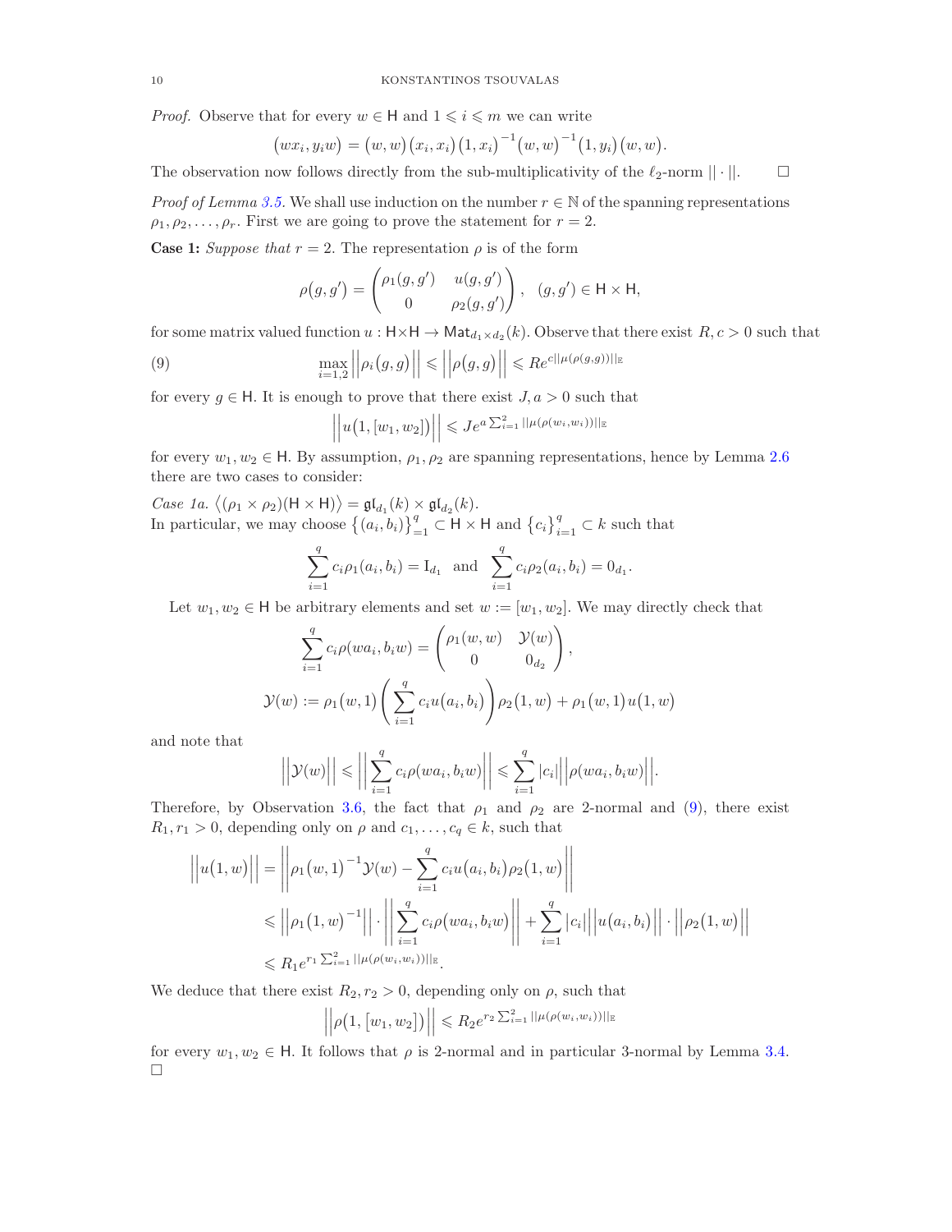*Proof.* Observe that for every $w \in \mathsf{H}$ and $1 \leqslant i \leqslant m$ we can write

$$\big(wx_i, y_iw\big) = \big(w,w\big)\big(x_i,x_i\big)\big(1,x_i\big)^{-1}\big(w,w\big)^{-1}\big(1,y_i\big)\big(w,w\big).$$

The observation now follows directly from the sub-multiplicativity of the $\ell_2$-norm $||\cdot||$. $\square$

*Proof of Lemma 3.5.* We shall use induction on the number $r \in \mathbb{N}$ of the spanning representations $\rho_1, \rho_2, \ldots, \rho_r$. First we are going to prove the statement for $r=2$.

**Case 1:** *Suppose that* $r=2$. The representation $\rho$ is of the form

$$\rho\big(g,g'\big) = \begin{pmatrix} \rho_1(g,g') & u(g,g') \\ 0 & \rho_2(g,g') \end{pmatrix}, \quad (g,g') \in \mathsf{H} \times \mathsf{H},$$

for some matrix valued function $u : \mathsf{H} \times \mathsf{H} \to \mathsf{Mat}_{d_1 \times d_2}(k)$. Observe that there exist $R, c > 0$ such that

$$\max_{i=1,2} \Big|\Big|\rho_i\big(g,g\big)\Big|\Big| \leqslant \Big|\Big|\rho\big(g,g\big)\Big|\Big| \leqslant Re^{c||\mu(\rho(g,g))||_{\mathbb{E}}} \tag{9}$$

for every $g \in \mathsf{H}$. It is enough to prove that there exist $J, a > 0$ such that

$$\Big|\Big|u\big(1,[w_1,w_2]\big)\Big|\Big| \leqslant Je^{a\sum_{i=1}^{2}||\mu(\rho(w_i,w_i))||_{\mathbb{E}}}$$

for every $w_1, w_2 \in \mathsf{H}$. By assumption, $\rho_1, \rho_2$ are spanning representations, hence by Lemma 2.6 there are two cases to consider:

*Case 1a.* $\big\langle (\rho_1 \times \rho_2)(\mathsf{H} \times \mathsf{H}) \big\rangle = \mathfrak{gl}_{d_1}(k) \times \mathfrak{gl}_{d_2}(k)$.
In particular, we may choose $\big\{(a_i,b_i)\big\}_{i=1}^{q} \subset \mathsf{H} \times \mathsf{H}$ and $\big\{c_i\big\}_{i=1}^{q} \subset k$ such that

$$\sum_{i=1}^{q} c_i \rho_1(a_i,b_i) = \mathrm{I}_{d_1} \quad \text{and} \quad \sum_{i=1}^{q} c_i \rho_2(a_i,b_i) = 0_{d_1}.$$

Let $w_1, w_2 \in \mathsf{H}$ be arbitrary elements and set $w := [w_1, w_2]$. We may directly check that

$$\sum_{i=1}^{q} c_i \rho\big(wa_i, b_iw\big) = \begin{pmatrix} \rho_1(w,w) & \mathcal{Y}(w) \\ 0 & 0_{d_2} \end{pmatrix},$$

$$\mathcal{Y}(w) := \rho_1\big(w,1\big)\left(\sum_{i=1}^{q} c_i u\big(a_i,b_i\big)\right)\rho_2\big(1,w\big) + \rho_1\big(w,1\big)u\big(1,w\big)$$

and note that

$$\Big|\Big|\mathcal{Y}(w)\Big|\Big| \leqslant \Bigg|\Bigg|\sum_{i=1}^{q} c_i \rho\big(wa_i, b_iw\big)\Bigg|\Bigg| \leqslant \sum_{i=1}^{q} |c_i| \Big|\Big|\rho\big(wa_i, b_iw\big)\Big|\Big|.$$

Therefore, by Observation 3.6, the fact that $\rho_1$ and $\rho_2$ are 2-normal and (9), there exist $R_1, r_1 > 0$, depending only on $\rho$ and $c_1, \ldots, c_q \in k$, such that

$$\begin{aligned}
\Big|\Big|u\big(1,w\big)\Big|\Big| &= \Bigg|\Bigg|\rho_1\big(w,1\big)^{-1}\mathcal{Y}(w) - \sum_{i=1}^{q} c_i u\big(a_i,b_i\big)\rho_2\big(1,w\big)\Bigg|\Bigg| \\
&\leqslant \Big|\Big|\rho_1\big(1,w\big)^{-1}\Big|\Big| \cdot \Bigg|\Bigg|\sum_{i=1}^{q} c_i \rho\big(wa_i,b_iw\big)\Bigg|\Bigg| + \sum_{i=1}^{q} |c_i| \Big|\Big|u\big(a_i,b_i\big)\Big|\Big| \cdot \Big|\Big|\rho_2\big(1,w\big)\Big|\Big| \\
&\leqslant R_1 e^{r_1 \sum_{i=1}^{2}||\mu(\rho(w_i,w_i))||_{\mathbb{E}}}.
\end{aligned}$$

We deduce that there exist $R_2, r_2 > 0$, depending only on $\rho$, such that

$$\Big|\Big|\rho\big(1,[w_1,w_2]\big)\Big|\Big| \leqslant R_2 e^{r_2 \sum_{i=1}^{2}||\mu(\rho(w_i,w_i))||_{\mathbb{E}}}$$

for every $w_1, w_2 \in \mathsf{H}$. It follows that $\rho$ is 2-normal and in particular 3-normal by Lemma 3.4.
$\square$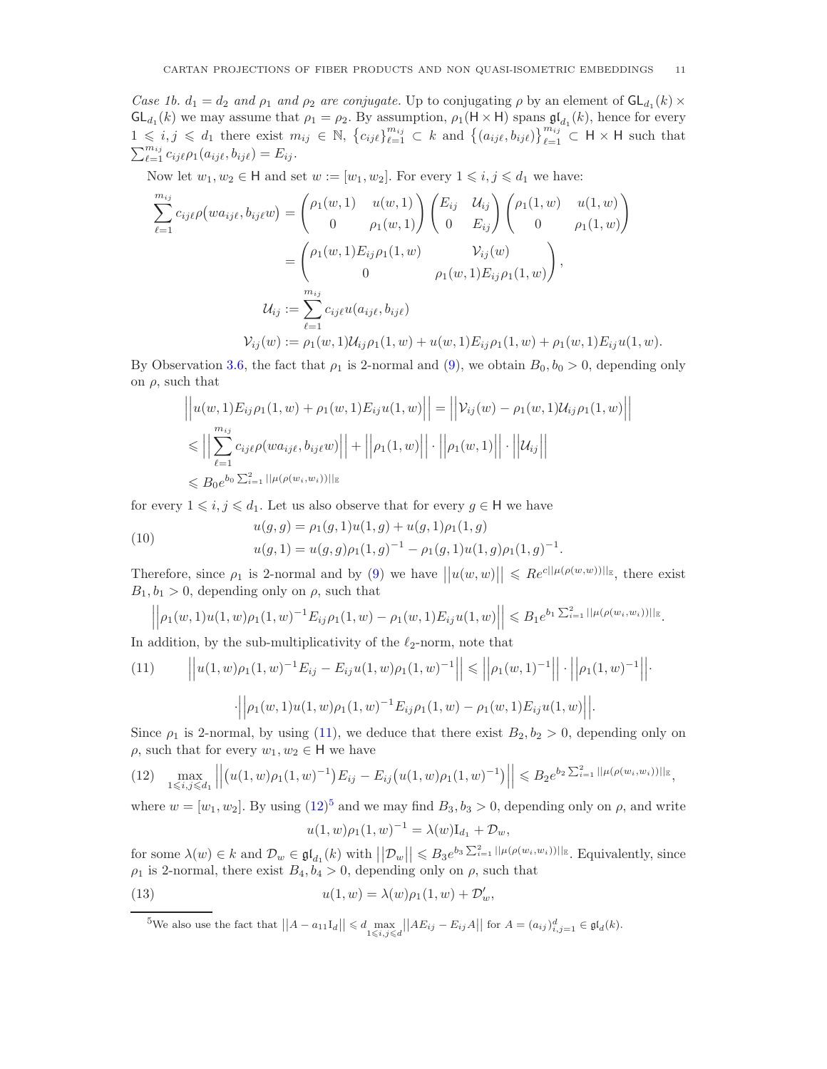*Case 1b. $d_1 = d_2$ and $\rho_1$ and $\rho_2$ are conjugate.* Up to conjugating $\rho$ by an element of $\mathsf{GL}_{d_1}(k) \times \mathsf{GL}_{d_1}(k)$ we may assume that $\rho_1 = \rho_2$. By assumption, $\rho_1(\mathsf{H} \times \mathsf{H})$ spans $\mathfrak{gl}_{d_1}(k)$, hence for every $1 \leqslant i, j \leqslant d_1$ there exist $m_{ij} \in \mathbb{N}$, $\{c_{ij\ell}\}_{\ell=1}^{m_{ij}} \subset k$ and $\{(a_{ij\ell}, b_{ij\ell})\}_{\ell=1}^{m_{ij}} \subset \mathsf{H} \times \mathsf{H}$ such that $\sum_{\ell=1}^{m_{ij}} c_{ij\ell}\rho_1(a_{ij\ell}, b_{ij\ell}) = E_{ij}$.

Now let $w_1, w_2 \in \mathsf{H}$ and set $w := [w_1, w_2]$. For every $1 \leqslant i, j \leqslant d_1$ we have:

$$
\begin{aligned}
\sum_{\ell=1}^{m_{ij}} c_{ij\ell}\rho\big(wa_{ij\ell}, b_{ij\ell}w\big) &= \begin{pmatrix} \rho_1(w,1) & u(w,1) \\ 0 & \rho_1(w,1) \end{pmatrix} \begin{pmatrix} E_{ij} & \mathcal{U}_{ij} \\ 0 & E_{ij} \end{pmatrix} \begin{pmatrix} \rho_1(1,w) & u(1,w) \\ 0 & \rho_1(1,w) \end{pmatrix} \\
&= \begin{pmatrix} \rho_1(w,1)E_{ij}\rho_1(1,w) & \mathcal{V}_{ij}(w) \\ 0 & \rho_1(w,1)E_{ij}\rho_1(1,w) \end{pmatrix}, \\
\mathcal{U}_{ij} &:= \sum_{\ell=1}^{m_{ij}} c_{ij\ell}u(a_{ij\ell}, b_{ij\ell}) \\
\mathcal{V}_{ij}(w) &:= \rho_1(w,1)\mathcal{U}_{ij}\rho_1(1,w) + u(w,1)E_{ij}\rho_1(1,w) + \rho_1(w,1)E_{ij}u(1,w).
\end{aligned}
$$

By Observation 3.6, the fact that $\rho_1$ is 2-normal and (9), we obtain $B_0, b_0 > 0$, depending only on $\rho$, such that

$$
\begin{aligned}
&\Big|\Big|u(w,1)E_{ij}\rho_1(1,w) + \rho_1(w,1)E_{ij}u(1,w)\Big|\Big| = \Big|\Big|\mathcal{V}_{ij}(w) - \rho_1(w,1)\mathcal{U}_{ij}\rho_1(1,w)\Big|\Big| \\
&\leqslant \Big|\Big|\sum_{\ell=1}^{m_{ij}} c_{ij\ell}\rho(wa_{ij\ell}, b_{ij\ell}w)\Big|\Big| + \Big|\Big|\rho_1(1,w)\Big|\Big| \cdot \Big|\Big|\rho_1(w,1)\Big|\Big| \cdot \Big|\Big|\mathcal{U}_{ij}\Big|\Big| \\
&\leqslant B_0 e^{b_0 \sum_{i=1}^{2} ||\mu(\rho(w_i,w_i))||_{\mathbb{E}}}
\end{aligned}
$$

for every $1 \leqslant i, j \leqslant d_1$. Let us also observe that for every $g \in \mathsf{H}$ we have

$$
\begin{aligned}
u(g,g) &= \rho_1(g,1)u(1,g) + u(g,1)\rho_1(1,g) \\
u(g,1) &= u(g,g)\rho_1(1,g)^{-1} - \rho_1(g,1)u(1,g)\rho_1(1,g)^{-1}.
\end{aligned} \tag{10}
$$

Therefore, since $\rho_1$ is 2-normal and by (9) we have $\big|\big|u(w,w)\big|\big| \leqslant Re^{c||\mu(\rho(w,w))||_{\mathbb{E}}}$, there exist $B_1, b_1 > 0$, depending only on $\rho$, such that

$$
\Big|\Big|\rho_1(w,1)u(1,w)\rho_1(1,w)^{-1}E_{ij}\rho_1(1,w) - \rho_1(w,1)E_{ij}u(1,w)\Big|\Big| \leqslant B_1 e^{b_1 \sum_{i=1}^{2} ||\mu(\rho(w_i,w_i))||_{\mathbb{E}}}.
$$

In addition, by the sub-multiplicativity of the $\ell_2$-norm, note that

$$
\begin{aligned}
\Big|\Big|u(1,w)\rho_1(1,w)^{-1}E_{ij} - E_{ij}u(1,w)\rho_1(1,w)^{-1}\Big|\Big| &\leqslant \Big|\Big|\rho_1(w,1)^{-1}\Big|\Big| \cdot \Big|\Big|\rho_1(1,w)^{-1}\Big|\Big| \cdot \\
&\cdot \Big|\Big|\rho_1(w,1)u(1,w)\rho_1(1,w)^{-1}E_{ij}\rho_1(1,w) - \rho_1(w,1)E_{ij}u(1,w)\Big|\Big|.
\end{aligned} \tag{11}
$$

Since $\rho_1$ is 2-normal, by using (11), we deduce that there exist $B_2, b_2 > 0$, depending only on $\rho$, such that for every $w_1, w_2 \in \mathsf{H}$ we have

$$
\max_{1 \leqslant i,j \leqslant d_1} \Big|\Big|\big(u(1,w)\rho_1(1,w)^{-1}\big)E_{ij} - E_{ij}\big(u(1,w)\rho_1(1,w)^{-1}\big)\Big|\Big| \leqslant B_2 e^{b_2 \sum_{i=1}^{2} ||\mu(\rho(w_i,w_i))||_{\mathbb{E}}}, \tag{12}
$$

where $w = [w_1, w_2]$. By using (12)[5] and we may find $B_3, b_3 > 0$, depending only on $\rho$, and write

$$
u(1,w)\rho_1(1,w)^{-1} = \lambda(w)\mathrm{I}_{d_1} + \mathcal{D}_w,
$$

for some $\lambda(w) \in k$ and $\mathcal{D}_w \in \mathfrak{gl}_{d_1}(k)$ with $\big|\big|\mathcal{D}_w\big|\big| \leqslant B_3 e^{b_3 \sum_{i=1}^{2} ||\mu(\rho(w_i,w_i))||_{\mathbb{E}}}$. Equivalently, since $\rho_1$ is 2-normal, there exist $B_4, b_4 > 0$, depending only on $\rho$, such that

$$
u(1,w) = \lambda(w)\rho_1(1,w) + \mathcal{D}'_w, \tag{13}
$$

[5] We also use the fact that $||A - a_{11}\mathrm{I}_d|| \leqslant d \max_{1 \leqslant i,j \leqslant d} ||AE_{ij} - E_{ij}A||$ for $A = (a_{ij})_{i,j=1}^{d} \in \mathfrak{gl}_d(k)$.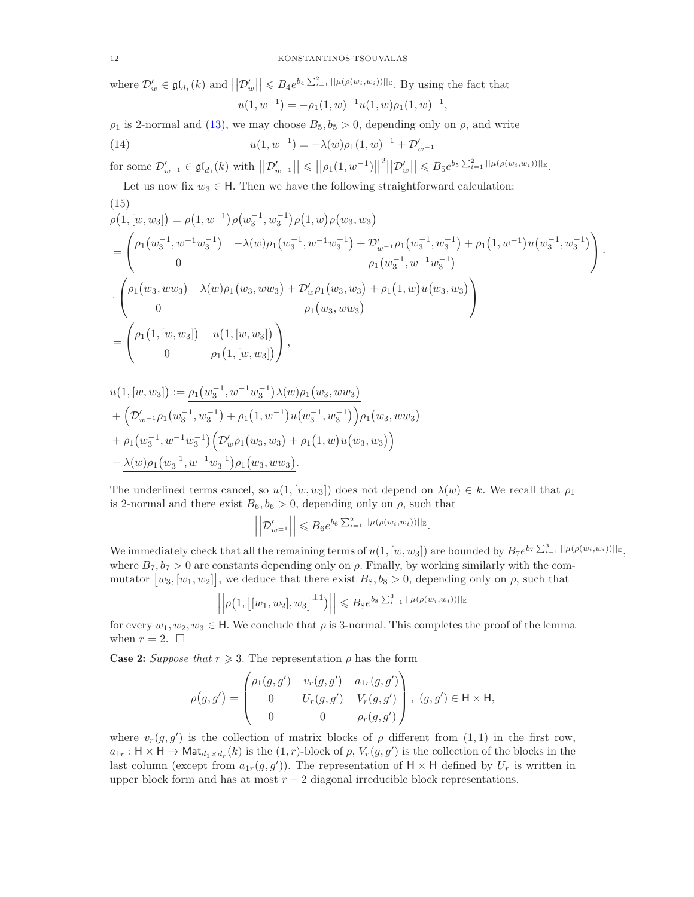where $\mathcal{D}'_w \in \mathfrak{gl}_{d_1}(k)$ and $\big|\big|\mathcal{D}'_w\big|\big| \leqslant B_4 e^{b_4 \sum_{i=1}^2 ||\mu(\rho(w_i,w_i))||_{\mathbb{E}}}$. By using the fact that

$$u(1,w^{-1}) = -\rho_1(1,w)^{-1}u(1,w)\rho_1(1,w)^{-1},$$

$\rho_1$ is 2-normal and (13), we may choose $B_5, b_5 > 0$, depending only on $\rho$, and write

$$u(1,w^{-1}) = -\lambda(w)\rho_1(1,w)^{-1} + \mathcal{D}'_{w^{-1}} \tag{14}$$

for some $\mathcal{D}'_{w^{-1}} \in \mathfrak{gl}_{d_1}(k)$ with $\big|\big|\mathcal{D}'_{w^{-1}}\big|\big| \leqslant \big|\big|\rho_1(1,w^{-1})\big|\big|^2\big|\big|\mathcal{D}'_w\big|\big| \leqslant B_5 e^{b_5 \sum_{i=1}^2 ||\mu(\rho(w_i,w_i))||_{\mathbb{E}}}$.

Let us now fix $w_3 \in \mathsf{H}$. Then we have the following straightforward calculation:

$$\begin{aligned}
&\rho\big(1,[w,w_3]\big) = \rho\big(1,w^{-1}\big)\rho\big(w_3^{-1},w_3^{-1}\big)\rho\big(1,w\big)\rho\big(w_3,w_3\big) \\
&= \begin{pmatrix} \rho_1\big(w_3^{-1},w^{-1}w_3^{-1}\big) & -\lambda(w)\rho_1\big(w_3^{-1},w^{-1}w_3^{-1}\big) + \mathcal{D}'_{w^{-1}}\rho_1\big(w_3^{-1},w_3^{-1}\big) + \rho_1\big(1,w^{-1}\big)u\big(w_3^{-1},w_3^{-1}\big) \\ 0 & \rho_1\big(w_3^{-1},w^{-1}w_3^{-1}\big)\end{pmatrix} \cdot \\
&\cdot \begin{pmatrix} \rho_1\big(w_3,ww_3\big) & \lambda(w)\rho_1\big(w_3,ww_3\big) + \mathcal{D}'_w\rho_1\big(w_3,w_3\big) + \rho_1\big(1,w\big)u\big(w_3,w_3\big) \\ 0 & \rho_1\big(w_3,ww_3\big)\end{pmatrix} \\
&= \begin{pmatrix} \rho_1\big(1,[w,w_3]\big) & u\big(1,[w,w_3]\big) \\ 0 & \rho_1\big(1,[w,w_3]\big)\end{pmatrix},
\end{aligned} \tag{15}$$

$$\begin{aligned}
u\big(1,[w,w_3]\big) &:= \underline{\rho_1\big(w_3^{-1},w^{-1}w_3^{-1}\big)\lambda(w)\rho_1\big(w_3,ww_3\big)} \\
&+ \Big(\mathcal{D}'_{w^{-1}}\rho_1\big(w_3^{-1},w_3^{-1}\big) + \rho_1\big(1,w^{-1}\big)u\big(w_3^{-1},w_3^{-1}\big)\Big)\rho_1\big(w_3,ww_3\big) \\
&+ \rho_1\big(w_3^{-1},w^{-1}w_3^{-1}\big)\Big(\mathcal{D}'_w\rho_1\big(w_3,w_3\big) + \rho_1\big(1,w\big)u\big(w_3,w_3\big)\Big) \\
&- \underline{\lambda(w)\rho_1\big(w_3^{-1},w^{-1}w_3^{-1}\big)\rho_1\big(w_3,ww_3\big)}.
\end{aligned}$$

The underlined terms cancel, so $u(1,[w,w_3])$ does not depend on $\lambda(w) \in k$. We recall that $\rho_1$ is 2-normal and there exist $B_6, b_6 > 0$, depending only on $\rho$, such that

$$\Big|\Big|\mathcal{D}'_{w^{\pm 1}}\Big|\Big| \leqslant B_6 e^{b_6 \sum_{i=1}^2 ||\mu(\rho(w_i,w_i))||_{\mathbb{E}}}.$$

We immediately check that all the remaining terms of $u(1,[w,w_3])$ are bounded by $B_7 e^{b_7 \sum_{i=1}^3 ||\mu(\rho(w_i,w_i))||_{\mathbb{E}}}$, where $B_7, b_7 > 0$ are constants depending only on $\rho$. Finally, by working similarly with the commutator $\big[w_3,[w_1,w_2]\big]$, we deduce that there exist $B_8, b_8 > 0$, depending only on $\rho$, such that

$$\Big|\Big|\rho\big(1,\big[[w_1,w_2],w_3\big]^{\pm 1}\big)\Big|\Big| \leqslant B_8 e^{b_8 \sum_{i=1}^3 ||\mu(\rho(w_i,w_i))||_{\mathbb{E}}}$$

for every $w_1, w_2, w_3 \in \mathsf{H}$. We conclude that $\rho$ is 3-normal. This completes the proof of the lemma when $r = 2$. $\square$

**Case 2:** *Suppose that $r \geqslant 3$.* The representation $\rho$ has the form

$$\rho\big(g,g'\big) = \begin{pmatrix} \rho_1(g,g') & v_r(g,g') & a_{1r}(g,g') \\ 0 & U_r(g,g') & V_r(g,g') \\ 0 & 0 & \rho_r(g,g')\end{pmatrix}, \ (g,g') \in \mathsf{H}\times\mathsf{H},$$

where $v_r(g,g')$ is the collection of matrix blocks of $\rho$ different from $(1,1)$ in the first row, $a_{1r} : \mathsf{H}\times\mathsf{H} \to \mathsf{Mat}_{d_1\times d_r}(k)$ is the $(1,r)$-block of $\rho$, $V_r(g,g')$ is the collection of the blocks in the last column (except from $a_{1r}(g,g')$). The representation of $\mathsf{H}\times\mathsf{H}$ defined by $U_r$ is written in upper block form and has at most $r-2$ diagonal irreducible block representations.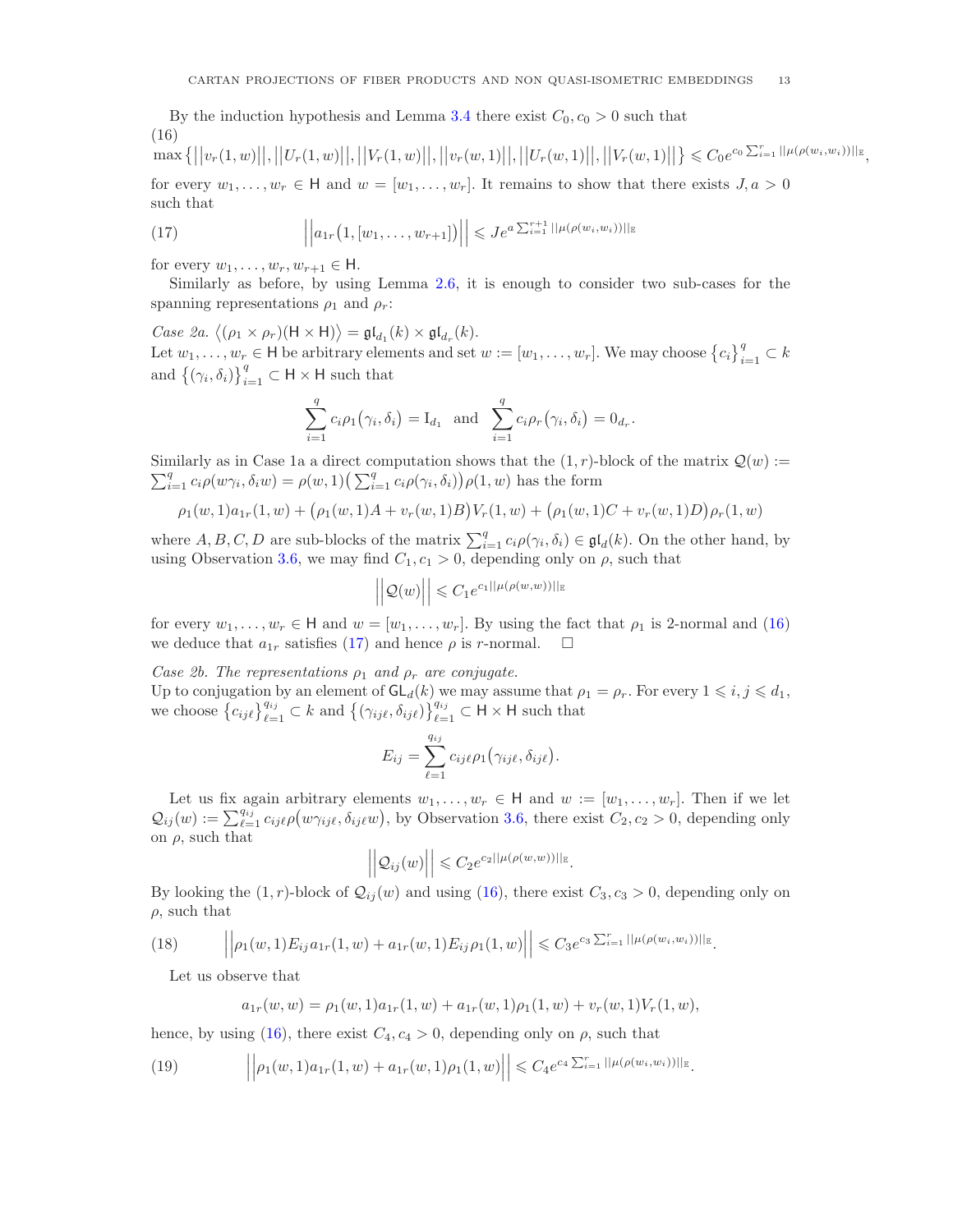By the induction hypothesis and Lemma 3.4 there exist $C_0, c_0 > 0$ such that

(16)

$$\max\big\{\big|\big|v_r(1,w)\big|\big|, \big|\big|U_r(1,w)\big|\big|, \big|\big|V_r(1,w)\big|\big|, \big|\big|v_r(w,1)\big|\big|, \big|\big|U_r(w,1)\big|\big|, \big|\big|V_r(w,1)\big|\big|\big\} \leqslant C_0 e^{c_0 \sum_{i=1}^{r} ||\mu(\rho(w_i,w_i))||_{\mathbb{E}}},$$

for every $w_1, \ldots, w_r \in \mathsf{H}$ and $w = [w_1, \ldots, w_r]$. It remains to show that there exists $J, a > 0$ such that

$$\Big|\Big|a_{1r}\big(1, [w_1, \ldots, w_{r+1}]\big)\Big|\Big| \leqslant J e^{a \sum_{i=1}^{r+1} ||\mu(\rho(w_i,w_i))||_{\mathbb{E}}} \tag{17}$$

for every $w_1, \ldots, w_r, w_{r+1} \in \mathsf{H}$.

Similarly as before, by using Lemma 2.6, it is enough to consider two sub-cases for the spanning representations $\rho_1$ and $\rho_r$:

*Case 2a.* $\big\langle (\rho_1 \times \rho_r)(\mathsf{H} \times \mathsf{H})\big\rangle = \mathfrak{gl}_{d_1}(k) \times \mathfrak{gl}_{d_r}(k)$.
Let $w_1, \ldots, w_r \in \mathsf{H}$ be arbitrary elements and set $w := [w_1, \ldots, w_r]$. We may choose $\big\{c_i\big\}_{i=1}^{q} \subset k$ and $\big\{(\gamma_i, \delta_i)\big\}_{i=1}^{q} \subset \mathsf{H} \times \mathsf{H}$ such that

$$\sum_{i=1}^{q} c_i \rho_1\big(\gamma_i, \delta_i\big) = \mathrm{I}_{d_1} \ \text{ and } \ \sum_{i=1}^{q} c_i \rho_r\big(\gamma_i, \delta_i\big) = 0_{d_r}.$$

Similarly as in Case 1a a direct computation shows that the $(1,r)$-block of the matrix $\mathcal{Q}(w) := \sum_{i=1}^{q} c_i \rho(w\gamma_i, \delta_i w) = \rho(w,1)\big(\sum_{i=1}^{q} c_i \rho(\gamma_i, \delta_i)\big)\rho(1,w)$ has the form

$$\rho_1(w,1)a_{1r}(1,w) + \big(\rho_1(w,1)A + v_r(w,1)B\big)V_r(1,w) + \big(\rho_1(w,1)C + v_r(w,1)D\big)\rho_r(1,w)$$

where $A, B, C, D$ are sub-blocks of the matrix $\sum_{i=1}^{q} c_i \rho(\gamma_i, \delta_i) \in \mathfrak{gl}_d(k)$. On the other hand, by using Observation 3.6, we may find $C_1, c_1 > 0$, depending only on $\rho$, such that

$$\Big|\Big|\mathcal{Q}(w)\Big|\Big| \leqslant C_1 e^{c_1 ||\mu(\rho(w,w))||_{\mathbb{E}}}$$

for every $w_1, \ldots, w_r \in \mathsf{H}$ and $w = [w_1, \ldots, w_r]$. By using the fact that $\rho_1$ is 2-normal and (16) we deduce that $a_{1r}$ satisfies (17) and hence $\rho$ is $r$-normal. $\square$

*Case 2b. The representations $\rho_1$ and $\rho_r$ are conjugate.*
Up to conjugation by an element of $\mathsf{GL}_d(k)$ we may assume that $\rho_1 = \rho_r$. For every $1 \leqslant i, j \leqslant d_1$, we choose $\big\{c_{ij\ell}\big\}_{\ell=1}^{q_{ij}} \subset k$ and $\big\{(\gamma_{ij\ell}, \delta_{ij\ell})\big\}_{\ell=1}^{q_{ij}} \subset \mathsf{H} \times \mathsf{H}$ such that

$$E_{ij} = \sum_{\ell=1}^{q_{ij}} c_{ij\ell}\rho_1\big(\gamma_{ij\ell}, \delta_{ij\ell}\big).$$

Let us fix again arbitrary elements $w_1, \ldots, w_r \in \mathsf{H}$ and $w := [w_1, \ldots, w_r]$. Then if we let $\mathcal{Q}_{ij}(w) := \sum_{\ell=1}^{q_{ij}} c_{ij\ell}\rho\big(w\gamma_{ij\ell}, \delta_{ij\ell}w\big)$, by Observation 3.6, there exist $C_2, c_2 > 0$, depending only on $\rho$, such that

$$\Big|\Big|\mathcal{Q}_{ij}(w)\Big|\Big| \leqslant C_2 e^{c_2 ||\mu(\rho(w,w))||_{\mathbb{E}}}.$$

By looking the $(1,r)$-block of $\mathcal{Q}_{ij}(w)$ and using (16), there exist $C_3, c_3 > 0$, depending only on $\rho$, such that

$$\Big|\Big|\rho_1(w,1)E_{ij}a_{1r}(1,w) + a_{1r}(w,1)E_{ij}\rho_1(1,w)\Big|\Big| \leqslant C_3 e^{c_3 \sum_{i=1}^{r} ||\mu(\rho(w_i,w_i))||_{\mathbb{E}}}. \tag{18}$$

Let us observe that

$$a_{1r}(w,w) = \rho_1(w,1)a_{1r}(1,w) + a_{1r}(w,1)\rho_1(1,w) + v_r(w,1)V_r(1,w),$$

hence, by using (16), there exist $C_4, c_4 > 0$, depending only on $\rho$, such that

$$\Big|\Big|\rho_1(w,1)a_{1r}(1,w) + a_{1r}(w,1)\rho_1(1,w)\Big|\Big| \leqslant C_4 e^{c_4 \sum_{i=1}^{r} ||\mu(\rho(w_i,w_i))||_{\mathbb{E}}}. \tag{19}$$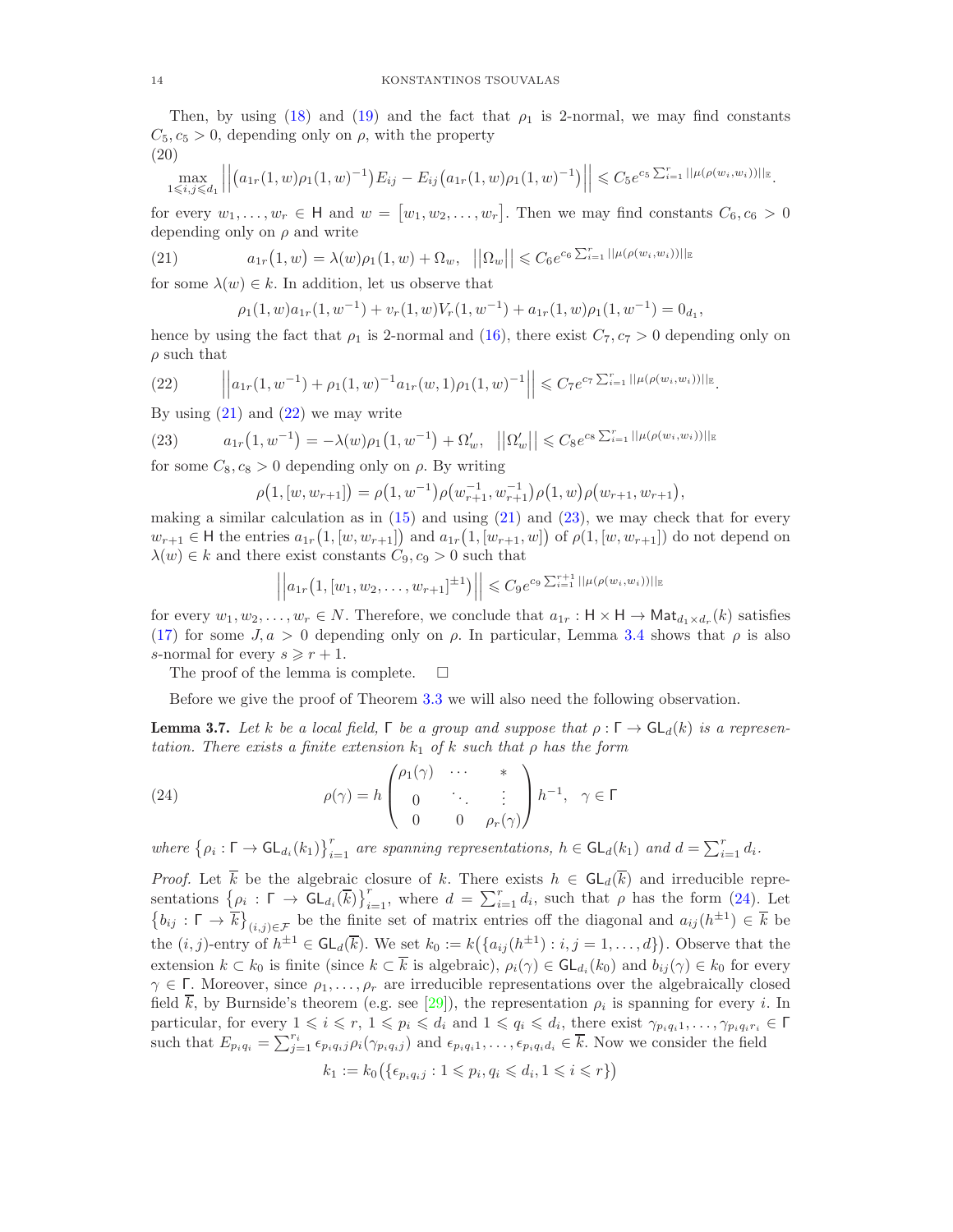Then, by using (18) and (19) and the fact that $\rho_1$ is 2-normal, we may find constants $C_5, c_5 > 0$, depending only on $\rho$, with the property

$$\max_{1\leqslant i,j\leqslant d_1} \Big|\Big|\big(a_{1r}(1,w)\rho_1(1,w)^{-1}\big)E_{ij} - E_{ij}\big(a_{1r}(1,w)\rho_1(1,w)^{-1}\big)\Big|\Big| \leqslant C_5 e^{c_5 \sum_{i=1}^{r} ||\mu(\rho(w_i,w_i))||_{\mathbb{E}}}. \tag{20}$$

for every $w_1, \ldots, w_r \in \mathsf{H}$ and $w = \big[w_1, w_2, \ldots, w_r\big]$. Then we may find constants $C_6, c_6 > 0$ depending only on $\rho$ and write

$$a_{1r}\big(1,w\big) = \lambda(w)\rho_1(1,w) + \Omega_w, \quad \big|\big|\Omega_w\big|\big| \leqslant C_6 e^{c_6 \sum_{i=1}^{r} ||\mu(\rho(w_i,w_i))||_{\mathbb{E}}} \tag{21}$$

for some $\lambda(w) \in k$. In addition, let us observe that

$$\rho_1(1,w)a_{1r}(1,w^{-1}) + v_r(1,w)V_r(1,w^{-1}) + a_{1r}(1,w)\rho_1(1,w^{-1}) = 0_{d_1},$$

hence by using the fact that $\rho_1$ is 2-normal and (16), there exist $C_7, c_7 > 0$ depending only on $\rho$ such that

$$\Big|\Big|a_{1r}(1,w^{-1}) + \rho_1(1,w)^{-1}a_{1r}(w,1)\rho_1(1,w)^{-1}\Big|\Big| \leqslant C_7 e^{c_7 \sum_{i=1}^{r} ||\mu(\rho(w_i,w_i))||_{\mathbb{E}}}. \tag{22}$$

By using (21) and (22) we may write

$$a_{1r}\big(1,w^{-1}\big) = -\lambda(w)\rho_1\big(1,w^{-1}\big) + \Omega'_w, \quad \big|\big|\Omega'_w\big|\big| \leqslant C_8 e^{c_8 \sum_{i=1}^{r} ||\mu(\rho(w_i,w_i))||_{\mathbb{E}}} \tag{23}$$

for some $C_8, c_8 > 0$ depending only on $\rho$. By writing

$$\rho\big(1,[w,w_{r+1}]\big) = \rho\big(1,w^{-1}\big)\rho\big(w_{r+1}^{-1},w_{r+1}^{-1}\big)\rho\big(1,w\big)\rho\big(w_{r+1},w_{r+1}\big),$$

making a similar calculation as in (15) and using (21) and (23), we may check that for every $w_{r+1} \in \mathsf{H}$ the entries $a_{1r}\big(1,[w,w_{r+1}]\big)$ and $a_{1r}\big(1,[w_{r+1},w]\big)$ of $\rho(1,[w,w_{r+1}])$ do not depend on $\lambda(w) \in k$ and there exist constants $C_9, c_9 > 0$ such that

$$\Big|\Big|a_{1r}\big(1,[w_1,w_2,\ldots,w_{r+1}]^{\pm 1}\big)\Big|\Big| \leqslant C_9 e^{c_9 \sum_{i=1}^{r+1} ||\mu(\rho(w_i,w_i))||_{\mathbb{E}}}$$

for every $w_1, w_2, \ldots, w_r \in N$. Therefore, we conclude that $a_{1r} : \mathsf{H} \times \mathsf{H} \to \mathsf{Mat}_{d_1 \times d_r}(k)$ satisfies (17) for some $J, a > 0$ depending only on $\rho$. In particular, Lemma 3.4 shows that $\rho$ is also $s$-normal for every $s \geqslant r+1$.

The proof of the lemma is complete. $\square$

Before we give the proof of Theorem 3.3 we will also need the following observation.

**Lemma 3.7.** *Let $k$ be a local field, $\Gamma$ be a group and suppose that $\rho : \Gamma \to \mathsf{GL}_d(k)$ is a representation. There exists a finite extension $k_1$ of $k$ such that $\rho$ has the form*

$$\rho(\gamma) = h \begin{pmatrix} \rho_1(\gamma) & \cdots & * \\ 0 & \ddots & \vdots \\ 0 & 0 & \rho_r(\gamma) \end{pmatrix} h^{-1}, \quad \gamma \in \Gamma \tag{24}$$

*where $\big\{\rho_i : \Gamma \to \mathsf{GL}_{d_i}(k_1)\big\}_{i=1}^{r}$ are spanning representations, $h \in \mathsf{GL}_d(k_1)$ and $d = \sum_{i=1}^{r} d_i$.*

*Proof.* Let $\overline{k}$ be the algebraic closure of $k$. There exists $h \in \mathsf{GL}_d(\overline{k})$ and irreducible representations $\big\{\rho_i : \Gamma \to \mathsf{GL}_{d_i}(\overline{k})\big\}_{i=1}^{r}$, where $d = \sum_{i=1}^{r} d_i$, such that $\rho$ has the form (24). Let $\big\{b_{ij} : \Gamma \to \overline{k}\big\}_{(i,j)\in\mathcal{F}}$ be the finite set of matrix entries off the diagonal and $a_{ij}(h^{\pm 1}) \in \overline{k}$ be the $(i,j)$-entry of $h^{\pm 1} \in \mathsf{GL}_d(\overline{k})$. We set $k_0 := k\big(\{a_{ij}(h^{\pm 1}) : i,j = 1,\ldots,d\}\big)$. Observe that the extension $k \subset k_0$ is finite (since $k \subset \overline{k}$ is algebraic), $\rho_i(\gamma) \in \mathsf{GL}_{d_i}(k_0)$ and $b_{ij}(\gamma) \in k_0$ for every $\gamma \in \Gamma$. Moreover, since $\rho_1, \ldots, \rho_r$ are irreducible representations over the algebraically closed field $\overline{k}$, by Burnside's theorem (e.g. see [29]), the representation $\rho_i$ is spanning for every $i$. In particular, for every $1 \leqslant i \leqslant r$, $1 \leqslant p_i \leqslant d_i$ and $1 \leqslant q_i \leqslant d_i$, there exist $\gamma_{p_i q_i 1}, \ldots, \gamma_{p_i q_i r_i} \in \Gamma$ such that $E_{p_i q_i} = \sum_{j=1}^{r_i} \epsilon_{p_i q_i j}\rho_i(\gamma_{p_i q_i j})$ and $\epsilon_{p_i q_i 1}, \ldots, \epsilon_{p_i q_i d_i} \in \overline{k}$. Now we consider the field

$$k_1 := k_0\big(\{\epsilon_{p_i q_i j} : 1 \leqslant p_i, q_i \leqslant d_i, 1 \leqslant i \leqslant r\}\big)$$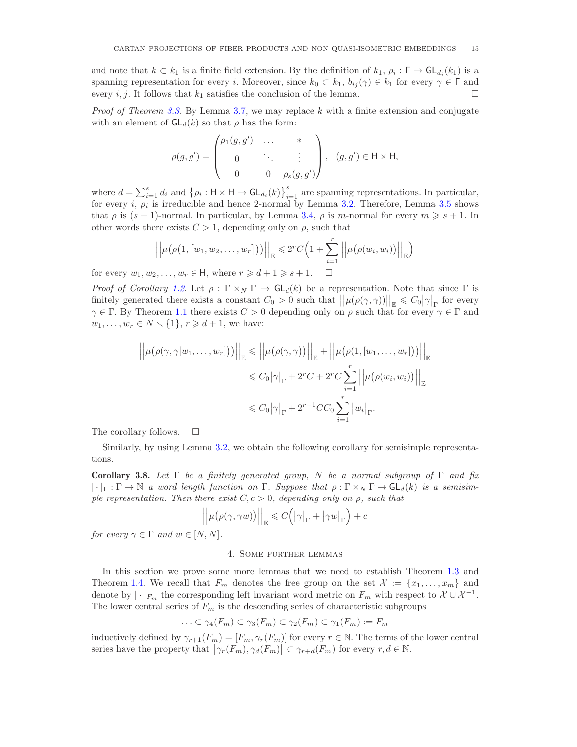and note that $k \subset k_1$ is a finite field extension. By the definition of $k_1$, $\rho_i : \Gamma \to \mathsf{GL}_{d_i}(k_1)$ is a spanning representation for every $i$. Moreover, since $k_0 \subset k_1$, $b_{ij}(\gamma) \in k_1$ for every $\gamma \in \Gamma$ and every $i, j$. It follows that $k_1$ satisfies the conclusion of the lemma. $\square$

*Proof of Theorem 3.3.* By Lemma 3.7, we may replace $k$ with a finite extension and conjugate with an element of $\mathsf{GL}_d(k)$ so that $\rho$ has the form:

$$\rho(g,g') = \begin{pmatrix} \rho_1(g,g') & \dots & * \\ 0 & \ddots & \vdots \\ 0 & 0 & \rho_s(g,g') \end{pmatrix}, \quad (g,g') \in \mathsf{H} \times \mathsf{H},$$

where $d = \sum_{i=1}^{s} d_i$ and $\left\{\rho_i : \mathsf{H} \times \mathsf{H} \to \mathsf{GL}_{d_i}(k)\right\}_{i=1}^{s}$ are spanning representations. In particular, for every $i$, $\rho_i$ is irreducible and hence 2-normal by Lemma 3.2. Therefore, Lemma 3.5 shows that $\rho$ is $(s+1)$-normal. In particular, by Lemma 3.4, $\rho$ is $m$-normal for every $m \geqslant s+1$. In other words there exists $C > 1$, depending only on $\rho$, such that

$$\Big|\Big|\mu\big(\rho(1,[w_1,w_2,\dots,w_r])\big)\Big|\Big|_{\mathbb{E}} \leqslant 2^r C\Big(1 + \sum_{i=1}^{r} \Big|\Big|\mu\big(\rho(w_i,w_i)\big)\Big|\Big|_{\mathbb{E}}\Big)$$

for every $w_1, w_2, \dots, w_r \in \mathsf{H}$, where $r \geqslant d+1 \geqslant s+1$. $\square$

*Proof of Corollary 1.2.* Let $\rho : \Gamma \times_N \Gamma \to \mathsf{GL}_d(k)$ be a representation. Note that since $\Gamma$ is finitely generated there exists a constant $C_0 > 0$ such that $\big|\big|\mu(\rho(\gamma,\gamma))\big|\big|_{\mathbb{E}} \leqslant C_0 \big|\gamma\big|_{\Gamma}$ for every $\gamma \in \Gamma$. By Theorem 1.1 there exists $C > 0$ depending only on $\rho$ such that for every $\gamma \in \Gamma$ and $w_1, \dots, w_r \in N \smallsetminus \{1\}$, $r \geqslant d+1$, we have:

$$\begin{aligned}
\Big|\Big|\mu\big(\rho(\gamma,\gamma[w_1,\dots,w_r])\big)\Big|\Big|_{\mathbb{E}} &\leqslant \Big|\Big|\mu\big(\rho(\gamma,\gamma)\big)\Big|\Big|_{\mathbb{E}} + \Big|\Big|\mu\big(\rho(1,[w_1,\dots,w_r])\big)\Big|\Big|_{\mathbb{E}} \\
&\leqslant C_0\big|\gamma\big|_{\Gamma} + 2^r C + 2^r C \sum_{i=1}^{r} \Big|\Big|\mu\big(\rho(w_i,w_i)\big)\Big|\Big|_{\mathbb{E}} \\
&\leqslant C_0\big|\gamma\big|_{\Gamma} + 2^{r+1} C C_0 \sum_{i=1}^{r} \big|w_i\big|_{\Gamma}.
\end{aligned}$$

The corollary follows. $\square$

Similarly, by using Lemma 3.2, we obtain the following corollary for semisimple representations.

**Corollary 3.8.** *Let $\Gamma$ be a finitely generated group, $N$ be a normal subgroup of $\Gamma$ and fix $|\cdot|_{\Gamma} : \Gamma \to \mathbb{N}$ a word length function on $\Gamma$. Suppose that $\rho : \Gamma \times_N \Gamma \to \mathsf{GL}_d(k)$ is a semisimple representation. Then there exist $C, c > 0$, depending only on $\rho$, such that*

$$\Big|\Big|\mu\big(\rho(\gamma,\gamma w)\big)\Big|\Big|_{\mathbb{E}} \leqslant C\Big(\big|\gamma\big|_{\Gamma} + \big|\gamma w\big|_{\Gamma}\Big) + c$$

*for every $\gamma \in \Gamma$ and $w \in [N,N]$.*

## 4. Some further lemmas

In this section we prove some more lemmas that we need to establish Theorem 1.3 and Theorem 1.4. We recall that $F_m$ denotes the free group on the set $\mathcal{X} := \{x_1, \dots, x_m\}$ and denote by $|\cdot|_{F_m}$ the corresponding left invariant word metric on $F_m$ with respect to $\mathcal{X} \cup \mathcal{X}^{-1}$. The lower central series of $F_m$ is the descending series of characteristic subgroups

$$\dots \subset \gamma_4(F_m) \subset \gamma_3(F_m) \subset \gamma_2(F_m) \subset \gamma_1(F_m) := F_m$$

inductively defined by $\gamma_{r+1}(F_m) = [F_m, \gamma_r(F_m)]$ for every $r \in \mathbb{N}$. The terms of the lower central series have the property that $\big[\gamma_r(F_m), \gamma_d(F_m)\big] \subset \gamma_{r+d}(F_m)$ for every $r, d \in \mathbb{N}$.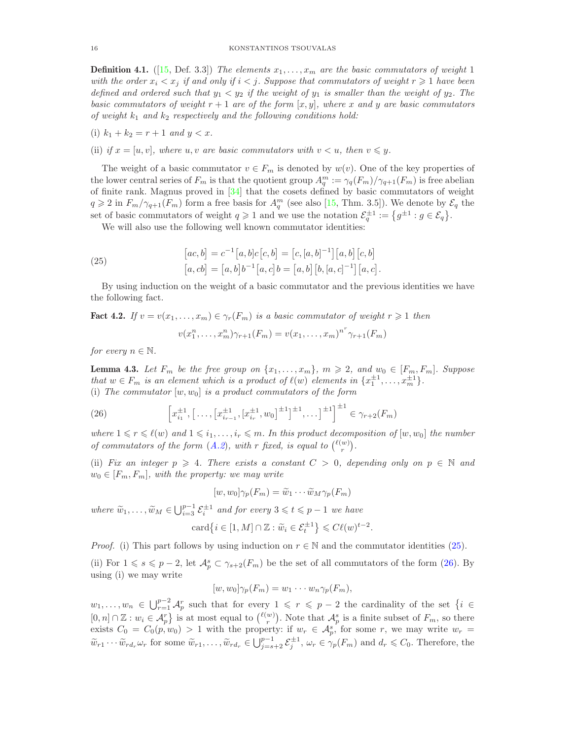**Definition 4.1.** ([15, Def. 3.3]) *The elements $x_1,\dots,x_m$ are the basic commutators of weight 1 with the order $x_i<x_j$ if and only if $i<j$. Suppose that commutators of weight $r\geqslant 1$ have been defined and ordered such that $y_1<y_2$ if the weight of $y_1$ is smaller than the weight of $y_2$. The basic commutators of weight $r+1$ are of the form $[x,y]$, where $x$ and $y$ are basic commutators of weight $k_1$ and $k_2$ respectively and the following conditions hold:*

(i) *$k_1+k_2=r+1$ and $y<x$.*

(ii) *if $x=[u,v]$, where $u,v$ are basic commutators with $v<u$, then $v\leqslant y$.*

The weight of a basic commutator $v\in F_m$ is denoted by $w(v)$. One of the key properties of the lower central series of $F_m$ is that the quotient group $A_q^m:=\gamma_q(F_m)/\gamma_{q+1}(F_m)$ is free abelian of finite rank. Magnus proved in [34] that the cosets defined by basic commutators of weight $q\geqslant 2$ in $F_m/\gamma_{q+1}(F_m)$ form a free basis for $A_q^m$ (see also [15, Thm. 3.5]). We denote by $\mathcal{E}_q$ the set of basic commutators of weight $q\geqslant 1$ and we use the notation $\mathcal{E}_q^{\pm 1}:=\{g^{\pm 1}:g\in\mathcal{E}_q\}$.

We will also use the following well known commutator identities:

$$
\begin{aligned}
\big[ac,b\big] &= c^{-1}\big[a,b\big]c\big[c,b\big]=\big[c,[a,b]^{-1}\big]\big[a,b\big]\big[c,b\big]\\
\big[a,cb\big] &= \big[a,b\big]b^{-1}\big[a,c\big]b=\big[a,b\big]\big[b,[a,c]^{-1}\big]\big[a,c\big].
\end{aligned}
\tag{25}
$$

By using induction on the weight of a basic commutator and the previous identities we have the following fact.

**Fact 4.2.** *If $v=v(x_1,\dots,x_m)\in\gamma_r(F_m)$ is a basic commutator of weight $r\geqslant 1$ then*

$$v(x_1^n,\dots,x_m^n)\gamma_{r+1}(F_m)=v(x_1,\dots,x_m)^{n^r}\gamma_{r+1}(F_m)$$

*for every $n\in\mathbb{N}$.*

**Lemma 4.3.** *Let $F_m$ be the free group on $\{x_1,\dots,x_m\}$, $m\geqslant 2$, and $w_0\in[F_m,F_m]$. Suppose that $w\in F_m$ is an element which is a product of $\ell(w)$ elements in $\{x_1^{\pm 1},\dots,x_m^{\pm 1}\}$.*
*(i) The commutator $[w,w_0]$ is a product commutators of the form*

$$
\Big[x_{i_1}^{\pm 1},\big[\dots,\big[x_{i_{r-1}}^{\pm 1},[x_{i_r}^{\pm 1},w_0]^{\pm 1}\big]^{\pm 1},\dots\big]^{\pm 1}\Big]^{\pm 1}\in\gamma_{r+2}(F_m)
\tag{26}
$$

*where $1\leqslant r\leqslant \ell(w)$ and $1\leqslant i_1,\dots,i_r\leqslant m$. In this product decomposition of $[w,w_0]$ the number of commutators of the form (A.2), with $r$ fixed, is equal to $\binom{\ell(w)}{r}$.*

*(ii) Fix an integer $p\geqslant 4$. There exists a constant $C>0$, depending only on $p\in\mathbb{N}$ and $w_0\in[F_m,F_m]$, with the property: we may write*

$$[w,w_0]\gamma_p(F_m)=\widetilde{w}_1\cdots\widetilde{w}_M\gamma_p(F_m)$$

*where $\widetilde{w}_1,\dots,\widetilde{w}_M\in\bigcup_{i=3}^{p-1}\mathcal{E}_i^{\pm 1}$ and for every $3\leqslant t\leqslant p-1$ we have*

$$\mathrm{card}\big\{i\in[1,M]\cap\mathbb{Z}:\widetilde{w}_i\in\mathcal{E}_t^{\pm 1}\big\}\leqslant C\ell(w)^{t-2}.$$

*Proof.* (i) This part follows by using induction on $r\in\mathbb{N}$ and the commutator identities (25).

(ii) For $1\leqslant s\leqslant p-2$, let $\mathcal{A}_p^s\subset\gamma_{s+2}(F_m)$ be the set of all commutators of the form (26). By using (i) we may write

$$[w,w_0]\gamma_p(F_m)=w_1\cdots w_n\gamma_p(F_m),$$

$w_1,\dots,w_n\in\bigcup_{r=1}^{p-2}\mathcal{A}_p^r$ such that for every $1\leqslant r\leqslant p-2$ the cardinality of the set $\big\{i\in[0,n]\cap\mathbb{Z}:w_i\in\mathcal{A}_p^r\big\}$ is at most equal to $\binom{\ell(w)}{r}$. Note that $\mathcal{A}_p^s$ is a finite subset of $F_m$, so there exists $C_0=C_0(p,w_0)>1$ with the property: if $w_r\in\mathcal{A}_p^s$, for some $r$, we may write $w_r=\widetilde{w}_{r1}\cdots\widetilde{w}_{rd_r}\omega_r$ for some $\widetilde{w}_{r1},\dots,\widetilde{w}_{rd_r}\in\bigcup_{j=s+2}^{p-1}\mathcal{E}_j^{\pm 1}$, $\omega_r\in\gamma_p(F_m)$ and $d_r\leqslant C_0$. Therefore, the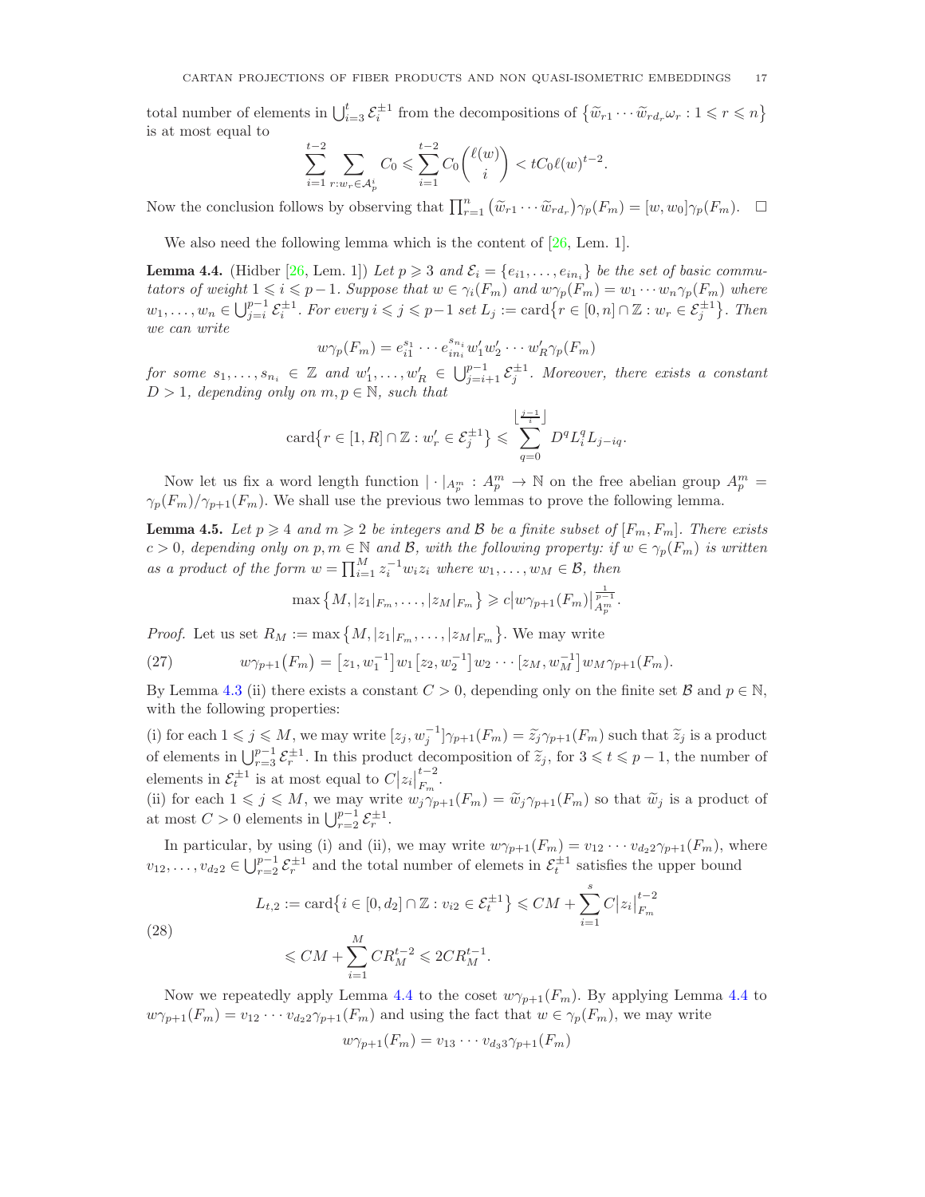total number of elements in $\bigcup_{i=3}^{t} \mathcal{E}_i^{\pm 1}$ from the decompositions of $\{\widetilde{w}_{r1}\cdots\widetilde{w}_{rd_r}\omega_r : 1 \leqslant r \leqslant n\}$ is at most equal to

$$\sum_{i=1}^{t-2}\sum_{r:w_r\in\mathcal{A}_p^i} C_0 \leqslant \sum_{i=1}^{t-2} C_0\binom{\ell(w)}{i} < tC_0\ell(w)^{t-2}.$$

Now the conclusion follows by observing that $\prod_{r=1}^{n}\big(\widetilde{w}_{r1}\cdots\widetilde{w}_{rd_r}\big)\gamma_p(F_m) = [w,w_0]\gamma_p(F_m)$. $\square$

We also need the following lemma which is the content of [26, Lem. 1].

**Lemma 4.4.** (Hidber [26, Lem. 1]) *Let $p \geqslant 3$ and $\mathcal{E}_i = \{e_{i1},\ldots,e_{in_i}\}$ be the set of basic commutators of weight $1 \leqslant i \leqslant p-1$. Suppose that $w \in \gamma_i(F_m)$ and $w\gamma_p(F_m) = w_1\cdots w_n\gamma_p(F_m)$ where $w_1,\ldots,w_n \in \bigcup_{j=i}^{p-1}\mathcal{E}_i^{\pm 1}$. For every $i \leqslant j \leqslant p-1$ set $L_j := \mathrm{card}\{r \in [0,n]\cap\mathbb{Z} : w_r \in \mathcal{E}_j^{\pm 1}\}$. Then we can write*

$$w\gamma_p(F_m) = e_{i1}^{s_1}\cdots e_{in_i}^{s_{n_i}} w_1' w_2' \cdots w_R'\gamma_p(F_m)$$

*for some $s_1,\ldots,s_{n_i} \in \mathbb{Z}$ and $w_1',\ldots,w_R' \in \bigcup_{j=i+1}^{p-1}\mathcal{E}_j^{\pm 1}$. Moreover, there exists a constant $D > 1$, depending only on $m,p \in \mathbb{N}$, such that*

$$\mathrm{card}\{r \in [1,R]\cap\mathbb{Z} : w_r' \in \mathcal{E}_j^{\pm 1}\} \leqslant \sum_{q=0}^{\lfloor\frac{j-1}{i}\rfloor} D^q L_i^q L_{j-iq}.$$

Now let us fix a word length function $|\cdot|_{A_p^m} : A_p^m \to \mathbb{N}$ on the free abelian group $A_p^m = \gamma_p(F_m)/\gamma_{p+1}(F_m)$. We shall use the previous two lemmas to prove the following lemma.

**Lemma 4.5.** *Let $p \geqslant 4$ and $m \geqslant 2$ be integers and $\mathcal{B}$ be a finite subset of $[F_m,F_m]$. There exists $c > 0$, depending only on $p,m \in \mathbb{N}$ and $\mathcal{B}$, with the following property: if $w \in \gamma_p(F_m)$ is written as a product of the form $w = \prod_{i=1}^{M} z_i^{-1}w_i z_i$ where $w_1,\ldots,w_M \in \mathcal{B}$, then*

$$\max\{M,|z_1|_{F_m},\ldots,|z_M|_{F_m}\} \geqslant c\big|w\gamma_{p+1}(F_m)\big|_{A_p^m}^{\frac{1}{p-1}}.$$

*Proof.* Let us set $R_M := \max\{M,|z_1|_{F_m},\ldots,|z_M|_{F_m}\}$. We may write

$$w\gamma_{p+1}(F_m) = [z_1,w_1^{-1}]w_1[z_2,w_2^{-1}]w_2\cdots[z_M,w_M^{-1}]w_M\gamma_{p+1}(F_m). \tag{27}$$

By Lemma 4.3 (ii) there exists a constant $C > 0$, depending only on the finite set $\mathcal{B}$ and $p \in \mathbb{N}$, with the following properties:

(i) for each $1 \leqslant j \leqslant M$, we may write $[z_j,w_j^{-1}]\gamma_{p+1}(F_m) = \widetilde{z}_j\gamma_{p+1}(F_m)$ such that $\widetilde{z}_j$ is a product of elements in $\bigcup_{r=3}^{p-1}\mathcal{E}_r^{\pm 1}$. In this product decomposition of $\widetilde{z}_j$, for $3 \leqslant t \leqslant p-1$, the number of elements in $\mathcal{E}_t^{\pm 1}$ is at most equal to $C|z_i|_{F_m}^{t-2}$.
(ii) for each $1 \leqslant j \leqslant M$, we may write $w_j\gamma_{p+1}(F_m) = \widetilde{w}_j\gamma_{p+1}(F_m)$ so that $\widetilde{w}_j$ is a product of at most $C > 0$ elements in $\bigcup_{r=2}^{p-1}\mathcal{E}_r^{\pm 1}$.

In particular, by using (i) and (ii), we may write $w\gamma_{p+1}(F_m) = v_{12}\cdots v_{d_2 2}\gamma_{p+1}(F_m)$, where $v_{12},\ldots,v_{d_2 2} \in \bigcup_{r=2}^{p-1}\mathcal{E}_r^{\pm 1}$ and the total number of elemets in $\mathcal{E}_t^{\pm 1}$ satisfies the upper bound

$$\begin{aligned} L_{t,2} &:= \mathrm{card}\{i \in [0,d_2]\cap\mathbb{Z} : v_{i2} \in \mathcal{E}_t^{\pm 1}\} \leqslant CM + \sum_{i=1}^{s} C|z_i|_{F_m}^{t-2} \\ &\leqslant CM + \sum_{i=1}^{M} CR_M^{t-2} \leqslant 2CR_M^{t-1}. \end{aligned} \tag{28}$$

Now we repeatedly apply Lemma 4.4 to the coset $w\gamma_{p+1}(F_m)$. By applying Lemma 4.4 to $w\gamma_{p+1}(F_m) = v_{12}\cdots v_{d_2 2}\gamma_{p+1}(F_m)$ and using the fact that $w \in \gamma_p(F_m)$, we may write

$$w\gamma_{p+1}(F_m) = v_{13}\cdots v_{d_3 3}\gamma_{p+1}(F_m)$$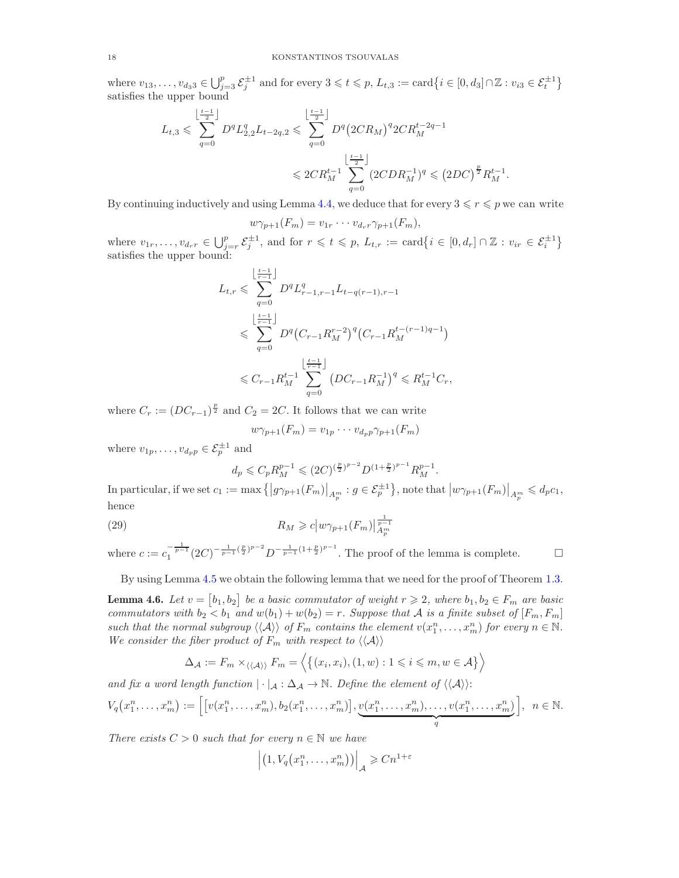where $v_{13}, \ldots, v_{d_3 3} \in \bigcup_{j=3}^{p} \mathcal{E}_j^{\pm 1}$ and for every $3 \leqslant t \leqslant p$, $L_{t,3} := \operatorname{card}\{i \in [0, d_3] \cap \mathbb{Z} : v_{i3} \in \mathcal{E}_t^{\pm 1}\}$ satisfies the upper bound

$$L_{t,3} \leqslant \sum_{q=0}^{\lfloor \frac{t-1}{2} \rfloor} D^q L_{2,2}^q L_{t-2q,2} \leqslant \sum_{q=0}^{\lfloor \frac{t-1}{2} \rfloor} D^q \big(2CR_M\big)^q 2CR_M^{t-2q-1}$$
$$\leqslant 2CR_M^{t-1} \sum_{q=0}^{\lfloor \frac{t-1}{2} \rfloor} (2CDR_M^{-1})^q \leqslant \big(2DC\big)^{\frac{p}{2}} R_M^{t-1}.$$

By continuing inductively and using Lemma 4.4, we deduce that for every $3 \leqslant r \leqslant p$ we can write

$$w\gamma_{p+1}(F_m) = v_{1r} \cdots v_{d_r r} \gamma_{p+1}(F_m),$$

where $v_{1r}, \ldots, v_{d_r r} \in \bigcup_{j=r}^{p} \mathcal{E}_j^{\pm 1}$, and for $r \leqslant t \leqslant p$, $L_{t,r} := \operatorname{card}\{i \in [0, d_r] \cap \mathbb{Z} : v_{ir} \in \mathcal{E}_i^{\pm 1}\}$ satisfies the upper bound:

$$L_{t,r} \leqslant \sum_{q=0}^{\lfloor \frac{t-1}{r-1} \rfloor} D^q L_{r-1,r-1}^q L_{t-q(r-1),r-1}$$
$$\leqslant \sum_{q=0}^{\lfloor \frac{t-1}{r-1} \rfloor} D^q \big(C_{r-1} R_M^{r-2}\big)^q \big(C_{r-1} R_M^{t-(r-1)q-1}\big)$$
$$\leqslant C_{r-1} R_M^{t-1} \sum_{q=0}^{\lfloor \frac{t-1}{r-1} \rfloor} \big(DC_{r-1} R_M^{-1}\big)^q \leqslant R_M^{t-1} C_r,$$

where $C_r := (DC_{r-1})^{\frac{p}{2}}$ and $C_2 = 2C$. It follows that we can write

$$w\gamma_{p+1}(F_m) = v_{1p} \cdots v_{d_p p} \gamma_{p+1}(F_m)$$

where $v_{1p}, \ldots, v_{d_p p} \in \mathcal{E}_p^{\pm 1}$ and

$$d_p \leqslant C_p R_M^{p-1} \leqslant (2C)^{(\frac{p}{2})^{p-2}} D^{(1+\frac{p}{2})^{p-1}} R_M^{p-1}.$$

In particular, if we set $c_1 := \max\big\{\big|g\gamma_{p+1}(F_m)\big|_{A_p^m} : g \in \mathcal{E}_p^{\pm 1}\big\}$, note that $\big|w\gamma_{p+1}(F_m)\big|_{A_p^m} \leqslant d_p c_1$, hence

$$R_M \geqslant c\big|w\gamma_{p+1}(F_m)\big|_{A_p^m}^{\frac{1}{p-1}} \tag{29}$$

where $c := c_1^{-\frac{1}{p-1}} (2C)^{-\frac{1}{p-1}(\frac{p}{2})^{p-2}} D^{-\frac{1}{p-1}(1+\frac{p}{2})^{p-1}}$. The proof of the lemma is complete. $\square$

By using Lemma 4.5 we obtain the following lemma that we need for the proof of Theorem 1.3.

**Lemma 4.6.** *Let $v = [b_1, b_2]$ be a basic commutator of weight $r \geqslant 2$, where $b_1, b_2 \in F_m$ are basic commutators with $b_2 < b_1$ and $w(b_1) + w(b_2) = r$. Suppose that $\mathcal{A}$ is a finite subset of $[F_m, F_m]$ such that the normal subgroup $\langle\langle \mathcal{A} \rangle\rangle$ of $F_m$ contains the element $v(x_1^n, \ldots, x_m^n)$ for every $n \in \mathbb{N}$. We consider the fiber product of $F_m$ with respect to $\langle\langle \mathcal{A} \rangle\rangle$*

$$\Delta_{\mathcal{A}} := F_m \times_{\langle\langle \mathcal{A} \rangle\rangle} F_m = \Big\langle \big\{(x_i, x_i), (1, w) : 1 \leqslant i \leqslant m, w \in \mathcal{A}\big\} \Big\rangle$$

*and fix a word length function $|\cdot|_{\mathcal{A}} : \Delta_{\mathcal{A}} \to \mathbb{N}$. Define the element of $\langle\langle \mathcal{A} \rangle\rangle$:*

$$V_q(x_1^n, \ldots, x_m^n) := \Big[\big[v(x_1^n, \ldots, x_m^n), b_2(x_1^n, \ldots, x_m^n)\big], \underbrace{v(x_1^n, \ldots, x_m^n), \ldots, v(x_1^n, \ldots, x_m^n)}_{q}\Big], \ \ n \in \mathbb{N}.$$

*There exists $C > 0$ such that for every $n \in \mathbb{N}$ we have*

$$\Big|\big(1, V_q(x_1^n, \ldots, x_m^n)\big)\Big|_{\mathcal{A}} \geqslant Cn^{1+\varepsilon}$$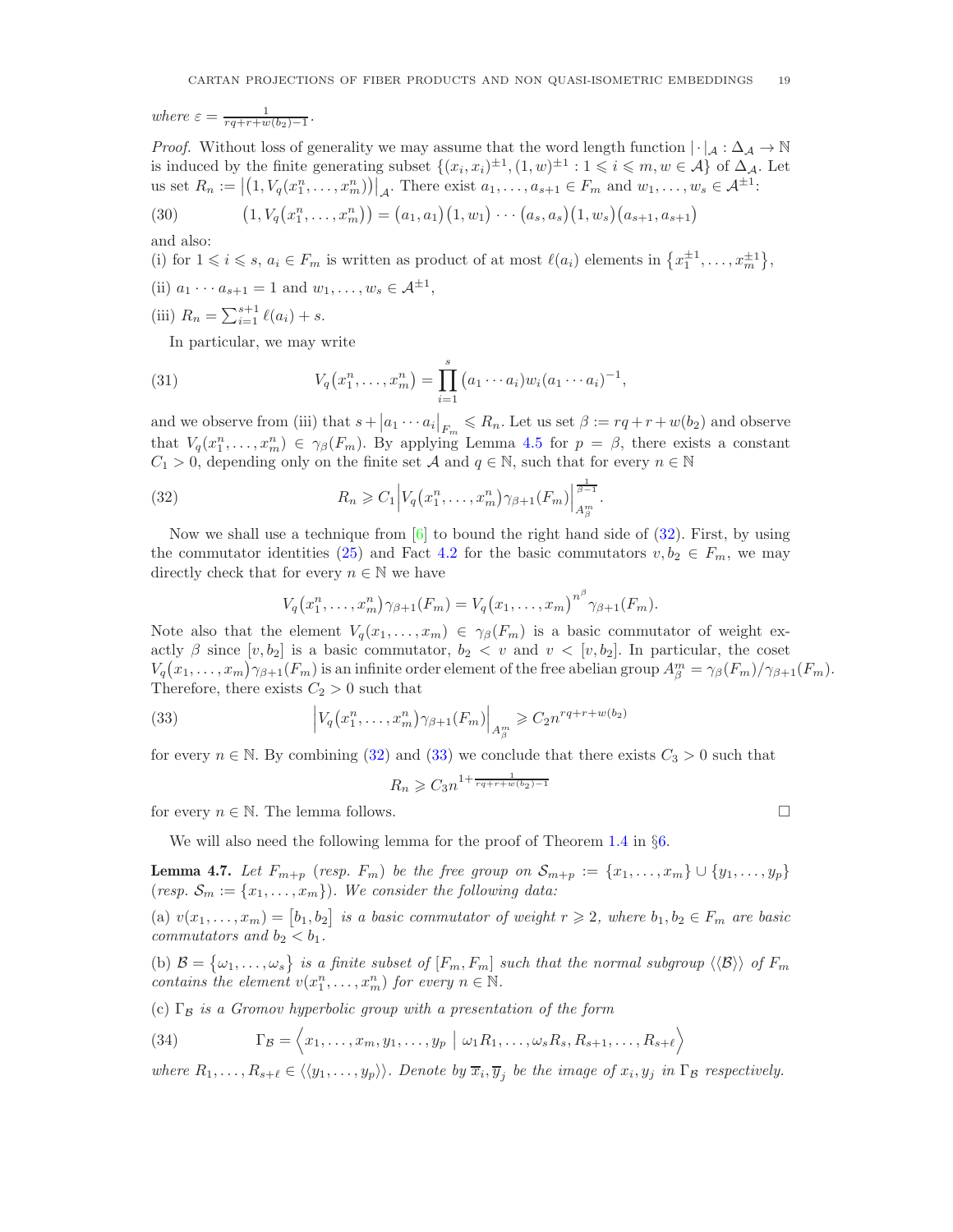where $\varepsilon = \frac{1}{rq+r+w(b_2)-1}$.

*Proof.* Without loss of generality we may assume that the word length function $|\cdot|_{\mathcal{A}} : \Delta_{\mathcal{A}} \to \mathbb{N}$ is induced by the finite generating subset $\{(x_i, x_i)^{\pm 1}, (1, w)^{\pm 1} : 1 \leqslant i \leqslant m, w \in \mathcal{A}\}$ of $\Delta_{\mathcal{A}}$. Let us set $R_n := \big|\big(1, V_q(x_1^n, \ldots, x_m^n)\big)\big|_{\mathcal{A}}$. There exist $a_1, \ldots, a_{s+1} \in F_m$ and $w_1, \ldots, w_s \in \mathcal{A}^{\pm 1}$:

$$(30) \qquad \big(1, V_q(x_1^n, \ldots, x_m^n)\big) = \big(a_1, a_1\big)\big(1, w_1\big) \cdots \big(a_s, a_s\big)\big(1, w_s\big)\big(a_{s+1}, a_{s+1}\big)$$

and also:

(i) for $1 \leqslant i \leqslant s$, $a_i \in F_m$ is written as product of at most $\ell(a_i)$ elements in $\{x_1^{\pm 1}, \ldots, x_m^{\pm 1}\}$,

(ii) $a_1 \cdots a_{s+1} = 1$ and $w_1, \ldots, w_s \in \mathcal{A}^{\pm 1}$,

(iii) $R_n = \sum_{i=1}^{s+1} \ell(a_i) + s$.

In particular, we may write

$$(31) \qquad V_q\big(x_1^n, \ldots, x_m^n\big) = \prod_{i=1}^{s} (a_1 \cdots a_i) w_i (a_1 \cdots a_i)^{-1},$$

and we observe from (iii) that $s + \big|a_1 \cdots a_i\big|_{F_m} \leqslant R_n$. Let us set $\beta := rq + r + w(b_2)$ and observe that $V_q(x_1^n, \ldots, x_m^n) \in \gamma_\beta(F_m)$. By applying Lemma 4.5 for $p = \beta$, there exists a constant $C_1 > 0$, depending only on the finite set $\mathcal{A}$ and $q \in \mathbb{N}$, such that for every $n \in \mathbb{N}$

$$(32) \qquad R_n \geqslant C_1 \Big| V_q\big(x_1^n, \ldots, x_m^n\big)\gamma_{\beta+1}(F_m)\Big|_{A_\beta^m}^{\frac{1}{\beta - 1}}.$$

Now we shall use a technique from [6] to bound the right hand side of (32). First, by using the commutator identities (25) and Fact 4.2 for the basic commutators $v, b_2 \in F_m$, we may directly check that for every $n \in \mathbb{N}$ we have

$$V_q\big(x_1^n, \ldots, x_m^n\big)\gamma_{\beta+1}(F_m) = V_q\big(x_1, \ldots, x_m\big)^{n^\beta}\gamma_{\beta+1}(F_m).$$

Note also that the element $V_q(x_1, \ldots, x_m) \in \gamma_\beta(F_m)$ is a basic commutator of weight exactly $\beta$ since $[v, b_2]$ is a basic commutator, $b_2 < v$ and $v < [v, b_2]$. In particular, the coset $V_q\big(x_1, \ldots, x_m\big)\gamma_{\beta+1}(F_m)$ is an infinite order element of the free abelian group $A_\beta^m = \gamma_\beta(F_m)/\gamma_{\beta+1}(F_m)$. Therefore, there exists $C_2 > 0$ such that

$$(33) \qquad \Big| V_q\big(x_1^n, \ldots, x_m^n\big)\gamma_{\beta+1}(F_m)\Big|_{A_\beta^m} \geqslant C_2 n^{rq+r+w(b_2)}$$

for every $n \in \mathbb{N}$. By combining (32) and (33) we conclude that there exists $C_3 > 0$ such that

$$R_n \geqslant C_3 n^{1 + \frac{1}{rq+r+w(b_2)-1}}$$

for every $n \in \mathbb{N}$. The lemma follows. $\square$

We will also need the following lemma for the proof of Theorem 1.4 in §6.

**Lemma 4.7.** *Let $F_{m+p}$ (resp. $F_m$) be the free group on $\mathcal{S}_{m+p} := \{x_1, \ldots, x_m\} \cup \{y_1, \ldots, y_p\}$ (resp. $\mathcal{S}_m := \{x_1, \ldots, x_m\}$). We consider the following data:*

*(a) $v(x_1, \ldots, x_m) = \big[b_1, b_2\big]$ is a basic commutator of weight $r \geqslant 2$, where $b_1, b_2 \in F_m$ are basic commutators and $b_2 < b_1$.*

*(b) $\mathcal{B} = \{\omega_1, \ldots, \omega_s\}$ is a finite subset of $[F_m, F_m]$ such that the normal subgroup $\langle\langle \mathcal{B} \rangle\rangle$ of $F_m$ contains the element $v(x_1^n, \ldots, x_m^n)$ for every $n \in \mathbb{N}$.*

*(c) $\Gamma_{\mathcal{B}}$ is a Gromov hyperbolic group with a presentation of the form*

$$(34) \qquad \Gamma_{\mathcal{B}} = \Big\langle x_1, \ldots, x_m, y_1, \ldots, y_p \ \Big|\ \omega_1 R_1, \ldots, \omega_s R_s, R_{s+1}, \ldots, R_{s+\ell} \Big\rangle$$

*where $R_1, \ldots, R_{s+\ell} \in \langle\langle y_1, \ldots, y_p \rangle\rangle$. Denote by $\overline{x}_i, \overline{y}_j$ be the image of $x_i, y_j$ in $\Gamma_{\mathcal{B}}$ respectively.*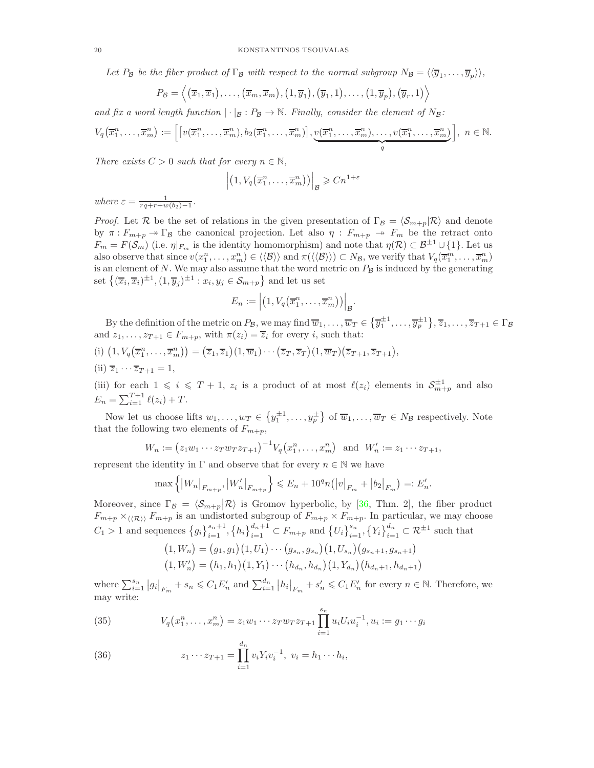*Let $P_{\mathcal{B}}$ be the fiber product of $\Gamma_{\mathcal{B}}$ with respect to the normal subgroup $N_{\mathcal{B}} = \langle\langle \overline{y}_1, \dots, \overline{y}_p \rangle\rangle$,*

$$P_{\mathcal{B}} = \Big\langle (\overline{x}_1, \overline{x}_1), \dots, (\overline{x}_m, \overline{x}_m), (1, \overline{y}_1), (\overline{y}_1, 1), \dots, (1, \overline{y}_p), (\overline{y}_r, 1) \Big\rangle$$

*and fix a word length function $|\cdot|_{\mathcal{B}} : P_{\mathcal{B}} \to \mathbb{N}$. Finally, consider the element of $N_{\mathcal{B}}$:*

$$V_q(\overline{x}_1^n, \dots, \overline{x}_m^n) := \Big[ \big[ v(\overline{x}_1^n, \dots, \overline{x}_m^n), b_2(\overline{x}_1^n, \dots, \overline{x}_m^n) \big], \underbrace{v(\overline{x}_1^n, \dots, \overline{x}_m^n), \dots, v(\overline{x}_1^n, \dots, \overline{x}_m^n)}_{q} \Big], \ n \in \mathbb{N}.$$

*There exists $C > 0$ such that for every $n \in \mathbb{N}$,*

$$\Big| \big(1, V_q(\overline{x}_1^n, \dots, \overline{x}_m^n)\big) \Big|_{\mathcal{B}} \geqslant C n^{1+\varepsilon}$$

*where $\varepsilon = \frac{1}{rq + r + w(b_2) - 1}$.*

*Proof.* Let $\mathcal{R}$ be the set of relations in the given presentation of $\Gamma_{\mathcal{B}} = \langle \mathcal{S}_{m+p} | \mathcal{R} \rangle$ and denote by $\pi : F_{m+p} \twoheadrightarrow \Gamma_{\mathcal{B}}$ the canonical projection. Let also $\eta : F_{m+p} \twoheadrightarrow F_m$ be the retract onto $F_m = F(\mathcal{S}_m)$ (i.e. $\eta|_{F_m}$ is the identity homomorphism) and note that $\eta(\mathcal{R}) \subset \mathcal{B}^{\pm 1} \cup \{1\}$. Let us also observe that since $v(x_1^n, \dots, x_m^n) \in \langle\langle \mathcal{B} \rangle\rangle$ and $\pi(\langle\langle \mathcal{B} \rangle\rangle) \subset N_{\mathcal{B}}$, we verify that $V_q(\overline{x}_1^m, \dots, \overline{x}_m^n)$ is an element of $N$. We may also assume that the word metric on $P_{\mathcal{B}}$ is induced by the generating set $\big\{ (\overline{x}_i, \overline{x}_i)^{\pm 1}, (1, \overline{y}_j)^{\pm 1} : x_i, y_j \in \mathcal{S}_{m+p} \big\}$ and let us set

$$E_n := \Big| \big(1, V_q(\overline{x}_1^n, \dots, \overline{x}_m^n)\big) \Big|_{\mathcal{B}}.$$

By the definition of the metric on $P_{\mathcal{B}}$, we may find $\overline{w}_1, \dots, \overline{w}_T \in \big\{ \overline{y}_1^{\pm 1}, \dots, \overline{y}_p^{\pm 1} \big\}$, $\overline{z}_1, \dots, \overline{z}_{T+1} \in \Gamma_{\mathcal{B}}$ and $z_1, \dots, z_{T+1} \in F_{m+p}$, with $\pi(z_i) = \overline{z}_i$ for every $i$, such that:

(i) $\big(1, V_q(\overline{x}_1^n, \dots, \overline{x}_m^n)\big) = (\overline{z}_1, \overline{z}_1)(1, \overline{w}_1) \cdots (\overline{z}_T, \overline{z}_T)(1, \overline{w}_T)(\overline{z}_{T+1}, \overline{z}_{T+1})$,

(ii) $\overline{z}_1 \cdots \overline{z}_{T+1} = 1$,

(iii) for each $1 \leqslant i \leqslant T+1$, $z_i$ is a product of at most $\ell(z_i)$ elements in $\mathcal{S}_{m+p}^{\pm 1}$ and also $E_n = \sum_{i=1}^{T+1} \ell(z_i) + T$.

Now let us choose lifts $w_1, \dots, w_T \in \big\{ y_1^{\pm 1}, \dots, y_p^{\pm} \big\}$ of $\overline{w}_1, \dots, \overline{w}_T \in N_{\mathcal{B}}$ respectively. Note that the following two elements of $F_{m+p}$,

$$W_n := \big(z_1 w_1 \cdots z_T w_T z_{T+1}\big)^{-1} V_q(x_1^n, \dots, x_m^n) \ \text{ and } \ W_n' := z_1 \cdots z_{T+1},$$

represent the identity in $\Gamma$ and observe that for every $n \in \mathbb{N}$ we have

$$\max\Big\{ |W_n|_{F_{m+p}}, |W_n'|_{F_{m+p}} \Big\} \leqslant E_n + 10^q n \big( |v|_{F_m} + |b_2|_{F_m} \big) =: E_n'.$$

Moreover, since $\Gamma_{\mathcal{B}} = \langle \mathcal{S}_{m+p} | \mathcal{R} \rangle$ is Gromov hyperbolic, by [36, Thm. 2], the fiber product $F_{m+p} \times_{\langle\langle \mathcal{R} \rangle\rangle} F_{m+p}$ is an undistorted subgroup of $F_{m+p} \times F_{m+p}$. In particular, we may choose $C_1 > 1$ and sequences $\{g_i\}_{i=1}^{s_n+1}, \{h_i\}_{i=1}^{d_n+1} \subset F_{m+p}$ and $\{U_i\}_{i=1}^{s_n}, \{Y_i\}_{i=1}^{d_n} \subset \mathcal{R}^{\pm 1}$ such that

$$\begin{aligned}
(1, W_n) &= (g_1, g_1)(1, U_1) \cdots (g_{s_n}, g_{s_n})(1, U_{s_n})(g_{s_n+1}, g_{s_n+1}) \\
(1, W_n') &= (h_1, h_1)(1, Y_1) \cdots (h_{d_n}, h_{d_n})(1, Y_{d_n})(h_{d_n+1}, h_{d_n+1})
\end{aligned}$$

where $\sum_{i=1}^{s_n} |g_i|_{F_m} + s_n \leqslant C_1 E_n'$ and $\sum_{i=1}^{d_n} |h_i|_{F_m} + s_n' \leqslant C_1 E_n'$ for every $n \in \mathbb{N}$. Therefore, we may write:

$$V_q(x_1^n, \dots, x_m^n) = z_1 w_1 \cdots z_T w_T z_{T+1} \prod_{i=1}^{s_n} u_i U_i u_i^{-1}, u_i := g_1 \cdots g_i \tag{35}$$

$$z_1 \cdots z_{T+1} = \prod_{i=1}^{d_n} v_i Y_i v_i^{-1}, \ v_i = h_1 \cdots h_i, \tag{36}$$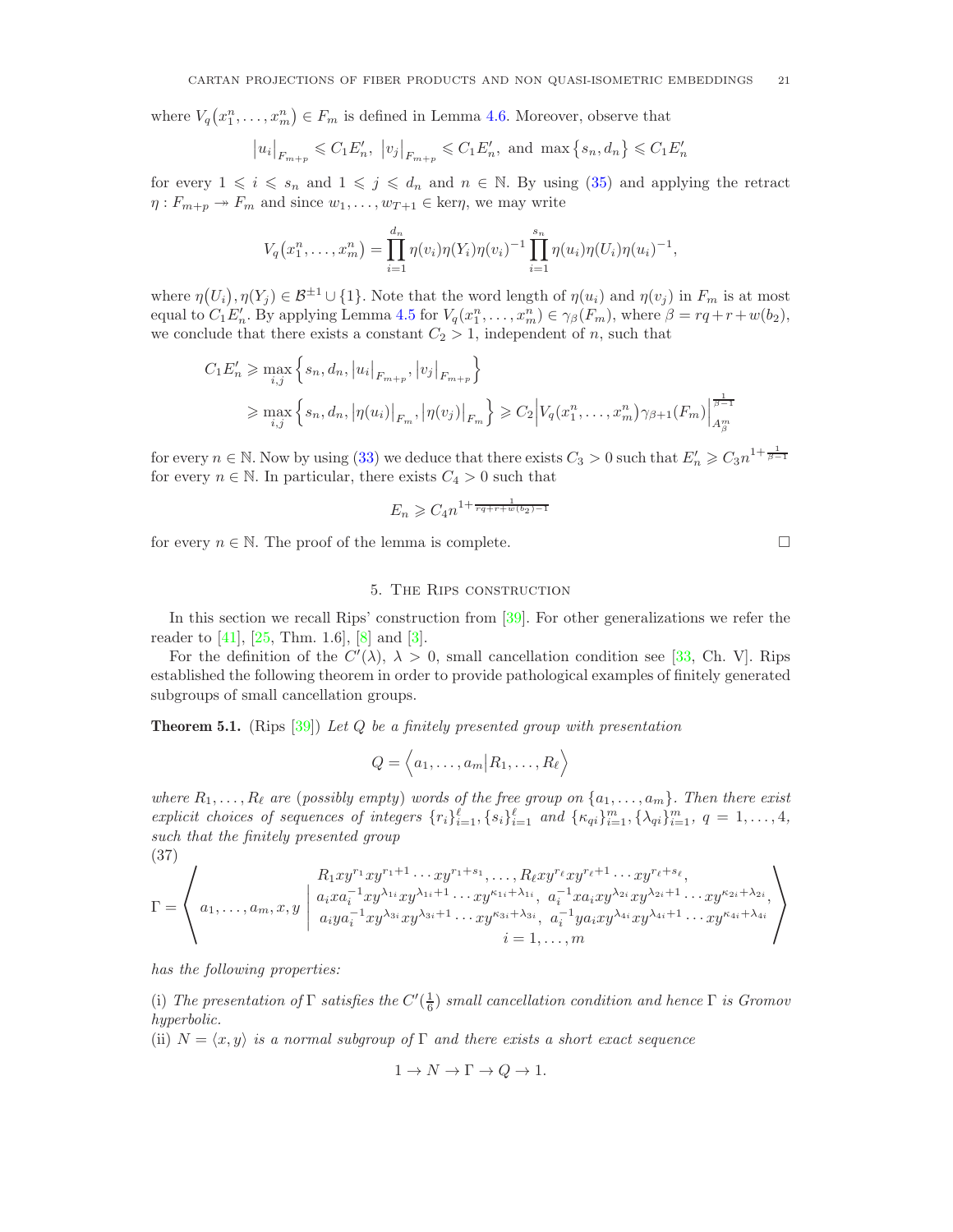where $V_q(x_1^n,\dots,x_m^n) \in F_m$ is defined in Lemma 4.6. Moreover, observe that

$$|u_i|_{F_{m+p}} \leqslant C_1 E_n',\ |v_j|_{F_{m+p}} \leqslant C_1 E_n', \text{ and } \max\{s_n, d_n\} \leqslant C_1 E_n'$$

for every $1 \leqslant i \leqslant s_n$ and $1 \leqslant j \leqslant d_n$ and $n \in \mathbb{N}$. By using (35) and applying the retract $\eta : F_{m+p} \twoheadrightarrow F_m$ and since $w_1,\dots,w_{T+1} \in \ker\eta$, we may write

$$V_q(x_1^n,\dots,x_m^n) = \prod_{i=1}^{d_n} \eta(v_i)\eta(Y_i)\eta(v_i)^{-1} \prod_{i=1}^{s_n} \eta(u_i)\eta(U_i)\eta(u_i)^{-1},$$

where $\eta(U_i), \eta(Y_j) \in \mathcal{B}^{\pm 1} \cup \{1\}$. Note that the word length of $\eta(u_i)$ and $\eta(v_j)$ in $F_m$ is at most equal to $C_1 E_n'$. By applying Lemma 4.5 for $V_q(x_1^n,\dots,x_m^n) \in \gamma_\beta(F_m)$, where $\beta = rq + r + w(b_2)$, we conclude that there exists a constant $C_2 > 1$, independent of $n$, such that

$$\begin{aligned} C_1 E_n' &\geqslant \max_{i,j} \left\{ s_n, d_n, |u_i|_{F_{m+p}}, |v_j|_{F_{m+p}} \right\} \\ &\geqslant \max_{i,j} \left\{ s_n, d_n, |\eta(u_i)|_{F_m}, |\eta(v_j)|_{F_m} \right\} \geqslant C_2 \Big| V_q(x_1^n,\dots,x_m^n)\gamma_{\beta+1}(F_m) \Big|_{A_\beta^m}^{\frac{1}{\beta-1}} \end{aligned}$$

for every $n \in \mathbb{N}$. Now by using (33) we deduce that there exists $C_3 > 0$ such that $E_n' \geqslant C_3 n^{1+\frac{1}{\beta-1}}$ for every $n \in \mathbb{N}$. In particular, there exists $C_4 > 0$ such that

$$E_n \geqslant C_4 n^{1+\frac{1}{rq+r+w(b_2)-1}}$$

for every $n \in \mathbb{N}$. The proof of the lemma is complete. □

## 5. The Rips construction

In this section we recall Rips' construction from [39]. For other generalizations we refer the reader to [41], [25, Thm. 1.6], [8] and [3].

For the definition of the $C'(\lambda)$, $\lambda > 0$, small cancellation condition see [33, Ch. V]. Rips established the following theorem in order to provide pathological examples of finitely generated subgroups of small cancellation groups.

**Theorem 5.1.** (Rips [39]) *Let $Q$ be a finitely presented group with presentation*

$$Q = \Big\langle a_1,\dots,a_m \Big| R_1,\dots,R_\ell \Big\rangle$$

*where $R_1,\dots,R_\ell$ are (possibly empty) words of the free group on $\{a_1,\dots,a_m\}$. Then there exist explicit choices of sequences of integers $\{r_i\}_{i=1}^{\ell}, \{s_i\}_{i=1}^{\ell}$ and $\{\kappa_{qi}\}_{i=1}^{m}, \{\lambda_{qi}\}_{i=1}^{m}$, $q = 1,\dots,4$, such that the finitely presented group*

(37)
$$\Gamma = \left\langle a_1,\dots,a_m,x,y \;\middle|\; \begin{array}{c} R_1 xy^{r_1}xy^{r_1+1}\cdots xy^{r_1+s_1},\dots,R_\ell xy^{r_\ell}xy^{r_\ell+1}\cdots xy^{r_\ell+s_\ell}, \\ a_ixa_i^{-1}xy^{\lambda_{1i}}xy^{\lambda_{1i}+1}\cdots xy^{\kappa_{1i}+\lambda_{1i}},\ a_i^{-1}xa_ixy^{\lambda_{2i}}xy^{\lambda_{2i}+1}\cdots xy^{\kappa_{2i}+\lambda_{2i}}, \\ a_iya_i^{-1}xy^{\lambda_{3i}}xy^{\lambda_{3i}+1}\cdots xy^{\kappa_{3i}+\lambda_{3i}},\ a_i^{-1}ya_ixy^{\lambda_{4i}}xy^{\lambda_{4i}+1}\cdots xy^{\kappa_{4i}+\lambda_{4i}} \\ i=1,\dots,m \end{array} \right\rangle$$

*has the following properties:*

(i) *The presentation of $\Gamma$ satisfies the $C'(\frac{1}{6})$ small cancellation condition and hence $\Gamma$ is Gromov hyperbolic.*

(ii) *$N = \langle x, y\rangle$ is a normal subgroup of $\Gamma$ and there exists a short exact sequence*

$$1 \to N \to \Gamma \to Q \to 1.$$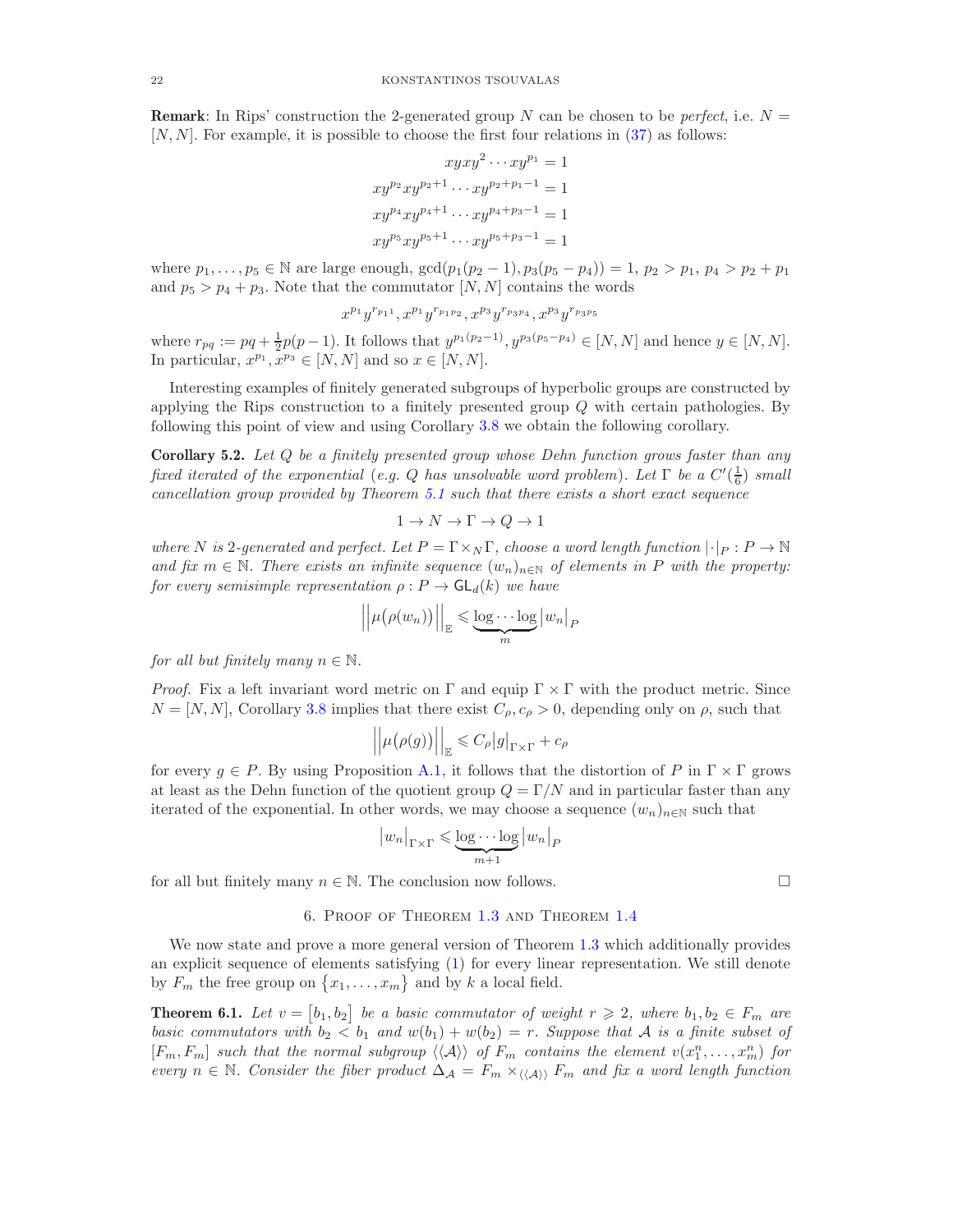**Remark**: In Rips' construction the 2-generated group $N$ can be chosen to be *perfect*, i.e. $N = [N, N]$. For example, it is possible to choose the first four relations in (37) as follows:

$$
\begin{aligned}
xyxy^2 \cdots xy^{p_1} &= 1 \\
xy^{p_2}xy^{p_2+1} \cdots xy^{p_2+p_1-1} &= 1 \\
xy^{p_4}xy^{p_4+1} \cdots xy^{p_4+p_3-1} &= 1 \\
xy^{p_5}xy^{p_5+1} \cdots xy^{p_5+p_3-1} &= 1
\end{aligned}
$$

where $p_1, \ldots, p_5 \in \mathbb{N}$ are large enough, $\gcd(p_1(p_2-1), p_3(p_5-p_4)) = 1$, $p_2 > p_1$, $p_4 > p_2 + p_1$ and $p_5 > p_4 + p_3$. Note that the commutator $[N, N]$ contains the words

$$x^{p_1}y^{r_{p_1 1}}, x^{p_1}y^{r_{p_1 p_2}}, x^{p_3}y^{r_{p_3 p_4}}, x^{p_3}y^{r_{p_3 p_5}}$$

where $r_{pq} := pq + \frac{1}{2}p(p-1)$. It follows that $y^{p_1(p_2-1)}, y^{p_3(p_5-p_4)} \in [N, N]$ and hence $y \in [N, N]$. In particular, $x^{p_1}, x^{p_3} \in [N, N]$ and so $x \in [N, N]$.

Interesting examples of finitely generated subgroups of hyperbolic groups are constructed by applying the Rips construction to a finitely presented group $Q$ with certain pathologies. By following this point of view and using Corollary 3.8 we obtain the following corollary.

**Corollary 5.2.** *Let $Q$ be a finitely presented group whose Dehn function grows faster than any fixed iterated of the exponential (e.g. $Q$ has unsolvable word problem). Let $\Gamma$ be a $C'(\frac{1}{6})$ small cancellation group provided by Theorem 5.1 such that there exists a short exact sequence*

$$1 \to N \to \Gamma \to Q \to 1$$

*where $N$ is 2-generated and perfect. Let $P = \Gamma \times_N \Gamma$, choose a word length function $|\cdot|_P : P \to \mathbb{N}$ and fix $m \in \mathbb{N}$. There exists an infinite sequence $(w_n)_{n\in\mathbb{N}}$ of elements in $P$ with the property: for every semisimple representation $\rho : P \to \mathsf{GL}_d(k)$ we have*

$$\Big|\Big|\mu\big(\rho(w_n)\big)\Big|\Big|_{\mathbb{E}} \leqslant \underbrace{\log \cdots \log}_{m} \big|w_n\big|_P$$

*for all but finitely many $n \in \mathbb{N}$.*

*Proof.* Fix a left invariant word metric on $\Gamma$ and equip $\Gamma \times \Gamma$ with the product metric. Since $N = [N, N]$, Corollary 3.8 implies that there exist $C_\rho, c_\rho > 0$, depending only on $\rho$, such that

$$\Big|\Big|\mu\big(\rho(g)\big)\Big|\Big|_{\mathbb{E}} \leqslant C_\rho \big|g\big|_{\Gamma\times\Gamma} + c_\rho$$

for every $g \in P$. By using Proposition A.1, it follows that the distortion of $P$ in $\Gamma \times \Gamma$ grows at least as the Dehn function of the quotient group $Q = \Gamma/N$ and in particular faster than any iterated of the exponential. In other words, we may choose a sequence $(w_n)_{n\in\mathbb{N}}$ such that

$$\big|w_n\big|_{\Gamma\times\Gamma} \leqslant \underbrace{\log \cdots \log}_{m+1} \big|w_n\big|_P$$

for all but finitely many $n \in \mathbb{N}$. The conclusion now follows. $\square$

## 6. Proof of Theorem 1.3 and Theorem 1.4

We now state and prove a more general version of Theorem 1.3 which additionally provides an explicit sequence of elements satisfying (1) for every linear representation. We still denote by $F_m$ the free group on $\{x_1, \ldots, x_m\}$ and by $k$ a local field.

**Theorem 6.1.** *Let $v = \big[b_1, b_2\big]$ be a basic commutator of weight $r \geqslant 2$, where $b_1, b_2 \in F_m$ are basic commutators with $b_2 < b_1$ and $w(b_1) + w(b_2) = r$. Suppose that $\mathcal{A}$ is a finite subset of $[F_m, F_m]$ such that the normal subgroup $\langle\langle \mathcal{A} \rangle\rangle$ of $F_m$ contains the element $v(x_1^n, \ldots, x_m^n)$ for every $n \in \mathbb{N}$. Consider the fiber product $\Delta_{\mathcal{A}} = F_m \times_{\langle\langle \mathcal{A} \rangle\rangle} F_m$ and fix a word length function*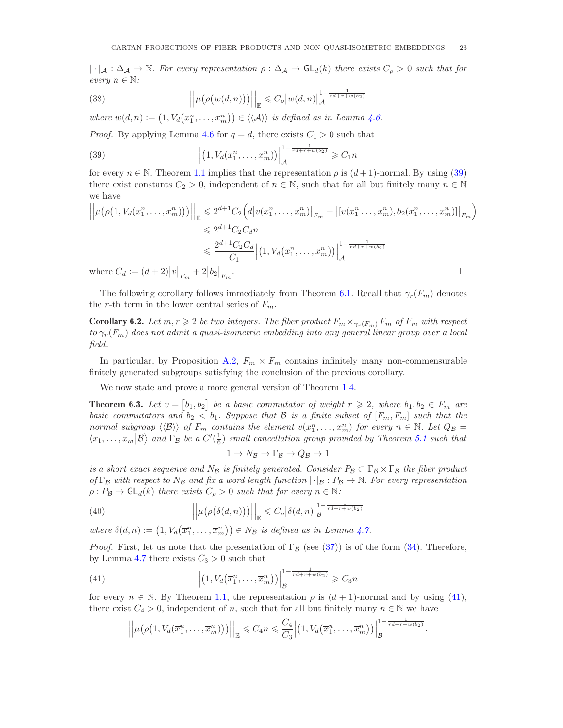$|\cdot|_{\mathcal{A}}:\Delta_{\mathcal{A}}\to\mathbb{N}$. *For every representation* $\rho:\Delta_{\mathcal{A}}\to\mathsf{GL}_d(k)$ *there exists* $C_\rho>0$ *such that for every* $n\in\mathbb{N}$*:*

$$\Big|\Big|\mu\big(\rho(w(d,n))\big)\Big|\Big|_{\mathbb{E}}\leqslant C_\rho\big|w(d,n)\big|_{\mathcal{A}}^{1-\frac{1}{rd+r+w(b_2)}} \tag{38}$$

*where* $w(d,n):=\big(1,V_d\big(x_1^n,\ldots,x_m^n\big)\big)\in\langle\langle\mathcal{A}\rangle\rangle$ *is defined as in Lemma 4.6.*

*Proof.* By applying Lemma 4.6 for $q=d$, there exists $C_1>0$ such that

$$\Big|\big(1,V_d\big(x_1^n,\ldots,x_m^n\big)\big)\Big|_{\mathcal{A}}^{1-\frac{1}{rd+r+w(b_2)}}\geqslant C_1 n \tag{39}$$

for every $n\in\mathbb{N}$. Theorem 1.1 implies that the representation $\rho$ is $(d+1)$-normal. By using (39) there exist constants $C_2>0$, independent of $n\in\mathbb{N}$, such that for all but finitely many $n\in\mathbb{N}$ we have

$$\begin{aligned}
\Big|\Big|\mu\big(\rho\big(1,V_d(x_1^n,\ldots,x_m^n)\big)\big)\Big|\Big|_{\mathbb{E}} &\leqslant 2^{d+1}C_2\Big(d\big|v(x_1^n,\ldots,x_m^n)\big|_{F_m}+\big|[v(x_1^n\ldots,x_m^n),b_2(x_1^n,\ldots,x_m^n)]\big|_{F_m}\Big)\\
&\leqslant 2^{d+1}C_2C_d n\\
&\leqslant \frac{2^{d+1}C_2C_d}{C_1}\Big|\big(1,V_d\big(x_1^n,\ldots,x_m^n\big)\big)\Big|_{\mathcal{A}}^{1-\frac{1}{rd+r+w(b_2)}}
\end{aligned}$$

where $C_d:=(d+2)\big|v\big|_{F_m}+2\big|b_2\big|_{F_m}$. $\square$

The following corollary follows immediately from Theorem 6.1. Recall that $\gamma_r(F_m)$ denotes the $r$-th term in the lower central series of $F_m$.

**Corollary 6.2.** *Let* $m,r\geqslant 2$ *be two integers. The fiber product* $F_m\times_{\gamma_r(F_m)}F_m$ *of* $F_m$ *with respect to* $\gamma_r(F_m)$ *does not admit a quasi-isometric embedding into any general linear group over a local field.*

In particular, by Proposition A.2, $F_m\times F_m$ contains infinitely many non-commensurable finitely generated subgroups satisfying the conclusion of the previous corollary.

We now state and prove a more general version of Theorem 1.4.

**Theorem 6.3.** *Let* $v=\big[b_1,b_2\big]$ *be a basic commutator of weight* $r\geqslant 2$*, where* $b_1,b_2\in F_m$ *are basic commutators and* $b_2<b_1$*. Suppose that* $\mathcal{B}$ *is a finite subset of* $[F_m,F_m]$ *such that the normal subgroup* $\langle\langle\mathcal{B}\rangle\rangle$ *of* $F_m$ *contains the element* $v(x_1^n,\ldots,x_m^n)$ *for every* $n\in\mathbb{N}$*. Let* $Q_{\mathcal{B}}=\langle x_1,\ldots,x_m\big|\mathcal{B}\rangle$ *and* $\Gamma_{\mathcal{B}}$ *be a* $C'(\frac{1}{6})$ *small cancellation group provided by Theorem 5.1 such that*

$$1\to N_{\mathcal{B}}\to\Gamma_{\mathcal{B}}\to Q_{\mathcal{B}}\to 1$$

*is a short exact sequence and* $N_{\mathcal{B}}$ *is finitely generated. Consider* $P_{\mathcal{B}}\subset\Gamma_{\mathcal{B}}\times\Gamma_{\mathcal{B}}$ *the fiber product of* $\Gamma_{\mathcal{B}}$ *with respect to* $N_{\mathcal{B}}$ *and fix a word length function* $|\cdot|_{\mathcal{B}}:P_{\mathcal{B}}\to\mathbb{N}$*. For every representation* $\rho:P_{\mathcal{B}}\to\mathsf{GL}_d(k)$ *there exists* $C_\rho>0$ *such that for every* $n\in\mathbb{N}$*:*

$$\Big|\Big|\mu\big(\rho\big(\delta(d,n)\big)\big)\Big|\Big|_{\mathbb{E}}\leqslant C_\rho\big|\delta(d,n)\big|_{\mathcal{B}}^{1-\frac{1}{rd+r+w(b_2)}} \tag{40}$$

*where* $\delta(d,n):=\big(1,V_d\big(\overline{x}_1^n,\ldots,\overline{x}_m^n\big)\big)\in N_{\mathcal{B}}$ *is defined as in Lemma 4.7.*

*Proof.* First, let us note that the presentation of $\Gamma_{\mathcal{B}}$ (see (37)) is of the form (34). Therefore, by Lemma 4.7 there exists $C_3>0$ such that

$$\Big|\big(1,V_d\big(\overline{x}_1^n,\ldots,\overline{x}_m^n\big)\big)\Big|_{\mathcal{B}}^{1-\frac{1}{rd+r+w(b_2)}}\geqslant C_3 n \tag{41}$$

for every $n\in\mathbb{N}$. By Theorem 1.1, the representation $\rho$ is $(d+1)$-normal and by using (41), there exist $C_4>0$, independent of $n$, such that for all but finitely many $n\in\mathbb{N}$ we have

$$\Big|\Big|\mu\big(\rho\big(1,V_d(\overline{x}_1^n,\ldots,\overline{x}_m^n)\big)\big)\Big|\Big|_{\mathbb{E}}\leqslant C_4 n\leqslant\frac{C_4}{C_3}\Big|\big(1,V_d\big(\overline{x}_1^n,\ldots,\overline{x}_m^n\big)\big)\Big|_{\mathcal{B}}^{1-\frac{1}{rd+r+w(b_2)}}.$$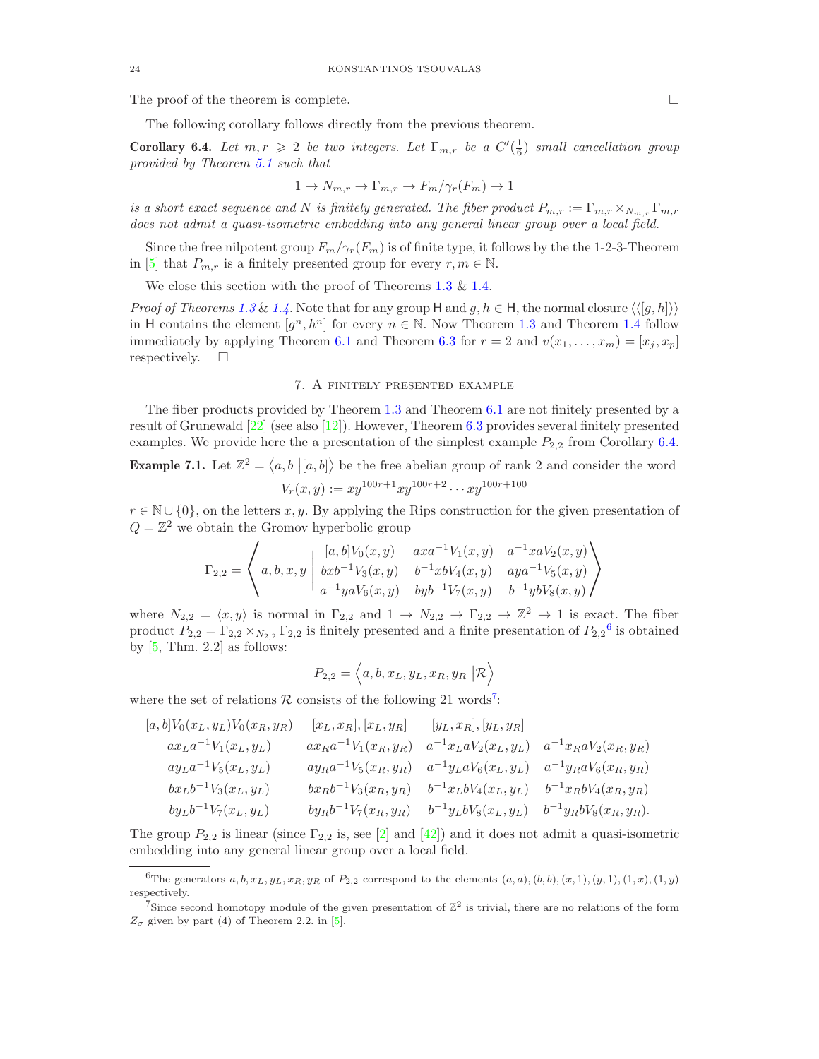The proof of the theorem is complete. □

The following corollary follows directly from the previous theorem.

**Corollary 6.4.** *Let $m, r \geqslant 2$ be two integers. Let $\Gamma_{m,r}$ be a $C'(\frac{1}{6})$ small cancellation group provided by Theorem 5.1 such that*

$$1 \to N_{m,r} \to \Gamma_{m,r} \to F_m/\gamma_r(F_m) \to 1$$

*is a short exact sequence and $N$ is finitely generated. The fiber product $P_{m,r} := \Gamma_{m,r} \times_{N_{m,r}} \Gamma_{m,r}$ does not admit a quasi-isometric embedding into any general linear group over a local field.*

Since the free nilpotent group $F_m/\gamma_r(F_m)$ is of finite type, it follows by the the 1-2-3-Theorem in [5] that $P_{m,r}$ is a finitely presented group for every $r, m \in \mathbb{N}$.

We close this section with the proof of Theorems 1.3 & 1.4.

*Proof of Theorems 1.3 & 1.4.* Note that for any group $\mathsf{H}$ and $g, h \in \mathsf{H}$, the normal closure $\langle\langle [g,h] \rangle\rangle$ in $\mathsf{H}$ contains the element $[g^n, h^n]$ for every $n \in \mathbb{N}$. Now Theorem 1.3 and Theorem 1.4 follow immediately by applying Theorem 6.1 and Theorem 6.3 for $r = 2$ and $v(x_1, \ldots, x_m) = [x_j, x_p]$ respectively. □

## 7. A finitely presented example

The fiber products provided by Theorem 1.3 and Theorem 6.1 are not finitely presented by a result of Grunewald [22] (see also [12]). However, Theorem 6.3 provides several finitely presented examples. We provide here the a presentation of the simplest example $P_{2,2}$ from Corollary 6.4.

**Example 7.1.** Let $\mathbb{Z}^2 = \langle a, b \,|[a,b]\rangle$ be the free abelian group of rank 2 and consider the word

$$V_r(x,y) := xy^{100r+1}xy^{100r+2} \cdots xy^{100r+100}$$

$r \in \mathbb{N} \cup \{0\}$, on the letters $x, y$. By applying the Rips construction for the given presentation of $Q = \mathbb{Z}^2$ we obtain the Gromov hyperbolic group

$$\Gamma_{2,2} = \left\langle a, b, x, y \;\middle|\; \begin{matrix} [a,b]V_0(x,y) & axa^{-1}V_1(x,y) & a^{-1}xaV_2(x,y) \\ bxb^{-1}V_3(x,y) & b^{-1}xbV_4(x,y) & aya^{-1}V_5(x,y) \\ a^{-1}yaV_6(x,y) & byb^{-1}V_7(x,y) & b^{-1}ybV_8(x,y) \end{matrix} \right\rangle$$

where $N_{2,2} = \langle x, y \rangle$ is normal in $\Gamma_{2,2}$ and $1 \to N_{2,2} \to \Gamma_{2,2} \to \mathbb{Z}^2 \to 1$ is exact. The fiber product $P_{2,2} = \Gamma_{2,2} \times_{N_{2,2}} \Gamma_{2,2}$ is finitely presented and a finite presentation of $P_{2,2}$[6] is obtained by [5, Thm. 2.2] as follows:

$$P_{2,2} = \left\langle a, b, x_L, y_L, x_R, y_R \,\middle|\mathcal{R}\right\rangle$$

where the set of relations $\mathcal{R}$ consists of the following 21 words[7]:

$$\begin{array}{llll}
[a,b]V_0(x_L,y_L)V_0(x_R,y_R) & [x_L,x_R],[x_L,y_R] & [y_L,x_R],[y_L,y_R] & \\
ax_La^{-1}V_1(x_L,y_L) & ax_Ra^{-1}V_1(x_R,y_R) & a^{-1}x_LaV_2(x_L,y_L) & a^{-1}x_RaV_2(x_R,y_R) \\
ay_La^{-1}V_5(x_L,y_L) & ay_Ra^{-1}V_5(x_R,y_R) & a^{-1}y_LaV_6(x_L,y_L) & a^{-1}y_RaV_6(x_R,y_R) \\
bx_Lb^{-1}V_3(x_L,y_L) & bx_Rb^{-1}V_3(x_R,y_R) & b^{-1}x_LbV_4(x_L,y_L) & b^{-1}x_RbV_4(x_R,y_R) \\
by_Lb^{-1}V_7(x_L,y_L) & by_Rb^{-1}V_7(x_R,y_R) & b^{-1}y_LbV_8(x_L,y_L) & b^{-1}y_RbV_8(x_R,y_R).
\end{array}$$

The group $P_{2,2}$ is linear (since $\Gamma_{2,2}$ is, see [2] and [42]) and it does not admit a quasi-isometric embedding into any general linear group over a local field.

[6] The generators $a, b, x_L, y_L, x_R, y_R$ of $P_{2,2}$ correspond to the elements $(a,a), (b,b), (x,1), (y,1), (1,x), (1,y)$ respectively.

[7] Since second homotopy module of the given presentation of $\mathbb{Z}^2$ is trivial, there are no relations of the form $Z_\sigma$ given by part (4) of Theorem 2.2. in [5].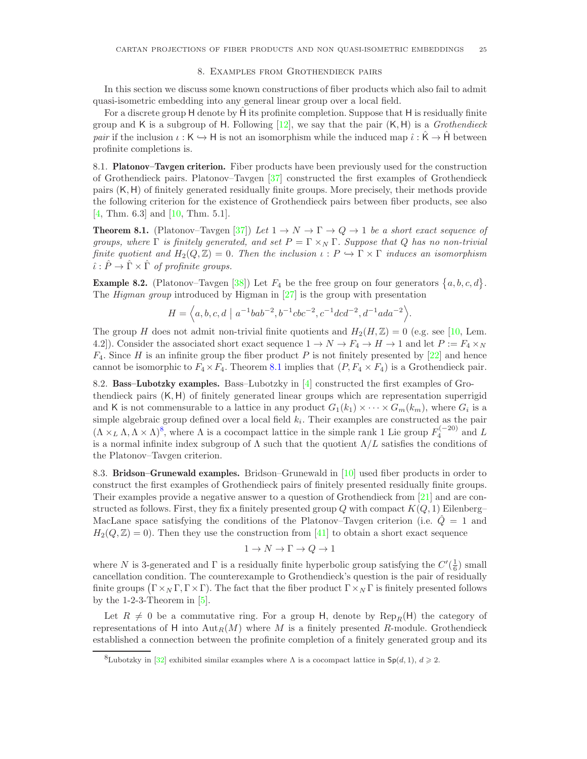## 8. Examples from Grothendieck pairs

In this section we discuss some known constructions of fiber products which also fail to admit quasi-isometric embedding into any general linear group over a local field.

For a discrete group $\mathsf{H}$ denote by $\hat{\mathsf{H}}$ its profinite completion. Suppose that $\mathsf{H}$ is residually finite group and $\mathsf{K}$ is a subgroup of $\mathsf{H}$. Following [12], we say that the pair $(\mathsf{K}, \mathsf{H})$ is a *Grothendieck pair* if the inclusion $\iota : \mathsf{K} \hookrightarrow \mathsf{H}$ is not an isomorphism while the induced map $\hat{\iota} : \hat{\mathsf{K}} \to \hat{\mathsf{H}}$ between profinite completions is.

### 8.1. Platonov–Tavgen criterion.

Fiber products have been previously used for the construction of Grothendieck pairs. Platonov–Tavgen [37] constructed the first examples of Grothendieck pairs $(\mathsf{K}, \mathsf{H})$ of finitely generated residually finite groups. More precisely, their methods provide the following criterion for the existence of Grothendieck pairs between fiber products, see also [4, Thm. 6.3] and [10, Thm. 5.1].

**Theorem 8.1.** (Platonov–Tavgen [37]) *Let $1 \to N \to \Gamma \to Q \to 1$ be a short exact sequence of groups, where $\Gamma$ is finitely generated, and set $P = \Gamma \times_N \Gamma$. Suppose that $Q$ has no non-trivial finite quotient and $H_2(Q, \mathbb{Z}) = 0$. Then the inclusion $\iota : P \hookrightarrow \Gamma \times \Gamma$ induces an isomorphism $\hat{\iota} : \hat{P} \to \hat{\Gamma} \times \hat{\Gamma}$ of profinite groups.*

**Example 8.2.** (Platonov–Tavgen [38]) Let $F_4$ be the free group on four generators $\{a, b, c, d\}$. The *Higman group* introduced by Higman in [27] is the group with presentation

$$H = \Big\langle a, b, c, d \;\big|\; a^{-1}bab^{-2}, b^{-1}cbc^{-2}, c^{-1}dcd^{-2}, d^{-1}ada^{-2} \Big\rangle.$$

The group $H$ does not admit non-trivial finite quotients and $H_2(H, \mathbb{Z}) = 0$ (e.g. see [10, Lem. 4.2]). Consider the associated short exact sequence $1 \to N \to F_4 \to H \to 1$ and let $P := F_4 \times_N F_4$. Since $H$ is an infinite group the fiber product $P$ is not finitely presented by [22] and hence cannot be isomorphic to $F_4 \times F_4$. Theorem 8.1 implies that $(P, F_4 \times F_4)$ is a Grothendieck pair.

### 8.2. Bass–Lubotzky examples.

Bass–Lubotzky in [4] constructed the first examples of Grothendieck pairs $(\mathsf{K}, \mathsf{H})$ of finitely generated linear groups which are representation superrigid and $\mathsf{K}$ is not commensurable to a lattice in any product $G_1(k_1) \times \cdots \times G_m(k_m)$, where $G_i$ is a simple algebraic group defined over a local field $k_i$. Their examples are constructed as the pair $(\Lambda \times_L \Lambda, \Lambda \times \Lambda)$[8], where $\Lambda$ is a cocompact lattice in the simple rank 1 Lie group $F_4^{(-20)}$ and $L$ is a normal infinite index subgroup of $\Lambda$ such that the quotient $\Lambda / L$ satisfies the conditions of the Platonov–Tavgen criterion.

### 8.3. Bridson–Grunewald examples.

Bridson–Grunewald in [10] used fiber products in order to construct the first examples of Grothendieck pairs of finitely presented residually finite groups. Their examples provide a negative answer to a question of Grothendieck from [21] and are constructed as follows. First, they fix a finitely presented group $Q$ with compact $K(Q, 1)$ Eilenberg–MacLane space satisfying the conditions of the Platonov–Tavgen criterion (i.e. $\hat{Q} = 1$ and $H_2(Q, \mathbb{Z}) = 0$). Then they use the construction from [41] to obtain a short exact sequence

$$1 \to N \to \Gamma \to Q \to 1$$

where $N$ is 3-generated and $\Gamma$ is a residually finite hyperbolic group satisfying the $C'(\frac{1}{6})$ small cancellation condition. The counterexample to Grothendieck's question is the pair of residually finite groups $(\Gamma \times_N \Gamma, \Gamma \times \Gamma)$. The fact that the fiber product $\Gamma \times_N \Gamma$ is finitely presented follows by the 1-2-3-Theorem in [5].

Let $R \neq 0$ be a commutative ring. For a group $\mathsf{H}$, denote by $\mathrm{Rep}_R(\mathsf{H})$ the category of representations of $\mathsf{H}$ into $\mathrm{Aut}_R(M)$ where $M$ is a finitely presented $R$-module. Grothendieck established a connection between the profinite completion of a finitely generated group and its

[8] Lubotzky in [32] exhibited similar examples where $\Lambda$ is a cocompact lattice in $\mathsf{Sp}(d, 1)$, $d \geqslant 2$.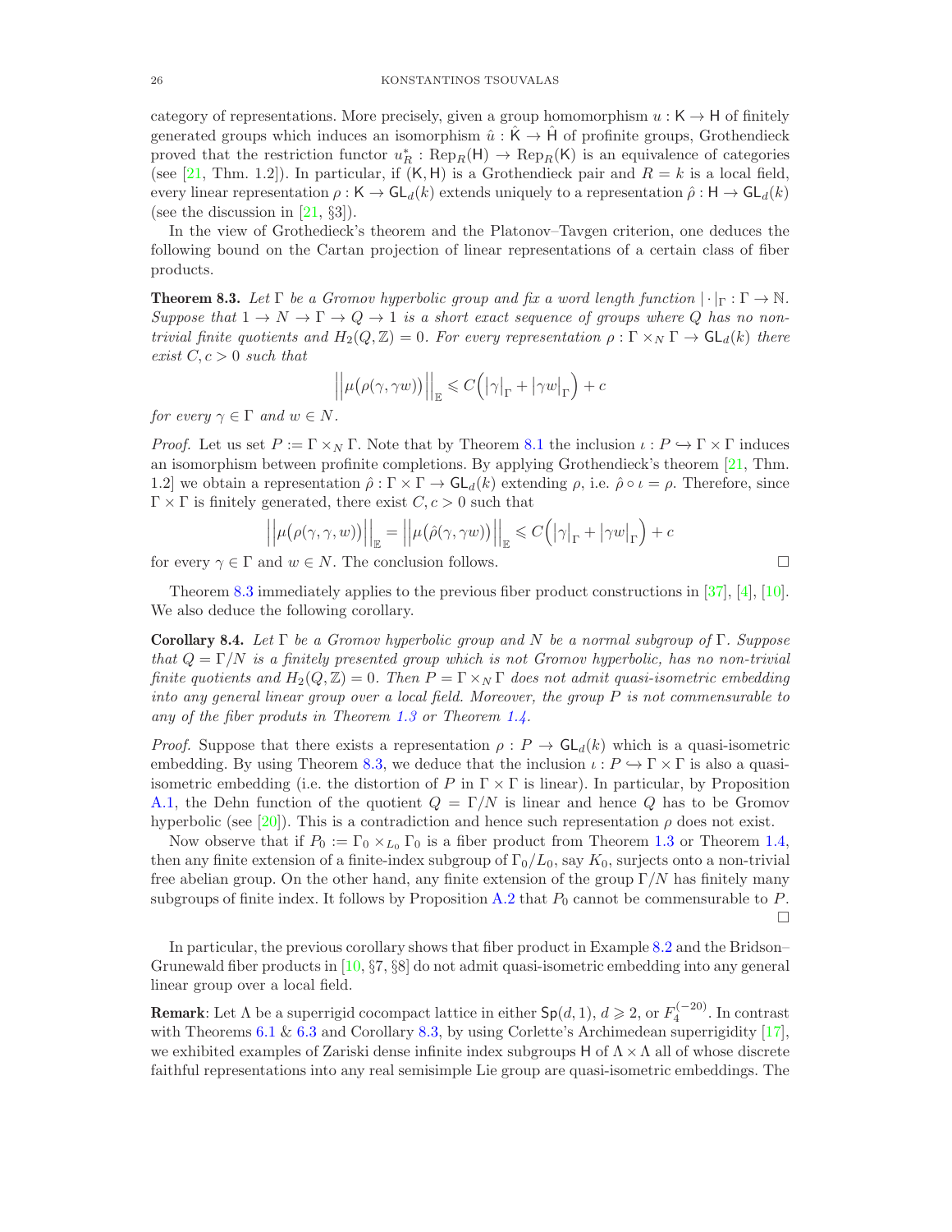category of representations. More precisely, given a group homomorphism $u : \mathsf{K} \to \mathsf{H}$ of finitely generated groups which induces an isomorphism $\hat{u} : \hat{\mathsf{K}} \to \hat{\mathsf{H}}$ of profinite groups, Grothendieck proved that the restriction functor $u_R^* : \mathrm{Rep}_R(\mathsf{H}) \to \mathrm{Rep}_R(\mathsf{K})$ is an equivalence of categories (see [21, Thm. 1.2]). In particular, if $(\mathsf{K}, \mathsf{H})$ is a Grothendieck pair and $R = k$ is a local field, every linear representation $\rho : \mathsf{K} \to \mathsf{GL}_d(k)$ extends uniquely to a representation $\hat{\rho} : \mathsf{H} \to \mathsf{GL}_d(k)$ (see the discussion in [21, §3]).

In the view of Grothedieck's theorem and the Platonov–Tavgen criterion, one deduces the following bound on the Cartan projection of linear representations of a certain class of fiber products.

**Theorem 8.3.** *Let $\Gamma$ be a Gromov hyperbolic group and fix a word length function $|\cdot|_\Gamma : \Gamma \to \mathbb{N}$. Suppose that $1 \to N \to \Gamma \to Q \to 1$ is a short exact sequence of groups where $Q$ has no non-trivial finite quotients and $H_2(Q, \mathbb{Z}) = 0$. For every representation $\rho : \Gamma \times_N \Gamma \to \mathsf{GL}_d(k)$ there exist $C, c > 0$ such that*

$$\Big|\Big|\mu\big(\rho(\gamma, \gamma w)\big)\Big|\Big|_{\mathbb{E}} \leqslant C\Big(|\gamma|_\Gamma + |\gamma w|_\Gamma\Big) + c$$

*for every $\gamma \in \Gamma$ and $w \in N$.*

*Proof.* Let us set $P := \Gamma \times_N \Gamma$. Note that by Theorem 8.1 the inclusion $\iota : P \hookrightarrow \Gamma \times \Gamma$ induces an isomorphism between profinite completions. By applying Grothendieck's theorem [21, Thm. 1.2] we obtain a representation $\hat{\rho} : \Gamma \times \Gamma \to \mathsf{GL}_d(k)$ extending $\rho$, i.e. $\hat{\rho} \circ \iota = \rho$. Therefore, since $\Gamma \times \Gamma$ is finitely generated, there exist $C, c > 0$ such that

$$\Big|\Big|\mu\big(\rho(\gamma, \gamma, w)\big)\Big|\Big|_{\mathbb{E}} = \Big|\Big|\mu\big(\hat{\rho}(\gamma, \gamma w)\big)\Big|\Big|_{\mathbb{E}} \leqslant C\Big(|\gamma|_\Gamma + |\gamma w|_\Gamma\Big) + c$$

for every $\gamma \in \Gamma$ and $w \in N$. The conclusion follows. $\square$

Theorem 8.3 immediately applies to the previous fiber product constructions in [37], [4], [10]. We also deduce the following corollary.

**Corollary 8.4.** *Let $\Gamma$ be a Gromov hyperbolic group and $N$ be a normal subgroup of $\Gamma$. Suppose that $Q = \Gamma/N$ is a finitely presented group which is not Gromov hyperbolic, has no non-trivial finite quotients and $H_2(Q, \mathbb{Z}) = 0$. Then $P = \Gamma \times_N \Gamma$ does not admit quasi-isometric embedding into any general linear group over a local field. Moreover, the group $P$ is not commensurable to any of the fiber produts in Theorem 1.3 or Theorem 1.4.*

*Proof.* Suppose that there exists a representation $\rho : P \to \mathsf{GL}_d(k)$ which is a quasi-isometric embedding. By using Theorem 8.3, we deduce that the inclusion $\iota : P \hookrightarrow \Gamma \times \Gamma$ is also a quasi-isometric embedding (i.e. the distortion of $P$ in $\Gamma \times \Gamma$ is linear). In particular, by Proposition A.1, the Dehn function of the quotient $Q = \Gamma/N$ is linear and hence $Q$ has to be Gromov hyperbolic (see [20]). This is a contradiction and hence such representation $\rho$ does not exist.

Now observe that if $P_0 := \Gamma_0 \times_{L_0} \Gamma_0$ is a fiber product from Theorem 1.3 or Theorem 1.4, then any finite extension of a finite-index subgroup of $\Gamma_0/L_0$, say $K_0$, surjects onto a non-trivial free abelian group. On the other hand, any finite extension of the group $\Gamma/N$ has finitely many subgroups of finite index. It follows by Proposition A.2 that $P_0$ cannot be commensurable to $P$. $\square$

In particular, the previous corollary shows that fiber product in Example 8.2 and the Bridson–Grunewald fiber products in [10, §7, §8] do not admit quasi-isometric embedding into any general linear group over a local field.

**Remark**: Let $\Lambda$ be a superrigid cocompact lattice in either $\mathsf{Sp}(d,1)$, $d \geqslant 2$, or $F_4^{(-20)}$. In contrast with Theorems 6.1 & 6.3 and Corollary 8.3, by using Corlette's Archimedean superrigidity [17], we exhibited examples of Zariski dense infinite index subgroups $\mathsf{H}$ of $\Lambda \times \Lambda$ all of whose discrete faithful representations into any real semisimple Lie group are quasi-isometric embeddings. The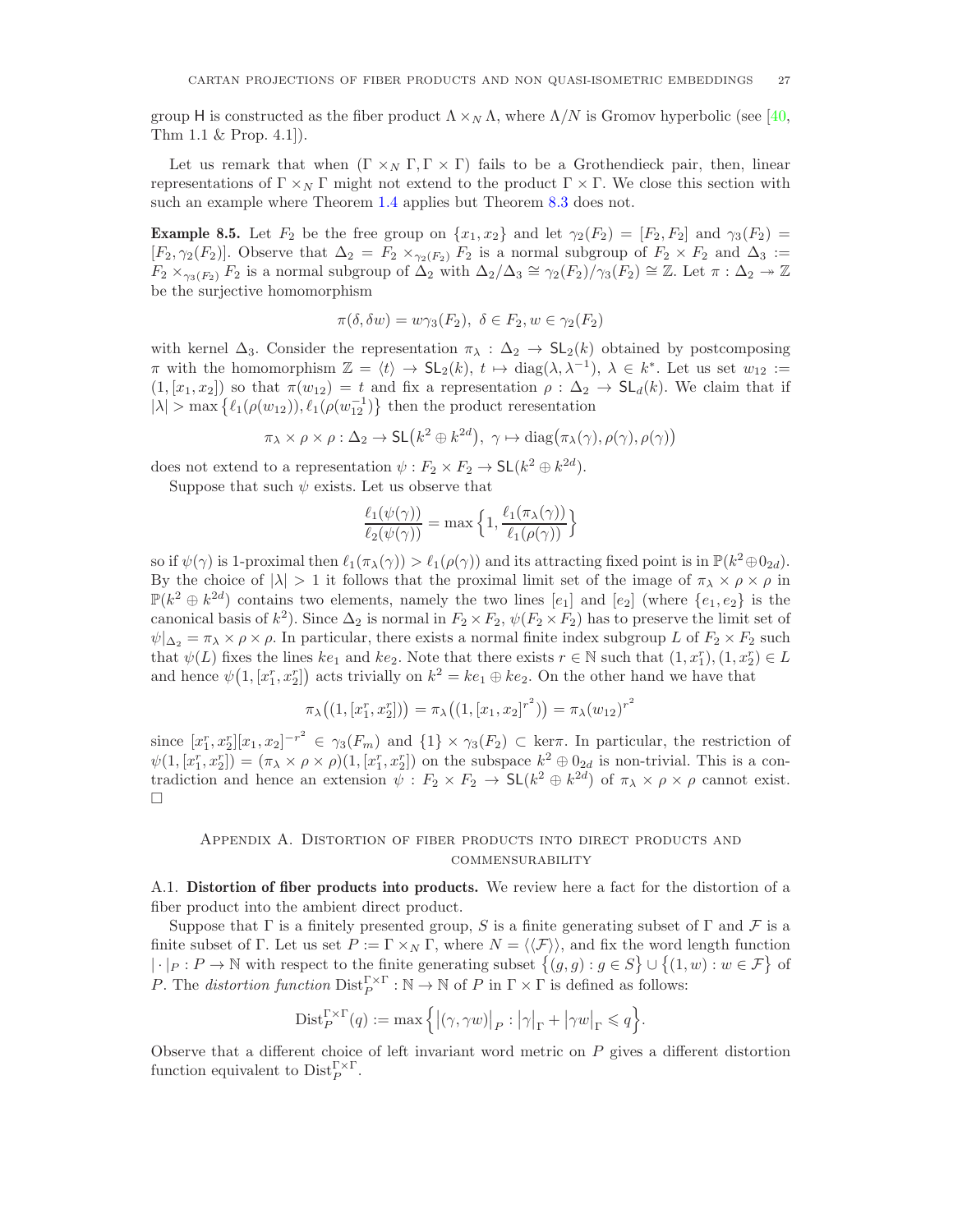group $\mathsf{H}$ is constructed as the fiber product $\Lambda \times_N \Lambda$, where $\Lambda/N$ is Gromov hyperbolic (see [40, Thm 1.1 & Prop. 4.1]).

Let us remark that when $(\Gamma \times_N \Gamma, \Gamma \times \Gamma)$ fails to be a Grothendieck pair, then, linear representations of $\Gamma \times_N \Gamma$ might not extend to the product $\Gamma \times \Gamma$. We close this section with such an example where Theorem 1.4 applies but Theorem 8.3 does not.

**Example 8.5.** Let $F_2$ be the free group on $\{x_1, x_2\}$ and let $\gamma_2(F_2) = [F_2, F_2]$ and $\gamma_3(F_2) = [F_2, \gamma_2(F_2)]$. Observe that $\Delta_2 = F_2 \times_{\gamma_2(F_2)} F_2$ is a normal subgroup of $F_2 \times F_2$ and $\Delta_3 := F_2 \times_{\gamma_3(F_2)} F_2$ is a normal subgroup of $\Delta_2$ with $\Delta_2/\Delta_3 \cong \gamma_2(F_2)/\gamma_3(F_2) \cong \mathbb{Z}$. Let $\pi : \Delta_2 \twoheadrightarrow \mathbb{Z}$ be the surjective homomorphism

$$\pi(\delta, \delta w) = w\gamma_3(F_2), \ \delta \in F_2, w \in \gamma_2(F_2)$$

with kernel $\Delta_3$. Consider the representation $\pi_\lambda : \Delta_2 \to \mathsf{SL}_2(k)$ obtained by postcomposing $\pi$ with the homomorphism $\mathbb{Z} = \langle t \rangle \to \mathsf{SL}_2(k)$, $t \mapsto \mathrm{diag}(\lambda, \lambda^{-1})$, $\lambda \in k^*$. Let us set $w_{12} := (1, [x_1, x_2])$ so that $\pi(w_{12}) = t$ and fix a representation $\rho : \Delta_2 \to \mathsf{SL}_d(k)$. We claim that if $|\lambda| > \max\big\{\ell_1(\rho(w_{12})), \ell_1(\rho(w_{12}^{-1})\big\}$ then the product reresentation

$$\pi_\lambda \times \rho \times \rho : \Delta_2 \to \mathsf{SL}\big(k^2 \oplus k^{2d}\big), \ \gamma \mapsto \mathrm{diag}\big(\pi_\lambda(\gamma), \rho(\gamma), \rho(\gamma)\big)$$

does not extend to a representation $\psi : F_2 \times F_2 \to \mathsf{SL}(k^2 \oplus k^{2d})$.

Suppose that such $\psi$ exists. Let us observe that

$$\frac{\ell_1(\psi(\gamma))}{\ell_2(\psi(\gamma))} = \max\Big\{1, \frac{\ell_1(\pi_\lambda(\gamma))}{\ell_1(\rho(\gamma))}\Big\}$$

so if $\psi(\gamma)$ is 1-proximal then $\ell_1(\pi_\lambda(\gamma)) > \ell_1(\rho(\gamma))$ and its attracting fixed point is in $\mathbb{P}(k^2 \oplus 0_{2d})$. By the choice of $|\lambda| > 1$ it follows that the proximal limit set of the image of $\pi_\lambda \times \rho \times \rho$ in $\mathbb{P}(k^2 \oplus k^{2d})$ contains two elements, namely the two lines $[e_1]$ and $[e_2]$ (where $\{e_1, e_2\}$ is the canonical basis of $k^2$). Since $\Delta_2$ is normal in $F_2 \times F_2$, $\psi(F_2 \times F_2)$ has to preserve the limit set of $\psi|_{\Delta_2} = \pi_\lambda \times \rho \times \rho$. In particular, there exists a normal finite index subgroup $L$ of $F_2 \times F_2$ such that $\psi(L)$ fixes the lines $ke_1$ and $ke_2$. Note that there exists $r \in \mathbb{N}$ such that $(1, x_1^r), (1, x_2^r) \in L$ and hence $\psi\big(1, [x_1^r, x_2^r]\big)$ acts trivially on $k^2 = ke_1 \oplus ke_2$. On the other hand we have that

$$\pi_\lambda\big((1, [x_1^r, x_2^r])\big) = \pi_\lambda\big((1, [x_1, x_2]^{r^2})\big) = \pi_\lambda(w_{12})^{r^2}$$

since $[x_1^r, x_2^r][x_1, x_2]^{-r^2} \in \gamma_3(F_m)$ and $\{1\} \times \gamma_3(F_2) \subset \ker\pi$. In particular, the restriction of $\psi(1, [x_1^r, x_2^r]) = (\pi_\lambda \times \rho \times \rho)(1, [x_1^r, x_2^r])$ on the subspace $k^2 \oplus 0_{2d}$ is non-trivial. This is a contradiction and hence an extension $\psi : F_2 \times F_2 \to \mathsf{SL}(k^2 \oplus k^{2d})$ of $\pi_\lambda \times \rho \times \rho$ cannot exist. $\square$

## Appendix A. Distortion of fiber products into direct products and commensurability

**A.1. Distortion of fiber products into products.** We review here a fact for the distortion of a fiber product into the ambient direct product.

Suppose that $\Gamma$ is a finitely presented group, $S$ is a finite generating subset of $\Gamma$ and $\mathcal{F}$ is a finite subset of $\Gamma$. Let us set $P := \Gamma \times_N \Gamma$, where $N = \langle\langle \mathcal{F} \rangle\rangle$, and fix the word length function $|\cdot|_P : P \to \mathbb{N}$ with respect to the finite generating subset $\big\{(g, g) : g \in S\big\} \cup \big\{(1, w) : w \in \mathcal{F}\big\}$ of $P$. The *distortion function* $\mathrm{Dist}_P^{\Gamma \times \Gamma} : \mathbb{N} \to \mathbb{N}$ of $P$ in $\Gamma \times \Gamma$ is defined as follows:

$$\mathrm{Dist}_P^{\Gamma \times \Gamma}(q) := \max\Big\{\big|(\gamma, \gamma w)\big|_P : \big|\gamma\big|_\Gamma + \big|\gamma w\big|_\Gamma \leqslant q\Big\}.$$

Observe that a different choice of left invariant word metric on $P$ gives a different distortion function equivalent to $\mathrm{Dist}_P^{\Gamma \times \Gamma}$.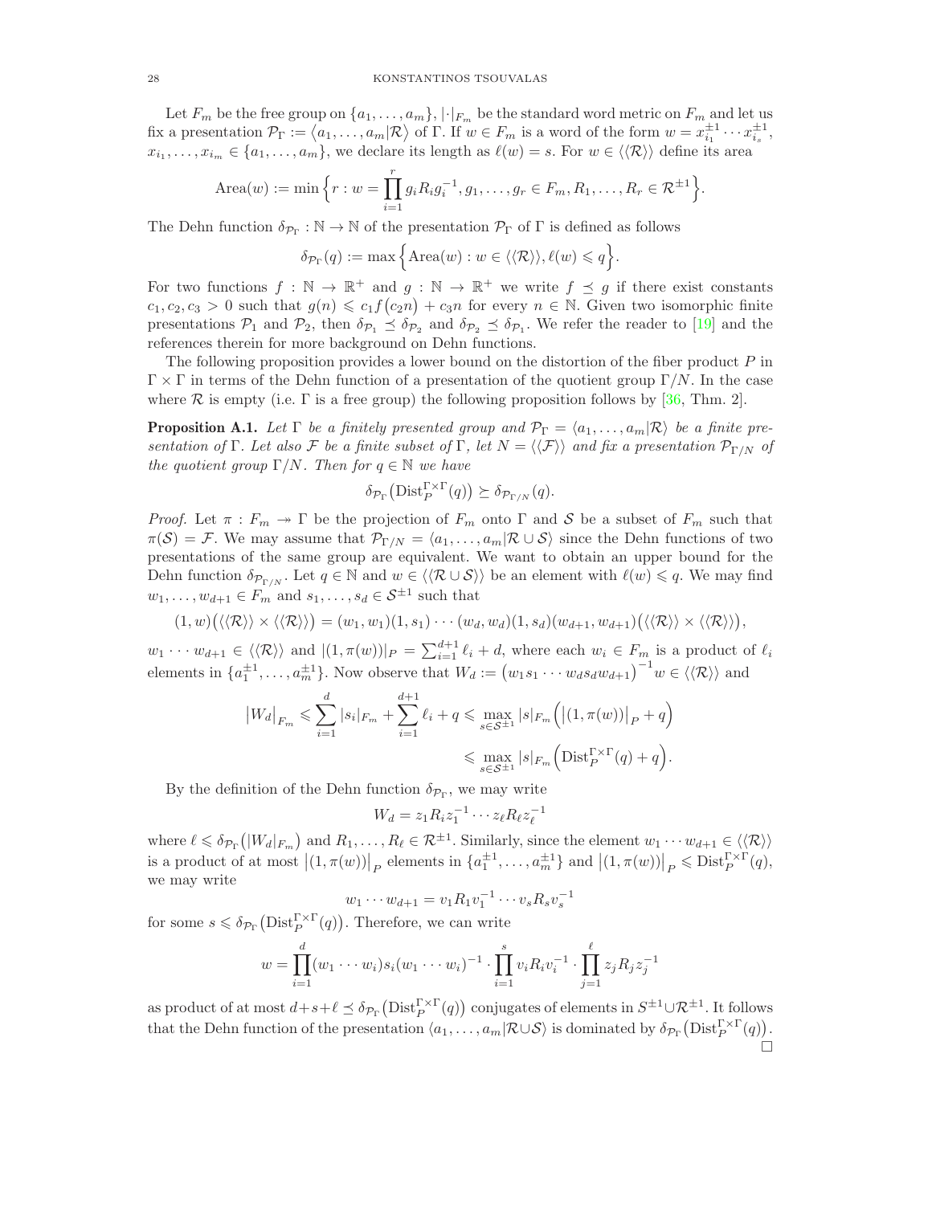Let $F_m$ be the free group on $\{a_1,\ldots,a_m\}$, $|\cdot|_{F_m}$ be the standard word metric on $F_m$ and let us fix a presentation $\mathcal{P}_\Gamma := \langle a_1,\ldots,a_m|\mathcal{R}\rangle$ of $\Gamma$. If $w\in F_m$ is a word of the form $w = x_{i_1}^{\pm 1}\cdots x_{i_s}^{\pm 1}$, $x_{i_1},\ldots,x_{i_m}\in\{a_1,\ldots,a_m\}$, we declare its length as $\ell(w)=s$. For $w\in\langle\langle\mathcal{R}\rangle\rangle$ define its area

$$\mathrm{Area}(w) := \min\Big\{r : w = \prod_{i=1}^{r} g_i R_i g_i^{-1}, g_1,\ldots,g_r\in F_m, R_1,\ldots,R_r\in\mathcal{R}^{\pm 1}\Big\}.$$

The Dehn function $\delta_{\mathcal{P}_\Gamma}:\mathbb{N}\to\mathbb{N}$ of the presentation $\mathcal{P}_\Gamma$ of $\Gamma$ is defined as follows

$$\delta_{\mathcal{P}_\Gamma}(q) := \max\Big\{\mathrm{Area}(w) : w\in\langle\langle\mathcal{R}\rangle\rangle, \ell(w)\leqslant q\Big\}.$$

For two functions $f:\mathbb{N}\to\mathbb{R}^+$ and $g:\mathbb{N}\to\mathbb{R}^+$ we write $f\preceq g$ if there exist constants $c_1,c_2,c_3>0$ such that $g(n)\leqslant c_1 f(c_2 n)+c_3 n$ for every $n\in\mathbb{N}$. Given two isomorphic finite presentations $\mathcal{P}_1$ and $\mathcal{P}_2$, then $\delta_{\mathcal{P}_1}\preceq\delta_{\mathcal{P}_2}$ and $\delta_{\mathcal{P}_2}\preceq\delta_{\mathcal{P}_1}$. We refer the reader to [19] and the references therein for more background on Dehn functions.

The following proposition provides a lower bound on the distortion of the fiber product $P$ in $\Gamma\times\Gamma$ in terms of the Dehn function of a presentation of the quotient group $\Gamma/N$. In the case where $\mathcal{R}$ is empty (i.e. $\Gamma$ is a free group) the following proposition follows by [36, Thm. 2].

**Proposition A.1.** *Let $\Gamma$ be a finitely presented group and $\mathcal{P}_\Gamma = \langle a_1,\ldots,a_m|\mathcal{R}\rangle$ be a finite presentation of $\Gamma$. Let also $\mathcal{F}$ be a finite subset of $\Gamma$, let $N=\langle\langle\mathcal{F}\rangle\rangle$ and fix a presentation $\mathcal{P}_{\Gamma/N}$ of the quotient group $\Gamma/N$. Then for $q\in\mathbb{N}$ we have*

$$\delta_{\mathcal{P}_\Gamma}\big(\mathrm{Dist}_P^{\Gamma\times\Gamma}(q)\big)\succeq\delta_{\mathcal{P}_{\Gamma/N}}(q).$$

*Proof.* Let $\pi:F_m\twoheadrightarrow\Gamma$ be the projection of $F_m$ onto $\Gamma$ and $\mathcal{S}$ be a subset of $F_m$ such that $\pi(\mathcal{S})=\mathcal{F}$. We may assume that $\mathcal{P}_{\Gamma/N}=\langle a_1,\ldots,a_m|\mathcal{R}\cup\mathcal{S}\rangle$ since the Dehn functions of two presentations of the same group are equivalent. We want to obtain an upper bound for the Dehn function $\delta_{\mathcal{P}_{\Gamma/N}}$. Let $q\in\mathbb{N}$ and $w\in\langle\langle\mathcal{R}\cup\mathcal{S}\rangle\rangle$ be an element with $\ell(w)\leqslant q$. We may find $w_1,\ldots,w_{d+1}\in F_m$ and $s_1,\ldots,s_d\in\mathcal{S}^{\pm 1}$ such that

$$(1,w)\big(\langle\langle\mathcal{R}\rangle\rangle\times\langle\langle\mathcal{R}\rangle\rangle\big) = (w_1,w_1)(1,s_1)\cdots(w_d,w_d)(1,s_d)(w_{d+1},w_{d+1})\big(\langle\langle\mathcal{R}\rangle\rangle\times\langle\langle\mathcal{R}\rangle\rangle\big),$$

$w_1\cdots w_{d+1}\in\langle\langle\mathcal{R}\rangle\rangle$ and $|(1,\pi(w))|_P=\sum_{i=1}^{d+1}\ell_i+d$, where each $w_i\in F_m$ is a product of $\ell_i$ elements in $\{a_1^{\pm 1},\ldots,a_m^{\pm 1}\}$. Now observe that $W_d:=\big(w_1s_1\cdots w_ds_dw_{d+1}\big)^{-1}w\in\langle\langle\mathcal{R}\rangle\rangle$ and

$$\begin{aligned}\big|W_d\big|_{F_m} &\leqslant \sum_{i=1}^{d}|s_i|_{F_m}+\sum_{i=1}^{d+1}\ell_i+q\leqslant\max_{s\in\mathcal{S}^{\pm 1}}|s|_{F_m}\Big(\big|(1,\pi(w))\big|_P+q\Big)\\ &\leqslant\max_{s\in\mathcal{S}^{\pm 1}}|s|_{F_m}\Big(\mathrm{Dist}_P^{\Gamma\times\Gamma}(q)+q\Big).\end{aligned}$$

By the definition of the Dehn function $\delta_{\mathcal{P}_\Gamma}$, we may write

$$W_d = z_1R_iz_1^{-1}\cdots z_\ell R_\ell z_\ell^{-1}$$

where $\ell\leqslant\delta_{\mathcal{P}_\Gamma}\big(|W_d|_{F_m}\big)$ and $R_1,\ldots,R_\ell\in\mathcal{R}^{\pm 1}$. Similarly, since the element $w_1\cdots w_{d+1}\in\langle\langle\mathcal{R}\rangle\rangle$ is a product of at most $\big|(1,\pi(w))\big|_P$ elements in $\{a_1^{\pm 1},\ldots,a_m^{\pm 1}\}$ and $\big|(1,\pi(w))\big|_P\leqslant\mathrm{Dist}_P^{\Gamma\times\Gamma}(q)$, we may write

$$w_1\cdots w_{d+1} = v_1R_1v_1^{-1}\cdots v_sR_sv_s^{-1}$$

for some $s\leqslant\delta_{\mathcal{P}_\Gamma}\big(\mathrm{Dist}_P^{\Gamma\times\Gamma}(q)\big)$. Therefore, we can write

$$w=\prod_{i=1}^{d}(w_1\cdots w_i)s_i(w_1\cdots w_i)^{-1}\cdot\prod_{i=1}^{s}v_iR_iv_i^{-1}\cdot\prod_{j=1}^{\ell}z_jR_jz_j^{-1}$$

as product of at most $d+s+\ell\preceq\delta_{\mathcal{P}_\Gamma}\big(\mathrm{Dist}_P^{\Gamma\times\Gamma}(q)\big)$ conjugates of elements in $S^{\pm 1}\cup\mathcal{R}^{\pm 1}$. It follows that the Dehn function of the presentation $\langle a_1,\ldots,a_m|\mathcal{R}\cup\mathcal{S}\rangle$ is dominated by $\delta_{\mathcal{P}_\Gamma}\big(\mathrm{Dist}_P^{\Gamma\times\Gamma}(q)\big)$. $\square$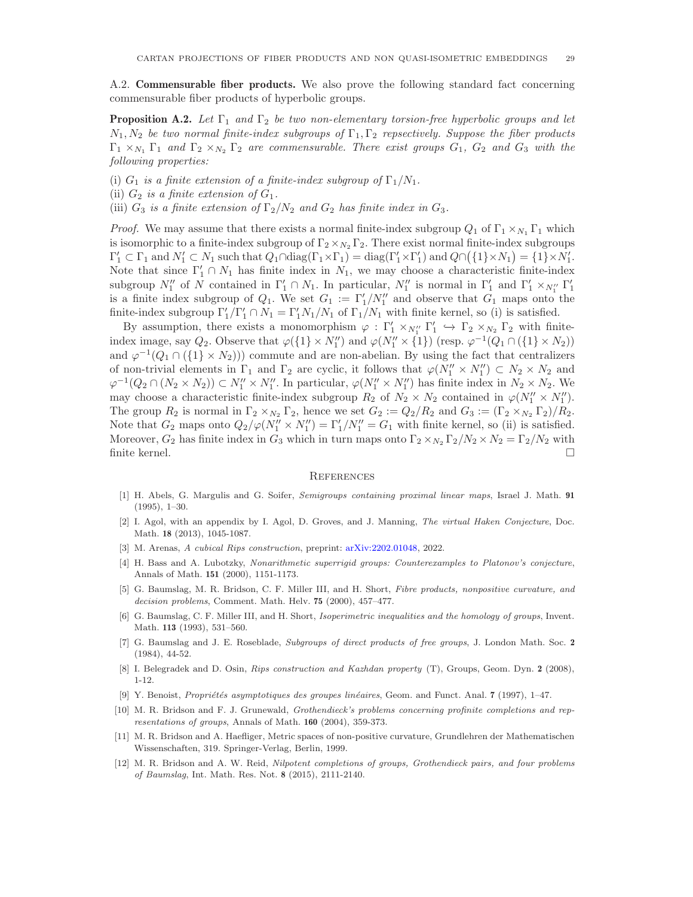A.2. **Commensurable fiber products.** We also prove the following standard fact concerning commensurable fiber products of hyperbolic groups.

**Proposition A.2.** *Let $\Gamma_1$ and $\Gamma_2$ be two non-elementary torsion-free hyperbolic groups and let $N_1, N_2$ be two normal finite-index subgroups of $\Gamma_1, \Gamma_2$ repsectively. Suppose the fiber products $\Gamma_1 \times_{N_1} \Gamma_1$ and $\Gamma_2 \times_{N_2} \Gamma_2$ are commensurable. There exist groups $G_1$, $G_2$ and $G_3$ with the following properties:*

(i) *$G_1$ is a finite extension of a finite-index subgroup of $\Gamma_1/N_1$.*
(ii) *$G_2$ is a finite extension of $G_1$.*
(iii) *$G_3$ is a finite extension of $\Gamma_2/N_2$ and $G_2$ has finite index in $G_3$.*

*Proof.* We may assume that there exists a normal finite-index subgroup $Q_1$ of $\Gamma_1 \times_{N_1} \Gamma_1$ which is isomorphic to a finite-index subgroup of $\Gamma_2 \times_{N_2} \Gamma_2$. There exist normal finite-index subgroups $\Gamma_1' \subset \Gamma_1$ and $N_1' \subset N_1$ such that $Q_1 \cap \mathrm{diag}(\Gamma_1 \times \Gamma_1) = \mathrm{diag}(\Gamma_1' \times \Gamma_1')$ and $Q \cap \big(\{1\} \times N_1\big) = \{1\} \times N_1'$. Note that since $\Gamma_1' \cap N_1$ has finite index in $N_1$, we may choose a characteristic finite-index subgroup $N_1''$ of $N$ contained in $\Gamma_1' \cap N_1$. In particular, $N_1''$ is normal in $\Gamma_1'$ and $\Gamma_1' \times_{N_1''} \Gamma_1'$ is a finite index subgroup of $Q_1$. We set $G_1 := \Gamma_1'/N_1''$ and observe that $G_1$ maps onto the finite-index subgroup $\Gamma_1'/\Gamma_1' \cap N_1 = \Gamma_1' N_1/N_1$ of $\Gamma_1/N_1$ with finite kernel, so (i) is satisfied.

By assumption, there exists a monomorphism $\varphi : \Gamma_1' \times_{N_1''} \Gamma_1' \hookrightarrow \Gamma_2 \times_{N_2} \Gamma_2$ with finite-index image, say $Q_2$. Observe that $\varphi(\{1\} \times N_1'')$ and $\varphi(N_1'' \times \{1\})$ (resp. $\varphi^{-1}(Q_1 \cap (\{1\} \times N_2))$ and $\varphi^{-1}(Q_1 \cap (\{1\} \times N_2)))$ commute and are non-abelian. By using the fact that centralizers of non-trivial elements in $\Gamma_1$ and $\Gamma_2$ are cyclic, it follows that $\varphi(N_1'' \times N_1'') \subset N_2 \times N_2$ and $\varphi^{-1}(Q_2 \cap (N_2 \times N_2)) \subset N_1'' \times N_1''$. In particular, $\varphi(N_1'' \times N_1'')$ has finite index in $N_2 \times N_2$. We may choose a characteristic finite-index subgroup $R_2$ of $N_2 \times N_2$ contained in $\varphi(N_1'' \times N_1'')$. The group $R_2$ is normal in $\Gamma_2 \times_{N_2} \Gamma_2$, hence we set $G_2 := Q_2/R_2$ and $G_3 := (\Gamma_2 \times_{N_2} \Gamma_2)/R_2$. Note that $G_2$ maps onto $Q_2/\varphi(N_1'' \times N_1'') = \Gamma_1'/N_1'' = G_1$ with finite kernel, so (ii) is satisfied. Moreover, $G_2$ has finite index in $G_3$ which in turn maps onto $\Gamma_2 \times_{N_2} \Gamma_2/N_2 \times N_2 = \Gamma_2/N_2$ with finite kernel. □

## References

[1] H. Abels, G. Margulis and G. Soifer, *Semigroups containing proximal linear maps*, Israel J. Math. **91** (1995), 1–30.

[2] I. Agol, with an appendix by I. Agol, D. Groves, and J. Manning, *The virtual Haken Conjecture*, Doc. Math. **18** (2013), 1045-1087.

[3] M. Arenas, *A cubical Rips construction*, preprint: arXiv:2202.01048, 2022.

[4] H. Bass and A. Lubotzky, *Nonarithmetic superrigid groups: Counterexamples to Platonov's conjecture*, Annals of Math. **151** (2000), 1151-1173.

[5] G. Baumslag, M. R. Bridson, C. F. Miller III, and H. Short, *Fibre products, nonpositive curvature, and decision problems*, Comment. Math. Helv. **75** (2000), 457–477.

[6] G. Baumslag, C. F. Miller III, and H. Short, *Isoperimetric inequalities and the homology of groups*, Invent. Math. **113** (1993), 531–560.

[7] G. Baumslag and J. E. Roseblade, *Subgroups of direct products of free groups*, J. London Math. Soc. **2** (1984), 44-52.

[8] I. Belegradek and D. Osin, *Rips construction and Kazhdan property* (T), Groups, Geom. Dyn. **2** (2008), 1-12.

[9] Y. Benoist, *Propriétés asymptotiques des groupes linéaires*, Geom. and Funct. Anal. **7** (1997), 1–47.

[10] M. R. Bridson and F. J. Grunewald, *Grothendieck's problems concerning profinite completions and representations of groups*, Annals of Math. **160** (2004), 359-373.

[11] M. R. Bridson and A. Haefliger, Metric spaces of non-positive curvature, Grundlehren der Mathematischen Wissenschaften, 319. Springer-Verlag, Berlin, 1999.

[12] M. R. Bridson and A. W. Reid, *Nilpotent completions of groups, Grothendieck pairs, and four problems of Baumslag*, Int. Math. Res. Not. **8** (2015), 2111-2140.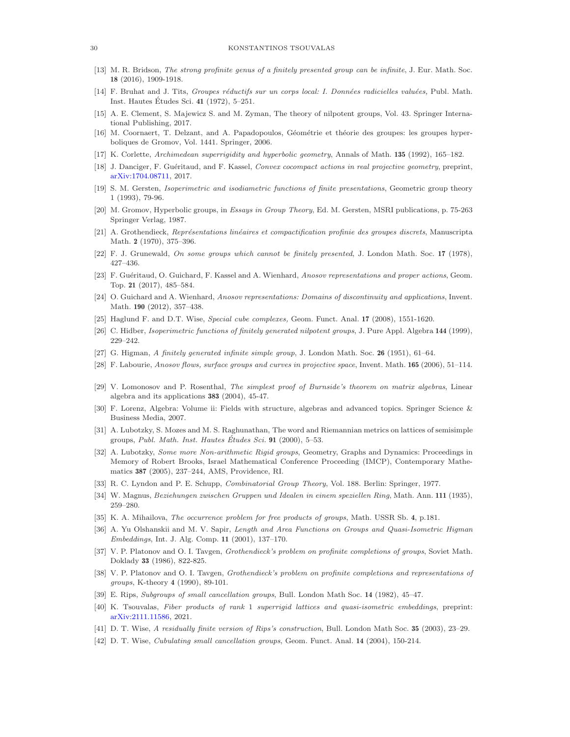[13] M. R. Bridson, *The strong profinite genus of a finitely presented group can be infinite*, J. Eur. Math. Soc. **18** (2016), 1909-1918.

[14] F. Bruhat and J. Tits, *Groupes réductifs sur un corps local: I. Données radicielles valuées*, Publ. Math. Inst. Hautes Études Sci. **41** (1972), 5–251.

[15] A. E. Clement, S. Majewicz S. and M. Zyman, The theory of nilpotent groups, Vol. 43. Springer International Publishing, 2017.

[16] M. Coornaert, T. Delzant, and A. Papadopoulos, Géométrie et théorie des groupes: les groupes hyperboliques de Gromov, Vol. 1441. Springer, 2006.

[17] K. Corlette, *Archimedean superrigidity and hyperbolic geometry*, Annals of Math. **135** (1992), 165–182.

[18] J. Danciger, F. Guéritaud, and F. Kassel, *Convex cocompact actions in real projective geometry*, preprint, arXiv:1704.08711, 2017.

[19] S. M. Gersten, *Isoperimetric and isodiametric functions of finite presentations*, Geometric group theory 1 (1993), 79-96.

[20] M. Gromov, Hyperbolic groups, in *Essays in Group Theory*, Ed. M. Gersten, MSRI publications, p. 75-263 Springer Verlag, 1987.

[21] A. Grothendieck, *Représentations linéaires et compactification profinie des groupes discrets*, Manuscripta Math. **2** (1970), 375–396.

[22] F. J. Grunewald, *On some groups which cannot be finitely presented*, J. London Math. Soc. **17** (1978), 427–436.

[23] F. Guéritaud, O. Guichard, F. Kassel and A. Wienhard, *Anosov representations and proper actions*, Geom. Top. **21** (2017), 485–584.

[24] O. Guichard and A. Wienhard, *Anosov representations: Domains of discontinuity and applications*, Invent. Math. **190** (2012), 357–438.

[25] Haglund F. and D.T. Wise, *Special cube complexes,* Geom. Funct. Anal. **17** (2008), 1551-1620.

[26] C. Hidber, *Isoperimetric functions of finitely generated nilpotent groups*, J. Pure Appl. Algebra **144** (1999), 229–242.

[27] G. Higman, *A finitely generated infinite simple group*, J. London Math. Soc. **26** (1951), 61–64.

[28] F. Labourie, *Anosov flows, surface groups and curves in projective space*, Invent. Math. **165** (2006), 51–114.

[29] V. Lomonosov and P. Rosenthal, *The simplest proof of Burnside's theorem on matrix algebras*, Linear algebra and its applications **383** (2004), 45-47.

[30] F. Lorenz, Algebra: Volume ii: Fields with structure, algebras and advanced topics. Springer Science & Business Media, 2007.

[31] A. Lubotzky, S. Mozes and M. S. Raghunathan, The word and Riemannian metrics on lattices of semisimple groups, *Publ. Math. Inst. Hautes Études Sci.* **91** (2000), 5–53.

[32] A. Lubotzky, *Some more Non-arithmetic Rigid groups*, Geometry, Graphs and Dynamics: Proceedings in Memory of Robert Brooks, Israel Mathematical Conference Proceeding (IMCP), Contemporary Mathematics **387** (2005), 237–244, AMS, Providence, RI.

[33] R. C. Lyndon and P. E. Schupp, *Combinatorial Group Theory*, Vol. 188. Berlin: Springer, 1977.

[34] W. Magnus, *Beziehungen zwischen Gruppen und Idealen in einem speziellen Ring*, Math. Ann. **111** (1935), 259–280.

[35] K. A. Mihailova, *The occurrence problem for free products of groups*, Math. USSR Sb. **4**, p.181.

[36] A. Yu Olshanskii and M. V. Sapir, *Length and Area Functions on Groups and Quasi-Isometric Higman Embeddings*, Int. J. Alg. Comp. **11** (2001), 137–170.

[37] V. P. Platonov and O. I. Tavgen, *Grothendieck's problem on profinite completions of groups*, Soviet Math. Doklady **33** (1986), 822-825.

[38] V. P. Platonov and O. I. Tavgen, *Grothendieck's problem on profinite completions and representations of groups*, K-theory **4** (1990), 89-101.

[39] E. Rips, *Subgroups of small cancellation groups*, Bull. London Math Soc. **14** (1982), 45–47.

[40] K. Tsouvalas, *Fiber products of rank 1 superrigid lattices and quasi-isometric embeddings*, preprint: arXiv:2111.11586, 2021.

[41] D. T. Wise, *A residually finite version of Rips's construction*, Bull. London Math Soc. **35** (2003), 23–29.

[42] D. T. Wise, *Cubulating small cancellation groups*, Geom. Funct. Anal. **14** (2004), 150-214.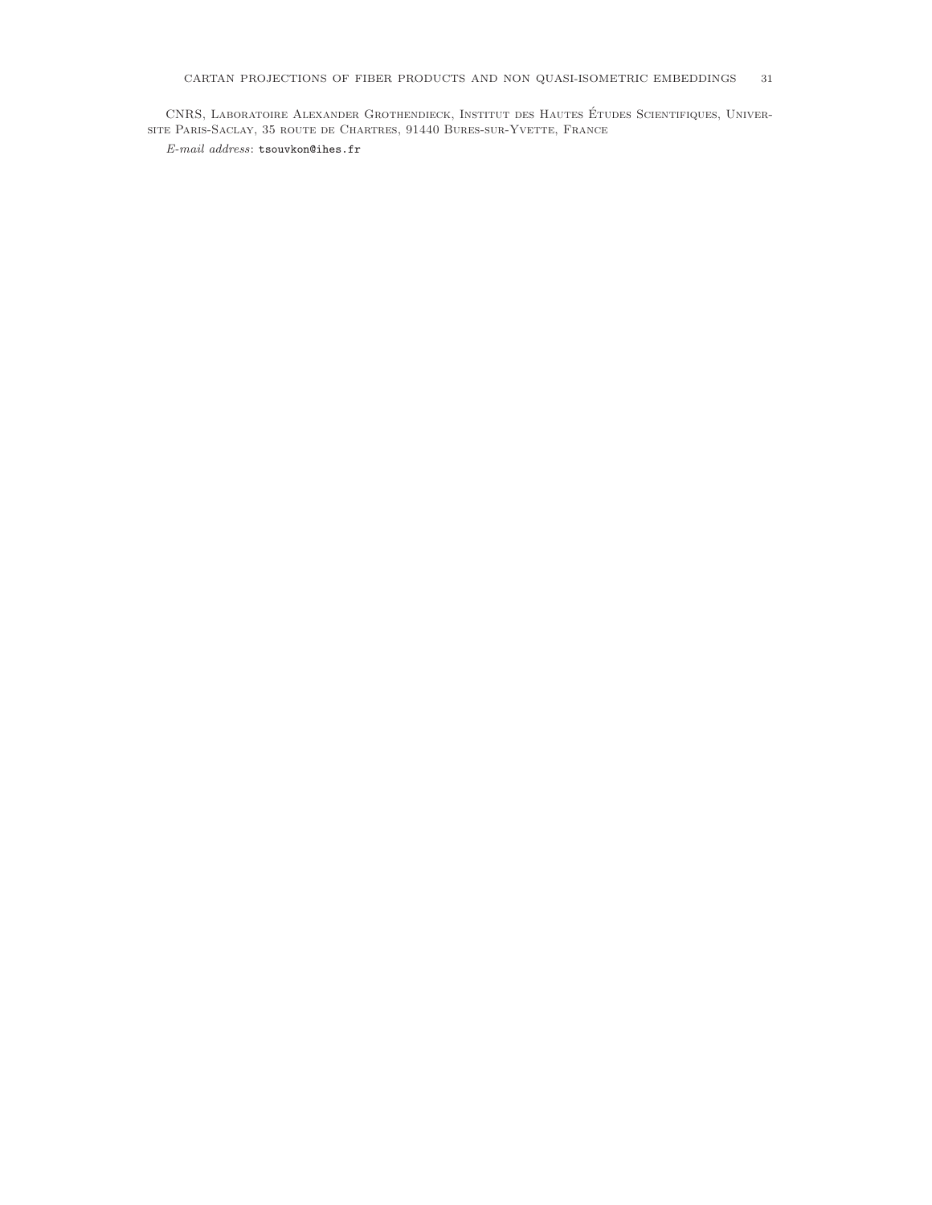CNRS, Laboratoire Alexander Grothendieck, Institut des Hautes Études Scientifiques, Université Paris-Saclay, 35 route de Chartres, 91440 Bures-sur-Yvette, France

*E-mail address*: `tsouvkon@ihes.fr`